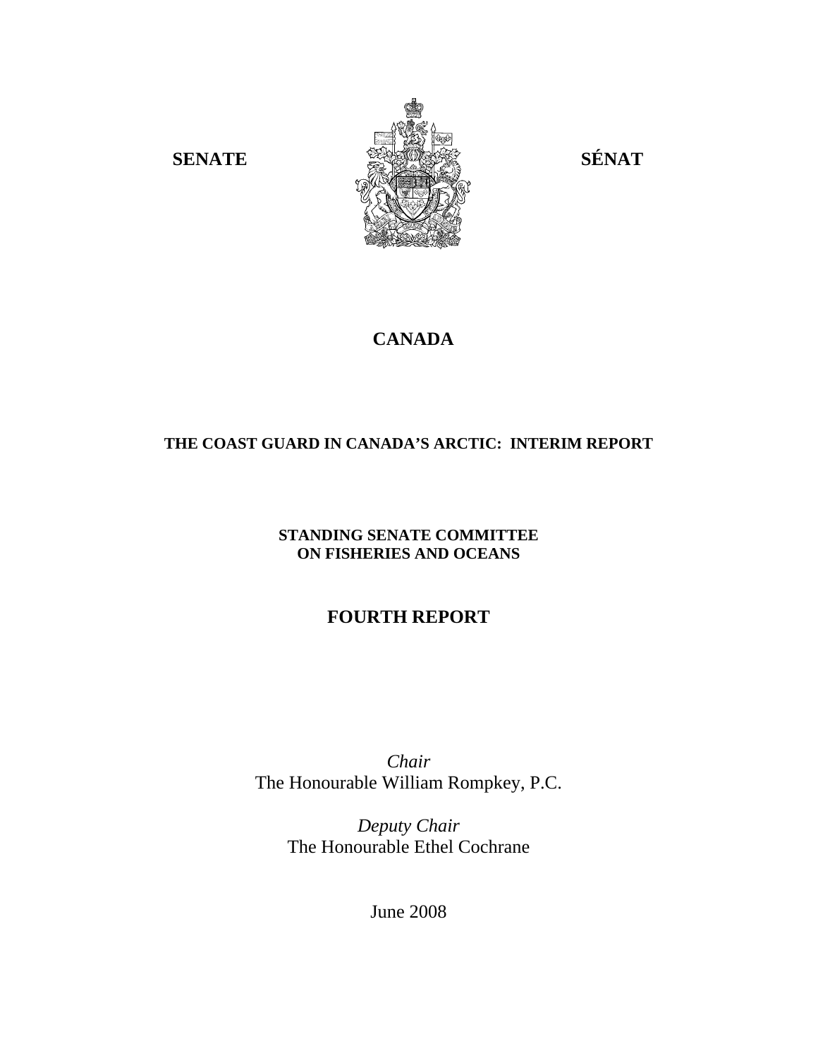**SENATE** **SÉNAT**

# CANADA

## THE COAST GUARD IN CANADA'S ARCTIC: INTERIM REPORT

**STANDING SENATE COMMITTEE ON FISHERIES AND OCEANS**

## FOURTH REPORT

*Chair*
The Honourable William Rompkey, P.C.

*Deputy Chair*
The Honourable Ethel Cochrane

June 2008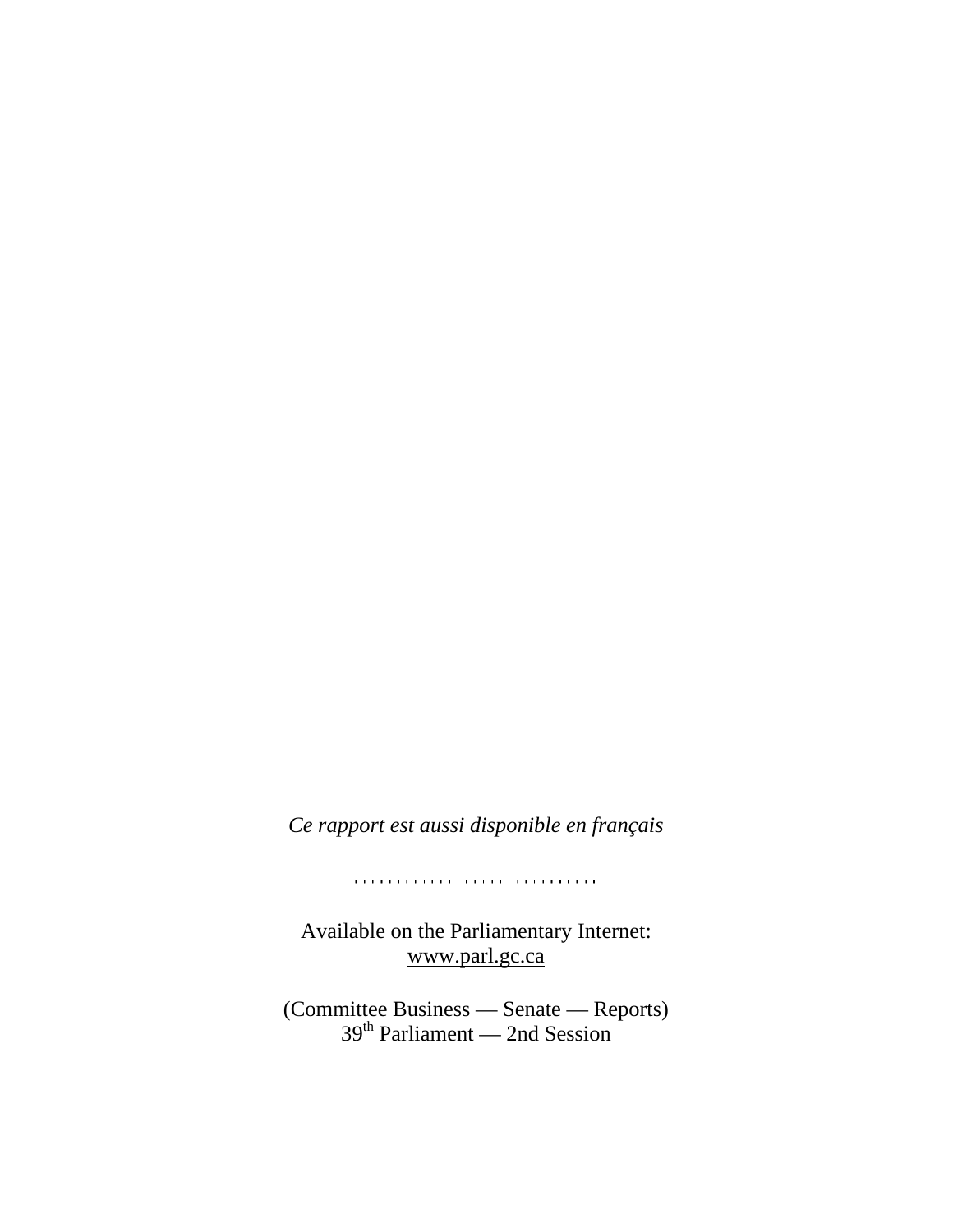*Ce rapport est aussi disponible en français*

. . . . . . . . . . . . . . . . . . . . . . . . . . . . .

Available on the Parliamentary Internet:
www.parl.gc.ca

(Committee Business — Senate — Reports)
39th Parliament — 2nd Session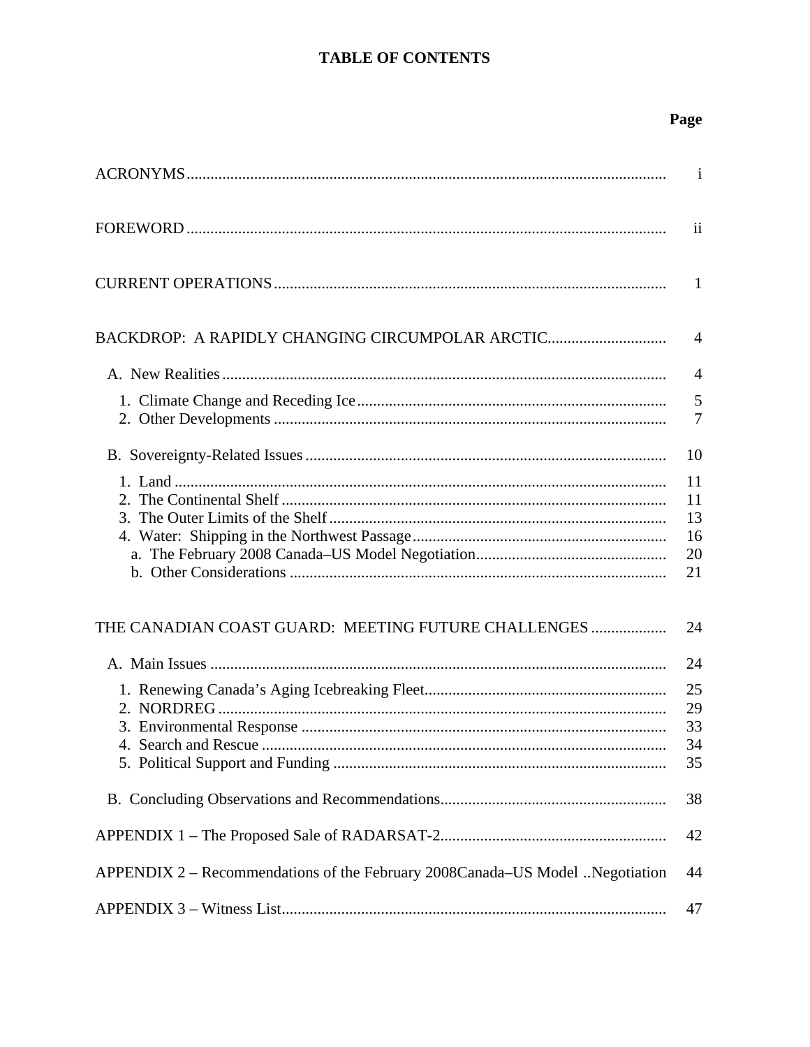# TABLE OF CONTENTS

| | Page |
|---|---|
| ACRONYMS | i |
| FOREWORD | ii |
| CURRENT OPERATIONS | 1 |
| BACKDROP: A RAPIDLY CHANGING CIRCUMPOLAR ARCTIC | 4 |
| A. New Realities | 4 |
| 1. Climate Change and Receding Ice | 5 |
| 2. Other Developments | 7 |
| B. Sovereignty-Related Issues | 10 |
| 1. Land | 11 |
| 2. The Continental Shelf | 11 |
| 3. The Outer Limits of the Shelf | 13 |
| 4. Water: Shipping in the Northwest Passage | 16 |
| a. The February 2008 Canada–US Model Negotiation | 20 |
| b. Other Considerations | 21 |
| THE CANADIAN COAST GUARD: MEETING FUTURE CHALLENGES | 24 |
| A. Main Issues | 24 |
| 1. Renewing Canada's Aging Icebreaking Fleet | 25 |
| 2. NORDREG | 29 |
| 3. Environmental Response | 33 |
| 4. Search and Rescue | 34 |
| 5. Political Support and Funding | 35 |
| B. Concluding Observations and Recommendations | 38 |
| APPENDIX 1 – The Proposed Sale of RADARSAT-2 | 42 |
| APPENDIX 2 – Recommendations of the February 2008Canada–US Model ..Negotiation | 44 |
| APPENDIX 3 – Witness List | 47 |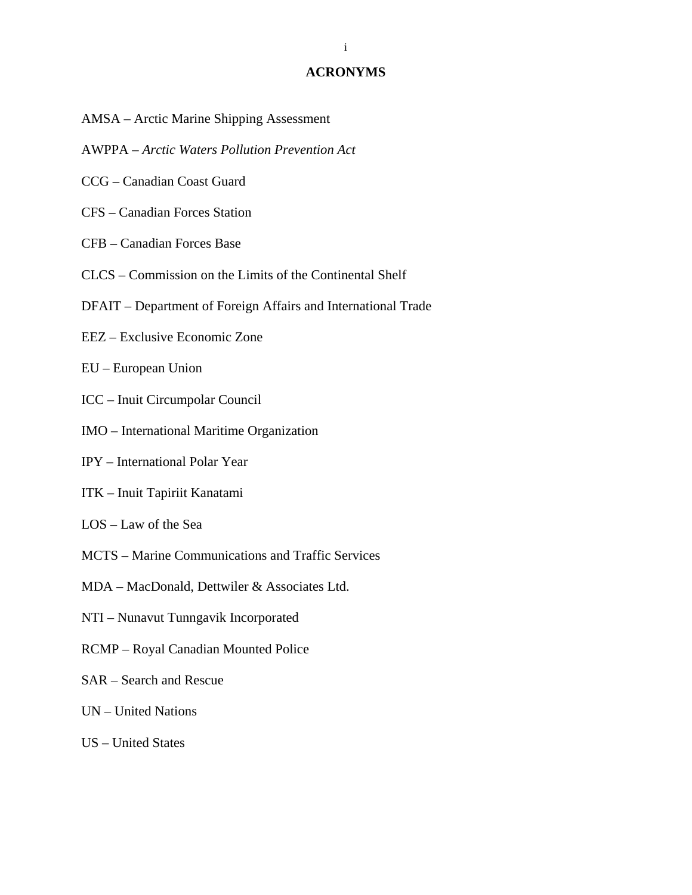# ACRONYMS

AMSA – Arctic Marine Shipping Assessment

AWPPA – *Arctic Waters Pollution Prevention Act*

CCG – Canadian Coast Guard

CFS – Canadian Forces Station

CFB – Canadian Forces Base

CLCS – Commission on the Limits of the Continental Shelf

DFAIT – Department of Foreign Affairs and International Trade

EEZ – Exclusive Economic Zone

EU – European Union

ICC – Inuit Circumpolar Council

IMO – International Maritime Organization

IPY – International Polar Year

ITK – Inuit Tapiriit Kanatami

LOS – Law of the Sea

MCTS – Marine Communications and Traffic Services

MDA – MacDonald, Dettwiler & Associates Ltd.

NTI – Nunavut Tunngavik Incorporated

RCMP – Royal Canadian Mounted Police

SAR – Search and Rescue

UN – United Nations

US – United States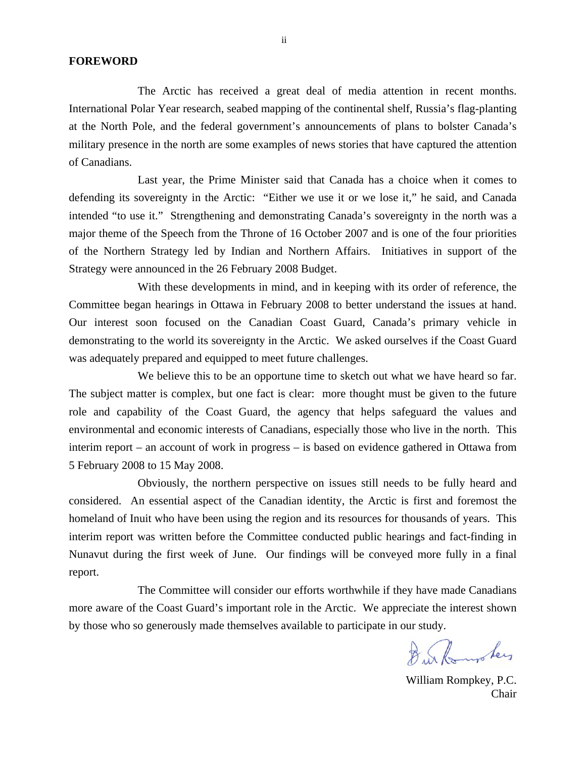## FOREWORD

The Arctic has received a great deal of media attention in recent months. International Polar Year research, seabed mapping of the continental shelf, Russia's flag-planting at the North Pole, and the federal government's announcements of plans to bolster Canada's military presence in the north are some examples of news stories that have captured the attention of Canadians.

Last year, the Prime Minister said that Canada has a choice when it comes to defending its sovereignty in the Arctic: "Either we use it or we lose it," he said, and Canada intended "to use it." Strengthening and demonstrating Canada's sovereignty in the north was a major theme of the Speech from the Throne of 16 October 2007 and is one of the four priorities of the Northern Strategy led by Indian and Northern Affairs. Initiatives in support of the Strategy were announced in the 26 February 2008 Budget.

With these developments in mind, and in keeping with its order of reference, the Committee began hearings in Ottawa in February 2008 to better understand the issues at hand. Our interest soon focused on the Canadian Coast Guard, Canada's primary vehicle in demonstrating to the world its sovereignty in the Arctic. We asked ourselves if the Coast Guard was adequately prepared and equipped to meet future challenges.

We believe this to be an opportune time to sketch out what we have heard so far. The subject matter is complex, but one fact is clear: more thought must be given to the future role and capability of the Coast Guard, the agency that helps safeguard the values and environmental and economic interests of Canadians, especially those who live in the north. This interim report – an account of work in progress – is based on evidence gathered in Ottawa from 5 February 2008 to 15 May 2008.

Obviously, the northern perspective on issues still needs to be fully heard and considered. An essential aspect of the Canadian identity, the Arctic is first and foremost the homeland of Inuit who have been using the region and its resources for thousands of years. This interim report was written before the Committee conducted public hearings and fact-finding in Nunavut during the first week of June. Our findings will be conveyed more fully in a final report.

The Committee will consider our efforts worthwhile if they have made Canadians more aware of the Coast Guard's important role in the Arctic. We appreciate the interest shown by those who so generously made themselves available to participate in our study.

William Rompkey, P.C.
Chair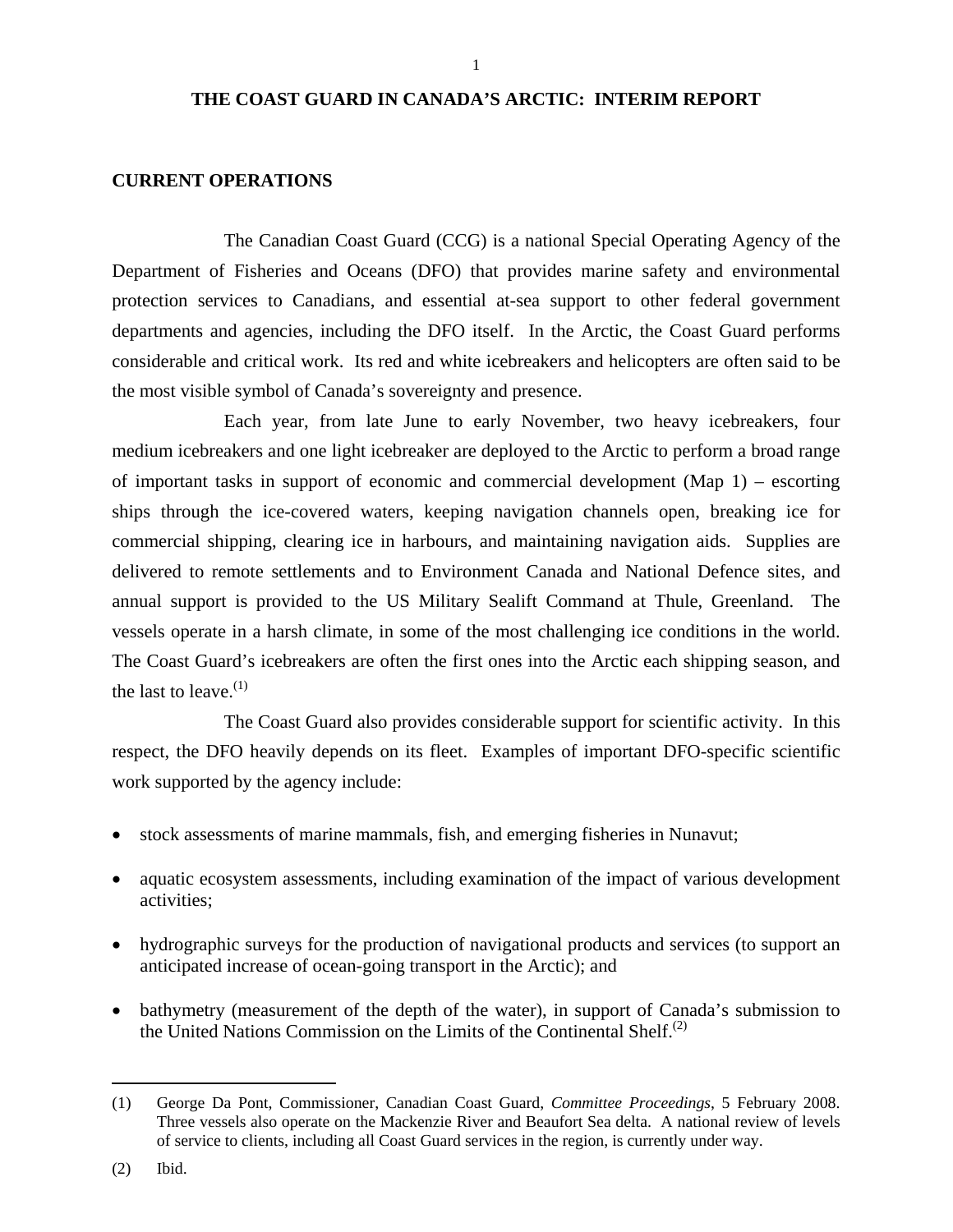# THE COAST GUARD IN CANADA'S ARCTIC: INTERIM REPORT

## CURRENT OPERATIONS

The Canadian Coast Guard (CCG) is a national Special Operating Agency of the Department of Fisheries and Oceans (DFO) that provides marine safety and environmental protection services to Canadians, and essential at-sea support to other federal government departments and agencies, including the DFO itself. In the Arctic, the Coast Guard performs considerable and critical work. Its red and white icebreakers and helicopters are often said to be the most visible symbol of Canada's sovereignty and presence.

Each year, from late June to early November, two heavy icebreakers, four medium icebreakers and one light icebreaker are deployed to the Arctic to perform a broad range of important tasks in support of economic and commercial development (Map 1) – escorting ships through the ice-covered waters, keeping navigation channels open, breaking ice for commercial shipping, clearing ice in harbours, and maintaining navigation aids. Supplies are delivered to remote settlements and to Environment Canada and National Defence sites, and annual support is provided to the US Military Sealift Command at Thule, Greenland. The vessels operate in a harsh climate, in some of the most challenging ice conditions in the world. The Coast Guard's icebreakers are often the first ones into the Arctic each shipping season, and the last to leave.(1)

The Coast Guard also provides considerable support for scientific activity. In this respect, the DFO heavily depends on its fleet. Examples of important DFO-specific scientific work supported by the agency include:

- stock assessments of marine mammals, fish, and emerging fisheries in Nunavut;
- aquatic ecosystem assessments, including examination of the impact of various development activities;
- hydrographic surveys for the production of navigational products and services (to support an anticipated increase of ocean-going transport in the Arctic); and
- bathymetry (measurement of the depth of the water), in support of Canada's submission to the United Nations Commission on the Limits of the Continental Shelf.(2)

---

(1) George Da Pont, Commissioner, Canadian Coast Guard, *Committee Proceedings*, 5 February 2008. Three vessels also operate on the Mackenzie River and Beaufort Sea delta. A national review of levels of service to clients, including all Coast Guard services in the region, is currently under way.

(2) Ibid.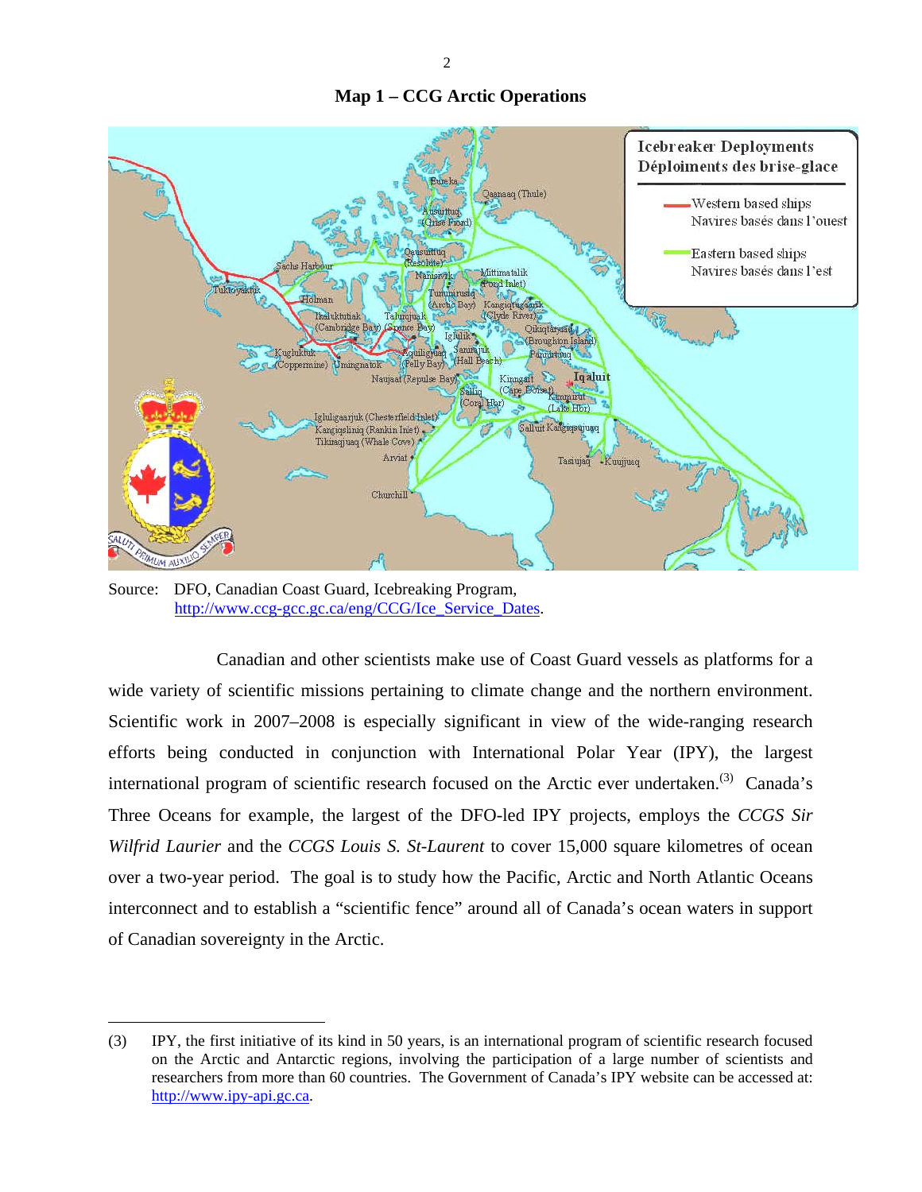**Map 1 – CCG Arctic Operations**

Source: DFO, Canadian Coast Guard, Icebreaking Program, http://www.ccg-gcc.gc.ca/eng/CCG/Ice_Service_Dates.

Canadian and other scientists make use of Coast Guard vessels as platforms for a wide variety of scientific missions pertaining to climate change and the northern environment. Scientific work in 2007–2008 is especially significant in view of the wide-ranging research efforts being conducted in conjunction with International Polar Year (IPY), the largest international program of scientific research focused on the Arctic ever undertaken.(3) Canada's Three Oceans for example, the largest of the DFO-led IPY projects, employs the *CCGS Sir Wilfrid Laurier* and the *CCGS Louis S. St-Laurent* to cover 15,000 square kilometres of ocean over a two-year period. The goal is to study how the Pacific, Arctic and North Atlantic Oceans interconnect and to establish a "scientific fence" around all of Canada's ocean waters in support of Canadian sovereignty in the Arctic.

---

(3) IPY, the first initiative of its kind in 50 years, is an international program of scientific research focused on the Arctic and Antarctic regions, involving the participation of a large number of scientists and researchers from more than 60 countries. The Government of Canada's IPY website can be accessed at: http://www.ipy-api.gc.ca.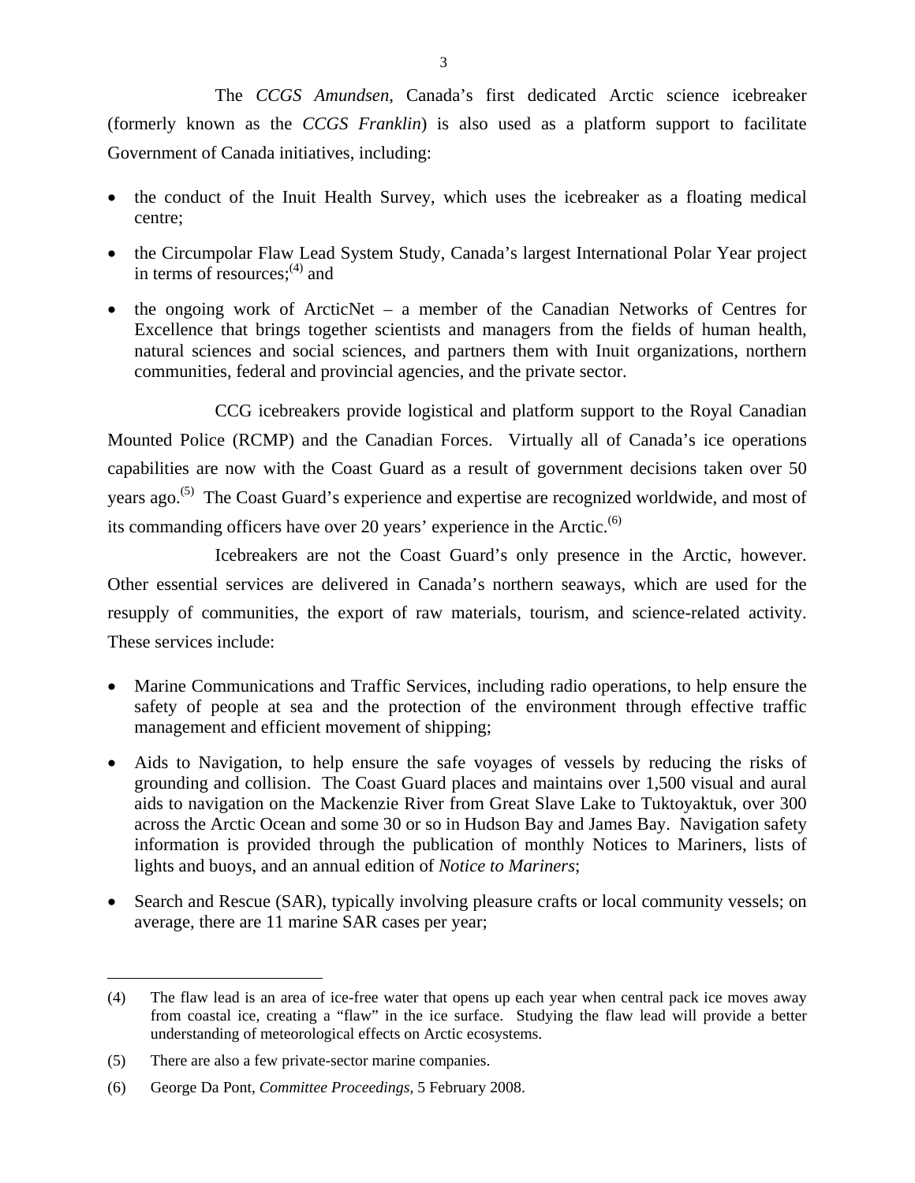The *CCGS Amundsen*, Canada's first dedicated Arctic science icebreaker (formerly known as the *CCGS Franklin*) is also used as a platform support to facilitate Government of Canada initiatives, including:

- the conduct of the Inuit Health Survey, which uses the icebreaker as a floating medical centre;
- the Circumpolar Flaw Lead System Study, Canada's largest International Polar Year project in terms of resources;[4] and
- the ongoing work of ArcticNet – a member of the Canadian Networks of Centres for Excellence that brings together scientists and managers from the fields of human health, natural sciences and social sciences, and partners them with Inuit organizations, northern communities, federal and provincial agencies, and the private sector.

CCG icebreakers provide logistical and platform support to the Royal Canadian Mounted Police (RCMP) and the Canadian Forces. Virtually all of Canada's ice operations capabilities are now with the Coast Guard as a result of government decisions taken over 50 years ago.[5] The Coast Guard's experience and expertise are recognized worldwide, and most of its commanding officers have over 20 years' experience in the Arctic.[6]

Icebreakers are not the Coast Guard's only presence in the Arctic, however. Other essential services are delivered in Canada's northern seaways, which are used for the resupply of communities, the export of raw materials, tourism, and science-related activity. These services include:

- Marine Communications and Traffic Services, including radio operations, to help ensure the safety of people at sea and the protection of the environment through effective traffic management and efficient movement of shipping;
- Aids to Navigation, to help ensure the safe voyages of vessels by reducing the risks of grounding and collision. The Coast Guard places and maintains over 1,500 visual and aural aids to navigation on the Mackenzie River from Great Slave Lake to Tuktoyaktuk, over 300 across the Arctic Ocean and some 30 or so in Hudson Bay and James Bay. Navigation safety information is provided through the publication of monthly Notices to Mariners, lists of lights and buoys, and an annual edition of *Notice to Mariners*;
- Search and Rescue (SAR), typically involving pleasure crafts or local community vessels; on average, there are 11 marine SAR cases per year;

---

(4) The flaw lead is an area of ice-free water that opens up each year when central pack ice moves away from coastal ice, creating a "flaw" in the ice surface. Studying the flaw lead will provide a better understanding of meteorological effects on Arctic ecosystems.

(5) There are also a few private-sector marine companies.

(6) George Da Pont, *Committee Proceedings*, 5 February 2008.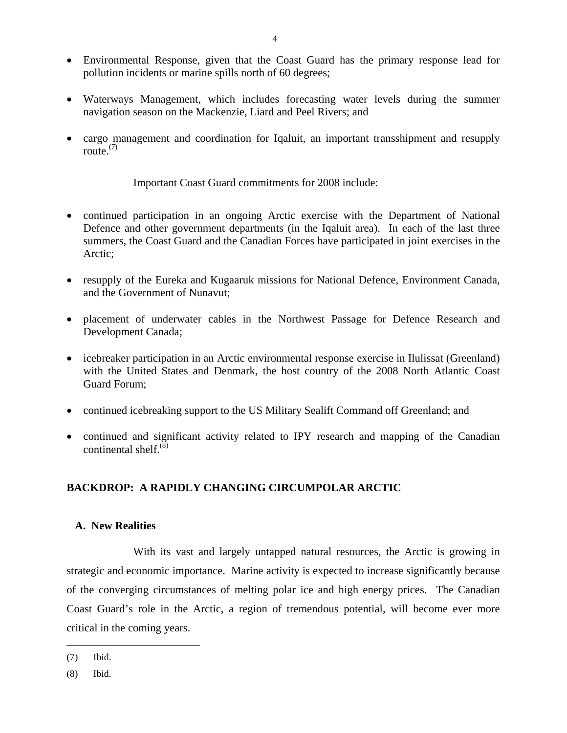- Environmental Response, given that the Coast Guard has the primary response lead for pollution incidents or marine spills north of 60 degrees;
- Waterways Management, which includes forecasting water levels during the summer navigation season on the Mackenzie, Liard and Peel Rivers; and
- cargo management and coordination for Iqaluit, an important transshipment and resupply route.[7]

Important Coast Guard commitments for 2008 include:

- continued participation in an ongoing Arctic exercise with the Department of National Defence and other government departments (in the Iqaluit area). In each of the last three summers, the Coast Guard and the Canadian Forces have participated in joint exercises in the Arctic;
- resupply of the Eureka and Kugaaruk missions for National Defence, Environment Canada, and the Government of Nunavut;
- placement of underwater cables in the Northwest Passage for Defence Research and Development Canada;
- icebreaker participation in an Arctic environmental response exercise in Ilulissat (Greenland) with the United States and Denmark, the host country of the 2008 North Atlantic Coast Guard Forum;
- continued icebreaking support to the US Military Sealift Command off Greenland; and
- continued and significant activity related to IPY research and mapping of the Canadian continental shelf.[8]

## BACKDROP: A RAPIDLY CHANGING CIRCUMPOLAR ARCTIC

### A. New Realities

With its vast and largely untapped natural resources, the Arctic is growing in strategic and economic importance. Marine activity is expected to increase significantly because of the converging circumstances of melting polar ice and high energy prices. The Canadian Coast Guard's role in the Arctic, a region of tremendous potential, will become ever more critical in the coming years.

---

(7) Ibid.

(8) Ibid.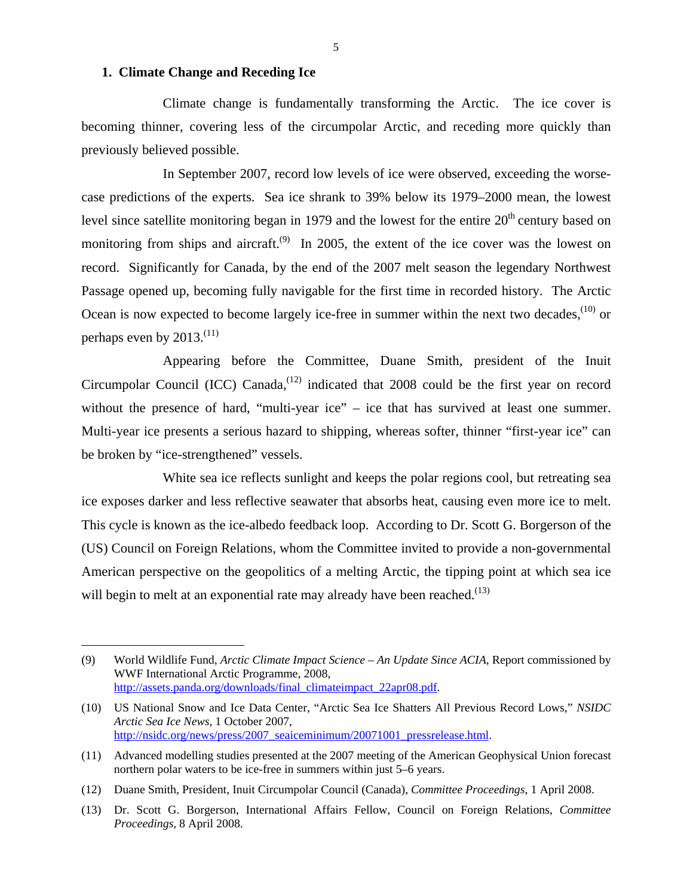## 1. Climate Change and Receding Ice

Climate change is fundamentally transforming the Arctic. The ice cover is becoming thinner, covering less of the circumpolar Arctic, and receding more quickly than previously believed possible.

In September 2007, record low levels of ice were observed, exceeding the worse-case predictions of the experts. Sea ice shrank to 39% below its 1979–2000 mean, the lowest level since satellite monitoring began in 1979 and the lowest for the entire 20th century based on monitoring from ships and aircraft.(9) In 2005, the extent of the ice cover was the lowest on record. Significantly for Canada, by the end of the 2007 melt season the legendary Northwest Passage opened up, becoming fully navigable for the first time in recorded history. The Arctic Ocean is now expected to become largely ice-free in summer within the next two decades,(10) or perhaps even by 2013.(11)

Appearing before the Committee, Duane Smith, president of the Inuit Circumpolar Council (ICC) Canada,(12) indicated that 2008 could be the first year on record without the presence of hard, "multi-year ice" – ice that has survived at least one summer. Multi-year ice presents a serious hazard to shipping, whereas softer, thinner "first-year ice" can be broken by "ice-strengthened" vessels.

White sea ice reflects sunlight and keeps the polar regions cool, but retreating sea ice exposes darker and less reflective seawater that absorbs heat, causing even more ice to melt. This cycle is known as the ice-albedo feedback loop. According to Dr. Scott G. Borgerson of the (US) Council on Foreign Relations, whom the Committee invited to provide a non-governmental American perspective on the geopolitics of a melting Arctic, the tipping point at which sea ice will begin to melt at an exponential rate may already have been reached.(13)

---

(9) World Wildlife Fund, *Arctic Climate Impact Science – An Update Since ACIA*, Report commissioned by WWF International Arctic Programme, 2008, http://assets.panda.org/downloads/final_climateimpact_22apr08.pdf.

(10) US National Snow and Ice Data Center, "Arctic Sea Ice Shatters All Previous Record Lows," *NSIDC Arctic Sea Ice News*, 1 October 2007, http://nsidc.org/news/press/2007_seaiceminimum/20071001_pressrelease.html.

(11) Advanced modelling studies presented at the 2007 meeting of the American Geophysical Union forecast northern polar waters to be ice-free in summers within just 5–6 years.

(12) Duane Smith, President, Inuit Circumpolar Council (Canada), *Committee Proceedings*, 1 April 2008.

(13) Dr. Scott G. Borgerson, International Affairs Fellow, Council on Foreign Relations, *Committee Proceedings*, 8 April 2008.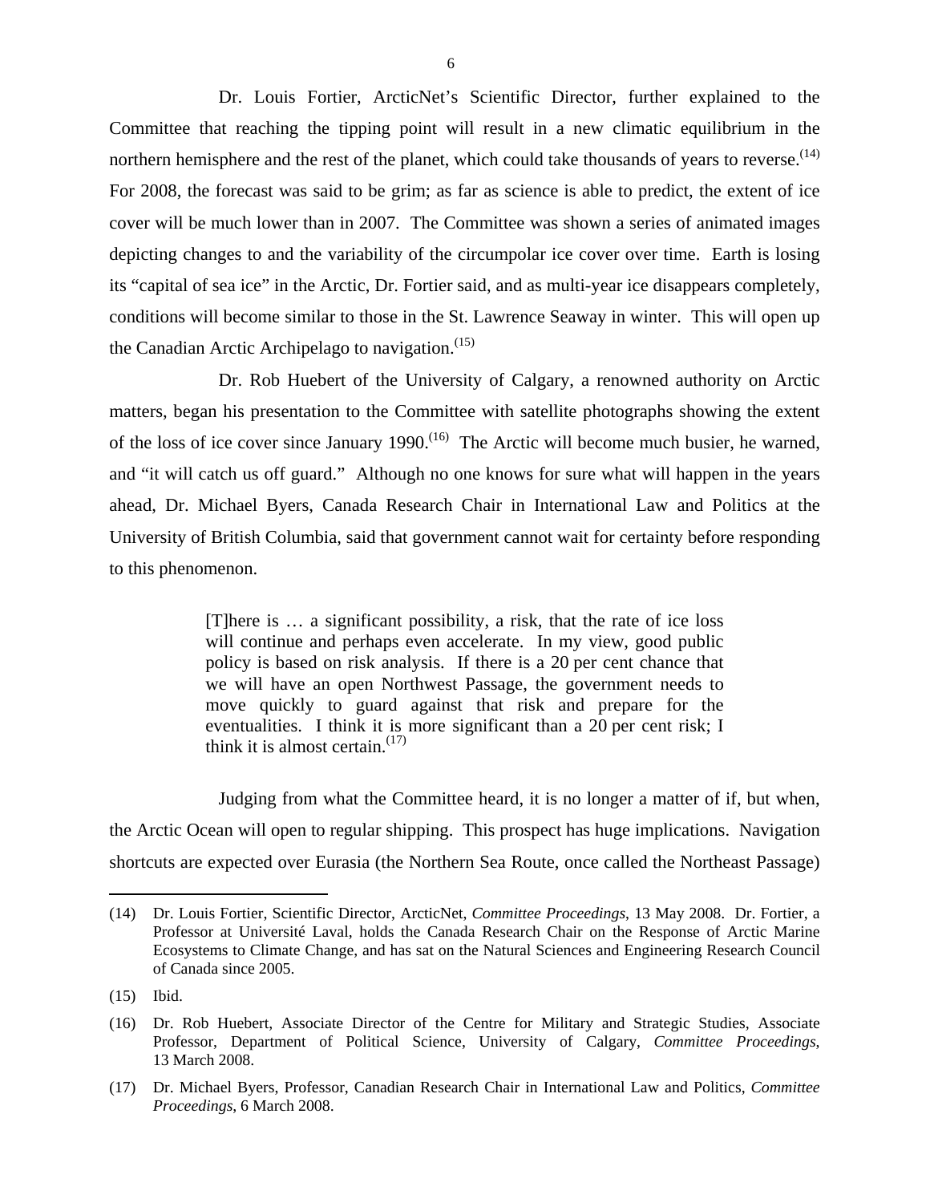Dr. Louis Fortier, ArcticNet's Scientific Director, further explained to the Committee that reaching the tipping point will result in a new climatic equilibrium in the northern hemisphere and the rest of the planet, which could take thousands of years to reverse.[14] For 2008, the forecast was said to be grim; as far as science is able to predict, the extent of ice cover will be much lower than in 2007. The Committee was shown a series of animated images depicting changes to and the variability of the circumpolar ice cover over time. Earth is losing its "capital of sea ice" in the Arctic, Dr. Fortier said, and as multi-year ice disappears completely, conditions will become similar to those in the St. Lawrence Seaway in winter. This will open up the Canadian Arctic Archipelago to navigation.[15]

Dr. Rob Huebert of the University of Calgary, a renowned authority on Arctic matters, began his presentation to the Committee with satellite photographs showing the extent of the loss of ice cover since January 1990.[16] The Arctic will become much busier, he warned, and "it will catch us off guard." Although no one knows for sure what will happen in the years ahead, Dr. Michael Byers, Canada Research Chair in International Law and Politics at the University of British Columbia, said that government cannot wait for certainty before responding to this phenomenon.

> [T]here is … a significant possibility, a risk, that the rate of ice loss will continue and perhaps even accelerate. In my view, good public policy is based on risk analysis. If there is a 20 per cent chance that we will have an open Northwest Passage, the government needs to move quickly to guard against that risk and prepare for the eventualities. I think it is more significant than a 20 per cent risk; I think it is almost certain.[17]

Judging from what the Committee heard, it is no longer a matter of if, but when, the Arctic Ocean will open to regular shipping. This prospect has huge implications. Navigation shortcuts are expected over Eurasia (the Northern Sea Route, once called the Northeast Passage)

---

(14) Dr. Louis Fortier, Scientific Director, ArcticNet, *Committee Proceedings*, 13 May 2008. Dr. Fortier, a Professor at Université Laval, holds the Canada Research Chair on the Response of Arctic Marine Ecosystems to Climate Change, and has sat on the Natural Sciences and Engineering Research Council of Canada since 2005.

(15) Ibid.

(16) Dr. Rob Huebert, Associate Director of the Centre for Military and Strategic Studies, Associate Professor, Department of Political Science, University of Calgary, *Committee Proceedings*, 13 March 2008.

(17) Dr. Michael Byers, Professor, Canadian Research Chair in International Law and Politics, *Committee Proceedings*, 6 March 2008.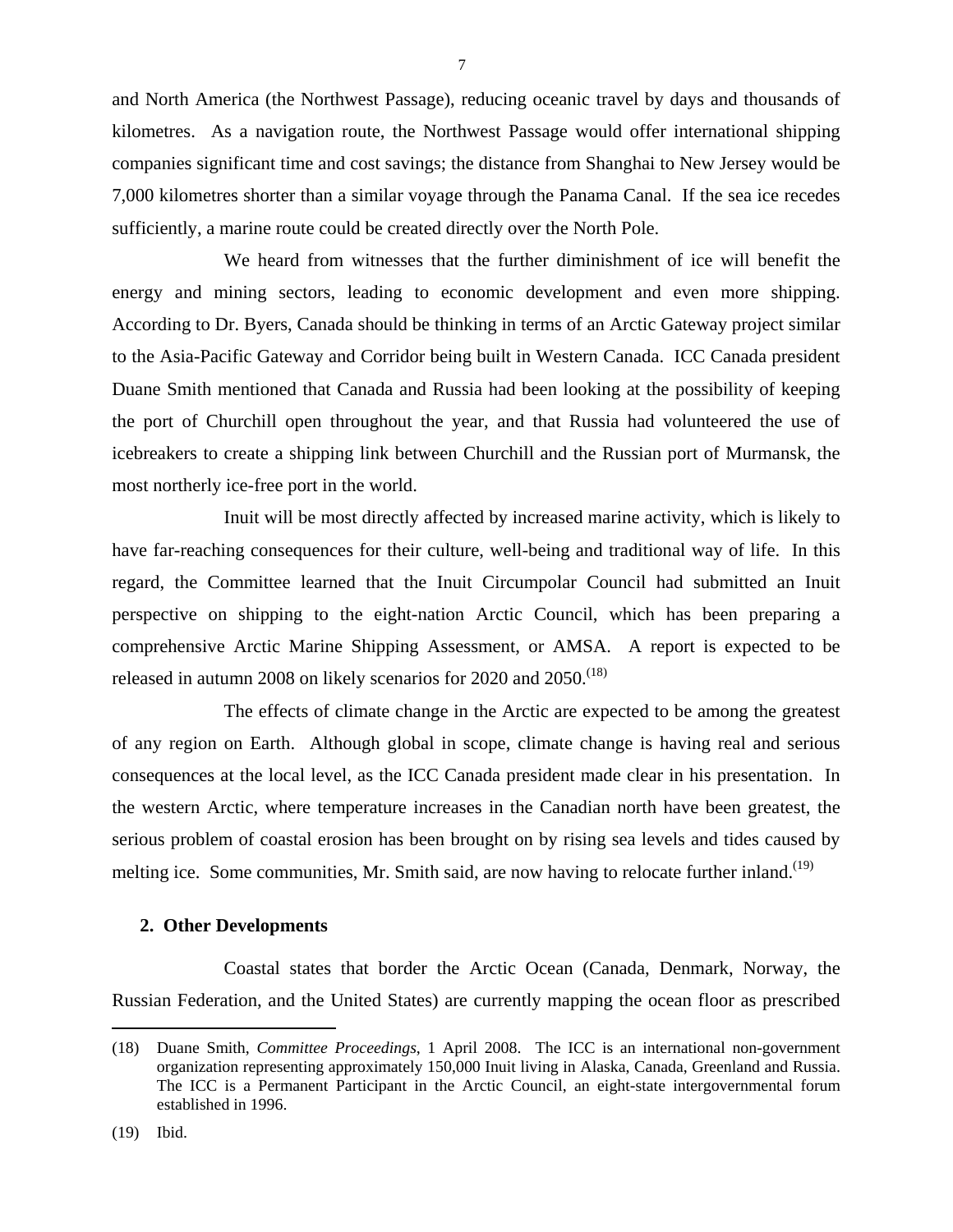and North America (the Northwest Passage), reducing oceanic travel by days and thousands of kilometres. As a navigation route, the Northwest Passage would offer international shipping companies significant time and cost savings; the distance from Shanghai to New Jersey would be 7,000 kilometres shorter than a similar voyage through the Panama Canal. If the sea ice recedes sufficiently, a marine route could be created directly over the North Pole.

We heard from witnesses that the further diminishment of ice will benefit the energy and mining sectors, leading to economic development and even more shipping. According to Dr. Byers, Canada should be thinking in terms of an Arctic Gateway project similar to the Asia-Pacific Gateway and Corridor being built in Western Canada. ICC Canada president Duane Smith mentioned that Canada and Russia had been looking at the possibility of keeping the port of Churchill open throughout the year, and that Russia had volunteered the use of icebreakers to create a shipping link between Churchill and the Russian port of Murmansk, the most northerly ice-free port in the world.

Inuit will be most directly affected by increased marine activity, which is likely to have far-reaching consequences for their culture, well-being and traditional way of life. In this regard, the Committee learned that the Inuit Circumpolar Council had submitted an Inuit perspective on shipping to the eight-nation Arctic Council, which has been preparing a comprehensive Arctic Marine Shipping Assessment, or AMSA. A report is expected to be released in autumn 2008 on likely scenarios for 2020 and 2050.(18)

The effects of climate change in the Arctic are expected to be among the greatest of any region on Earth. Although global in scope, climate change is having real and serious consequences at the local level, as the ICC Canada president made clear in his presentation. In the western Arctic, where temperature increases in the Canadian north have been greatest, the serious problem of coastal erosion has been brought on by rising sea levels and tides caused by melting ice. Some communities, Mr. Smith said, are now having to relocate further inland.(19)

### 2. Other Developments

Coastal states that border the Arctic Ocean (Canada, Denmark, Norway, the Russian Federation, and the United States) are currently mapping the ocean floor as prescribed

---

(18) Duane Smith, *Committee Proceedings*, 1 April 2008. The ICC is an international non-government organization representing approximately 150,000 Inuit living in Alaska, Canada, Greenland and Russia. The ICC is a Permanent Participant in the Arctic Council, an eight-state intergovernmental forum established in 1996.

(19) Ibid.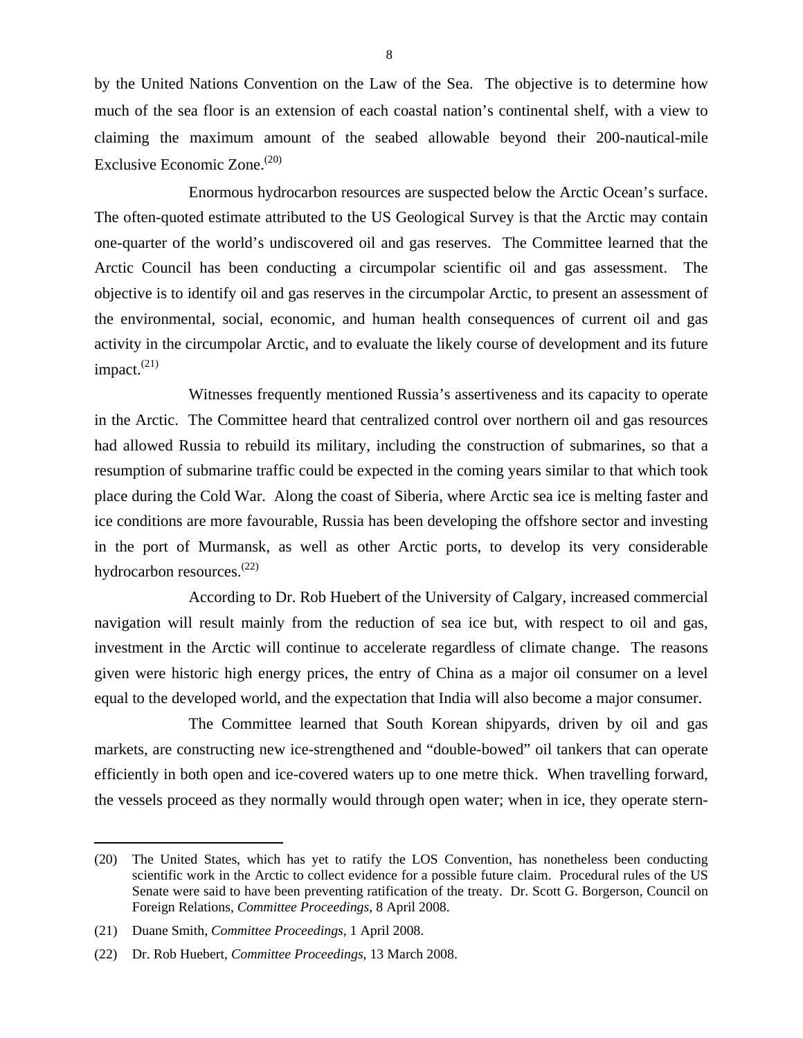by the United Nations Convention on the Law of the Sea. The objective is to determine how much of the sea floor is an extension of each coastal nation's continental shelf, with a view to claiming the maximum amount of the seabed allowable beyond their 200-nautical-mile Exclusive Economic Zone.[20]

Enormous hydrocarbon resources are suspected below the Arctic Ocean's surface. The often-quoted estimate attributed to the US Geological Survey is that the Arctic may contain one-quarter of the world's undiscovered oil and gas reserves. The Committee learned that the Arctic Council has been conducting a circumpolar scientific oil and gas assessment. The objective is to identify oil and gas reserves in the circumpolar Arctic, to present an assessment of the environmental, social, economic, and human health consequences of current oil and gas activity in the circumpolar Arctic, and to evaluate the likely course of development and its future impact.[21]

Witnesses frequently mentioned Russia's assertiveness and its capacity to operate in the Arctic. The Committee heard that centralized control over northern oil and gas resources had allowed Russia to rebuild its military, including the construction of submarines, so that a resumption of submarine traffic could be expected in the coming years similar to that which took place during the Cold War. Along the coast of Siberia, where Arctic sea ice is melting faster and ice conditions are more favourable, Russia has been developing the offshore sector and investing in the port of Murmansk, as well as other Arctic ports, to develop its very considerable hydrocarbon resources.[22]

According to Dr. Rob Huebert of the University of Calgary, increased commercial navigation will result mainly from the reduction of sea ice but, with respect to oil and gas, investment in the Arctic will continue to accelerate regardless of climate change. The reasons given were historic high energy prices, the entry of China as a major oil consumer on a level equal to the developed world, and the expectation that India will also become a major consumer.

The Committee learned that South Korean shipyards, driven by oil and gas markets, are constructing new ice-strengthened and "double-bowed" oil tankers that can operate efficiently in both open and ice-covered waters up to one metre thick. When travelling forward, the vessels proceed as they normally would through open water; when in ice, they operate stern-

---

(20) The United States, which has yet to ratify the LOS Convention, has nonetheless been conducting scientific work in the Arctic to collect evidence for a possible future claim. Procedural rules of the US Senate were said to have been preventing ratification of the treaty. Dr. Scott G. Borgerson, Council on Foreign Relations, *Committee Proceedings*, 8 April 2008.

(21) Duane Smith, *Committee Proceedings*, 1 April 2008.

(22) Dr. Rob Huebert, *Committee Proceedings*, 13 March 2008.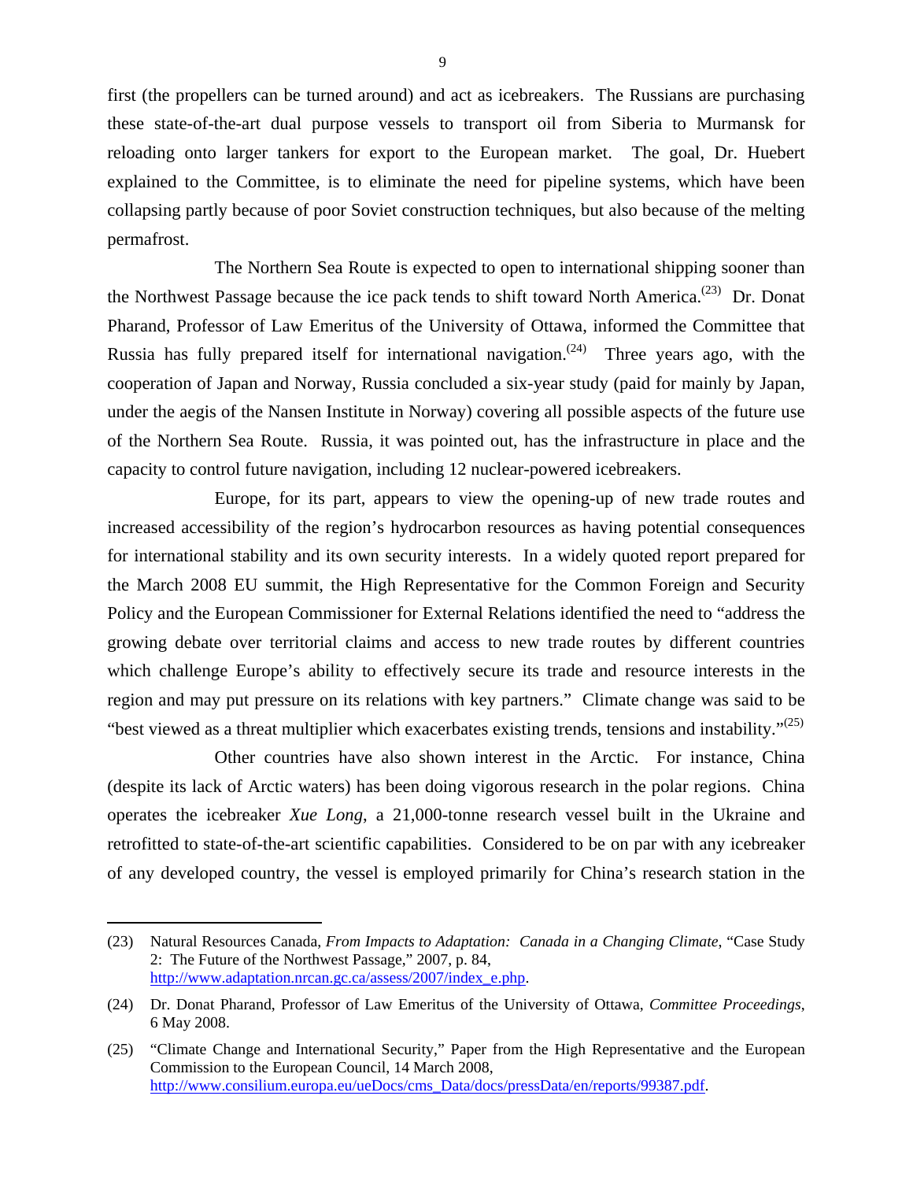first (the propellers can be turned around) and act as icebreakers. The Russians are purchasing these state-of-the-art dual purpose vessels to transport oil from Siberia to Murmansk for reloading onto larger tankers for export to the European market. The goal, Dr. Huebert explained to the Committee, is to eliminate the need for pipeline systems, which have been collapsing partly because of poor Soviet construction techniques, but also because of the melting permafrost.

The Northern Sea Route is expected to open to international shipping sooner than the Northwest Passage because the ice pack tends to shift toward North America.(23) Dr. Donat Pharand, Professor of Law Emeritus of the University of Ottawa, informed the Committee that Russia has fully prepared itself for international navigation.(24) Three years ago, with the cooperation of Japan and Norway, Russia concluded a six-year study (paid for mainly by Japan, under the aegis of the Nansen Institute in Norway) covering all possible aspects of the future use of the Northern Sea Route. Russia, it was pointed out, has the infrastructure in place and the capacity to control future navigation, including 12 nuclear-powered icebreakers.

Europe, for its part, appears to view the opening-up of new trade routes and increased accessibility of the region's hydrocarbon resources as having potential consequences for international stability and its own security interests. In a widely quoted report prepared for the March 2008 EU summit, the High Representative for the Common Foreign and Security Policy and the European Commissioner for External Relations identified the need to "address the growing debate over territorial claims and access to new trade routes by different countries which challenge Europe's ability to effectively secure its trade and resource interests in the region and may put pressure on its relations with key partners." Climate change was said to be "best viewed as a threat multiplier which exacerbates existing trends, tensions and instability."(25)

Other countries have also shown interest in the Arctic. For instance, China (despite its lack of Arctic waters) has been doing vigorous research in the polar regions. China operates the icebreaker *Xue Long*, a 21,000-tonne research vessel built in the Ukraine and retrofitted to state-of-the-art scientific capabilities. Considered to be on par with any icebreaker of any developed country, the vessel is employed primarily for China's research station in the

---

(23) Natural Resources Canada, *From Impacts to Adaptation: Canada in a Changing Climate*, "Case Study 2: The Future of the Northwest Passage," 2007, p. 84, http://www.adaptation.nrcan.gc.ca/assess/2007/index_e.php.

(24) Dr. Donat Pharand, Professor of Law Emeritus of the University of Ottawa, *Committee Proceedings*, 6 May 2008.

(25) "Climate Change and International Security," Paper from the High Representative and the European Commission to the European Council, 14 March 2008, http://www.consilium.europa.eu/ueDocs/cms_Data/docs/pressData/en/reports/99387.pdf.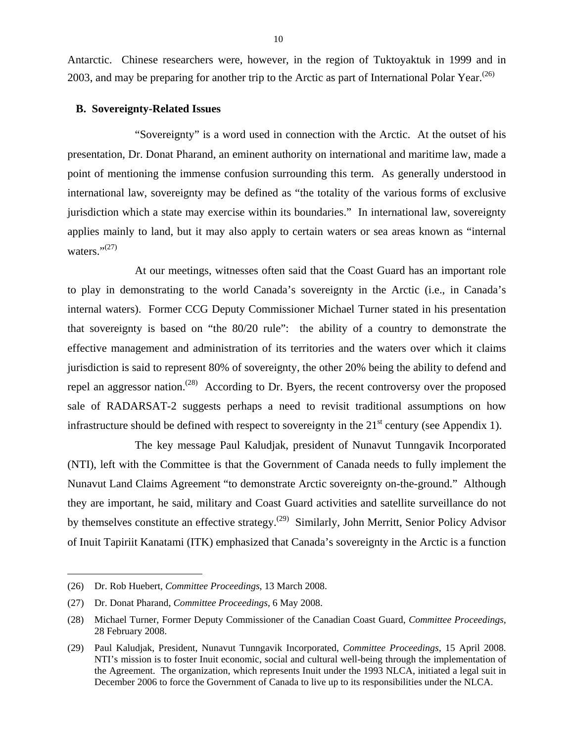Antarctic. Chinese researchers were, however, in the region of Tuktoyaktuk in 1999 and in 2003, and may be preparing for another trip to the Arctic as part of International Polar Year.[26]

### B. Sovereignty-Related Issues

"Sovereignty" is a word used in connection with the Arctic. At the outset of his presentation, Dr. Donat Pharand, an eminent authority on international and maritime law, made a point of mentioning the immense confusion surrounding this term. As generally understood in international law, sovereignty may be defined as "the totality of the various forms of exclusive jurisdiction which a state may exercise within its boundaries." In international law, sovereignty applies mainly to land, but it may also apply to certain waters or sea areas known as "internal waters."[27]

At our meetings, witnesses often said that the Coast Guard has an important role to play in demonstrating to the world Canada's sovereignty in the Arctic (i.e., in Canada's internal waters). Former CCG Deputy Commissioner Michael Turner stated in his presentation that sovereignty is based on "the 80/20 rule": the ability of a country to demonstrate the effective management and administration of its territories and the waters over which it claims jurisdiction is said to represent 80% of sovereignty, the other 20% being the ability to defend and repel an aggressor nation.[28] According to Dr. Byers, the recent controversy over the proposed sale of RADARSAT-2 suggests perhaps a need to revisit traditional assumptions on how infrastructure should be defined with respect to sovereignty in the 21st century (see Appendix 1).

The key message Paul Kaludjak, president of Nunavut Tunngavik Incorporated (NTI), left with the Committee is that the Government of Canada needs to fully implement the Nunavut Land Claims Agreement "to demonstrate Arctic sovereignty on-the-ground." Although they are important, he said, military and Coast Guard activities and satellite surveillance do not by themselves constitute an effective strategy.[29] Similarly, John Merritt, Senior Policy Advisor of Inuit Tapiriit Kanatami (ITK) emphasized that Canada's sovereignty in the Arctic is a function

---

(26) Dr. Rob Huebert, *Committee Proceedings*, 13 March 2008.

(27) Dr. Donat Pharand, *Committee Proceedings*, 6 May 2008.

(28) Michael Turner, Former Deputy Commissioner of the Canadian Coast Guard, *Committee Proceedings*, 28 February 2008.

(29) Paul Kaludjak, President, Nunavut Tunngavik Incorporated, *Committee Proceedings*, 15 April 2008. NTI's mission is to foster Inuit economic, social and cultural well-being through the implementation of the Agreement. The organization, which represents Inuit under the 1993 NLCA, initiated a legal suit in December 2006 to force the Government of Canada to live up to its responsibilities under the NLCA.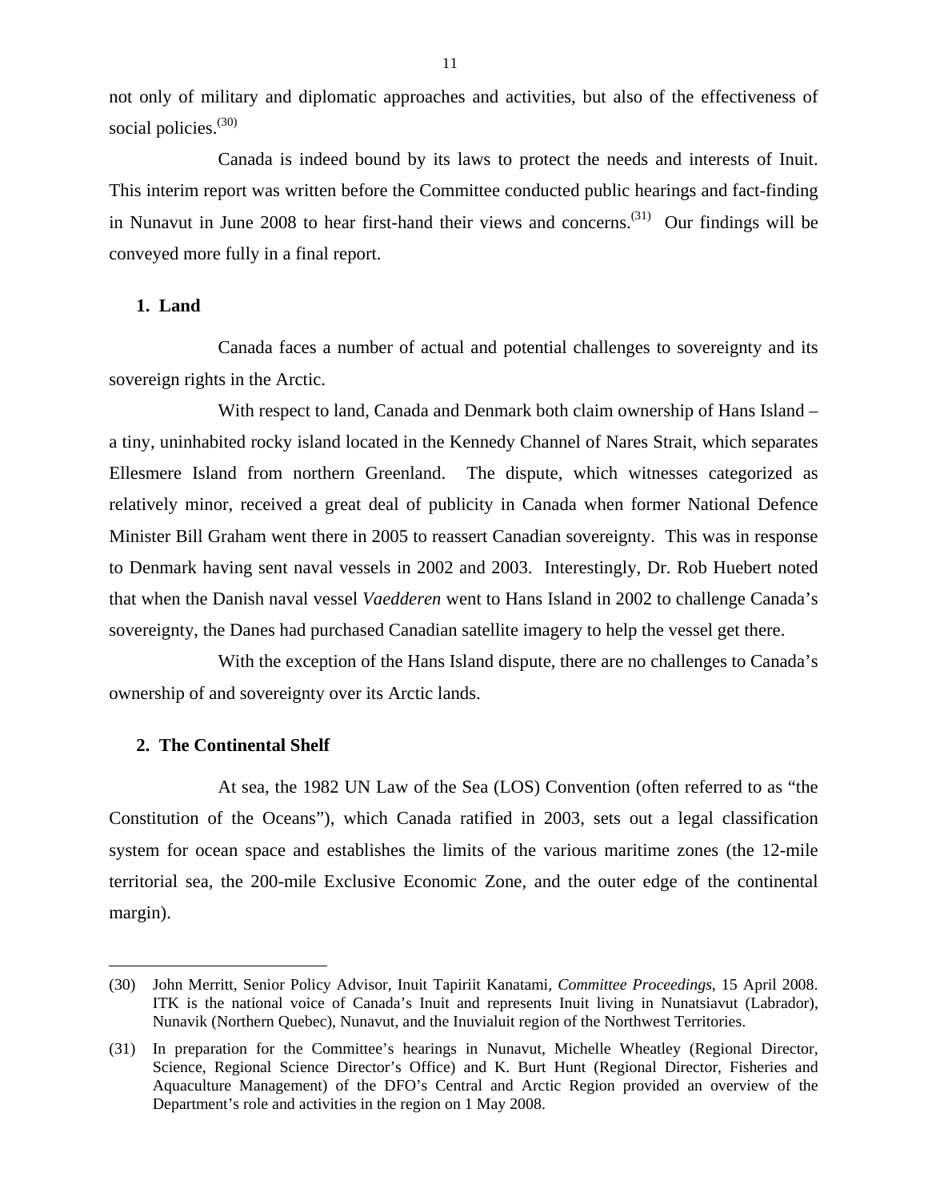not only of military and diplomatic approaches and activities, but also of the effectiveness of social policies.[30]

Canada is indeed bound by its laws to protect the needs and interests of Inuit. This interim report was written before the Committee conducted public hearings and fact-finding in Nunavut in June 2008 to hear first-hand their views and concerns.[31] Our findings will be conveyed more fully in a final report.

### 1. Land

Canada faces a number of actual and potential challenges to sovereignty and its sovereign rights in the Arctic.

With respect to land, Canada and Denmark both claim ownership of Hans Island – a tiny, uninhabited rocky island located in the Kennedy Channel of Nares Strait, which separates Ellesmere Island from northern Greenland. The dispute, which witnesses categorized as relatively minor, received a great deal of publicity in Canada when former National Defence Minister Bill Graham went there in 2005 to reassert Canadian sovereignty. This was in response to Denmark having sent naval vessels in 2002 and 2003. Interestingly, Dr. Rob Huebert noted that when the Danish naval vessel *Vaedderen* went to Hans Island in 2002 to challenge Canada's sovereignty, the Danes had purchased Canadian satellite imagery to help the vessel get there.

With the exception of the Hans Island dispute, there are no challenges to Canada's ownership of and sovereignty over its Arctic lands.

### 2. The Continental Shelf

At sea, the 1982 UN Law of the Sea (LOS) Convention (often referred to as "the Constitution of the Oceans"), which Canada ratified in 2003, sets out a legal classification system for ocean space and establishes the limits of the various maritime zones (the 12-mile territorial sea, the 200-mile Exclusive Economic Zone, and the outer edge of the continental margin).

---

(30) John Merritt, Senior Policy Advisor, Inuit Tapiriit Kanatami, *Committee Proceedings*, 15 April 2008. ITK is the national voice of Canada's Inuit and represents Inuit living in Nunatsiavut (Labrador), Nunavik (Northern Quebec), Nunavut, and the Inuvialuit region of the Northwest Territories.

(31) In preparation for the Committee's hearings in Nunavut, Michelle Wheatley (Regional Director, Science, Regional Science Director's Office) and K. Burt Hunt (Regional Director, Fisheries and Aquaculture Management) of the DFO's Central and Arctic Region provided an overview of the Department's role and activities in the region on 1 May 2008.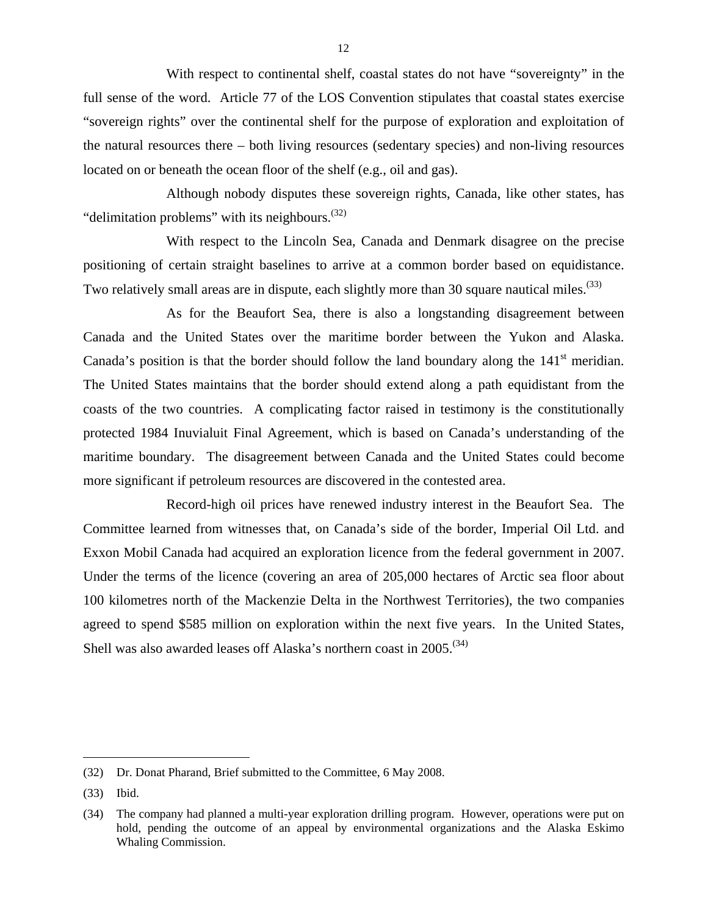With respect to continental shelf, coastal states do not have “sovereignty” in the full sense of the word. Article 77 of the LOS Convention stipulates that coastal states exercise “sovereign rights” over the continental shelf for the purpose of exploration and exploitation of the natural resources there – both living resources (sedentary species) and non-living resources located on or beneath the ocean floor of the shelf (e.g., oil and gas).

Although nobody disputes these sovereign rights, Canada, like other states, has “delimitation problems” with its neighbours.[32]

With respect to the Lincoln Sea, Canada and Denmark disagree on the precise positioning of certain straight baselines to arrive at a common border based on equidistance. Two relatively small areas are in dispute, each slightly more than 30 square nautical miles.[33]

As for the Beaufort Sea, there is also a longstanding disagreement between Canada and the United States over the maritime border between the Yukon and Alaska. Canada’s position is that the border should follow the land boundary along the 141st meridian. The United States maintains that the border should extend along a path equidistant from the coasts of the two countries. A complicating factor raised in testimony is the constitutionally protected 1984 Inuvialuit Final Agreement, which is based on Canada’s understanding of the maritime boundary. The disagreement between Canada and the United States could become more significant if petroleum resources are discovered in the contested area.

Record-high oil prices have renewed industry interest in the Beaufort Sea. The Committee learned from witnesses that, on Canada’s side of the border, Imperial Oil Ltd. and Exxon Mobil Canada had acquired an exploration licence from the federal government in 2007. Under the terms of the licence (covering an area of 205,000 hectares of Arctic sea floor about 100 kilometres north of the Mackenzie Delta in the Northwest Territories), the two companies agreed to spend $585 million on exploration within the next five years. In the United States, Shell was also awarded leases off Alaska’s northern coast in 2005.[34]

---

(32) Dr. Donat Pharand, Brief submitted to the Committee, 6 May 2008.

(33) Ibid.

(34) The company had planned a multi-year exploration drilling program. However, operations were put on hold, pending the outcome of an appeal by environmental organizations and the Alaska Eskimo Whaling Commission.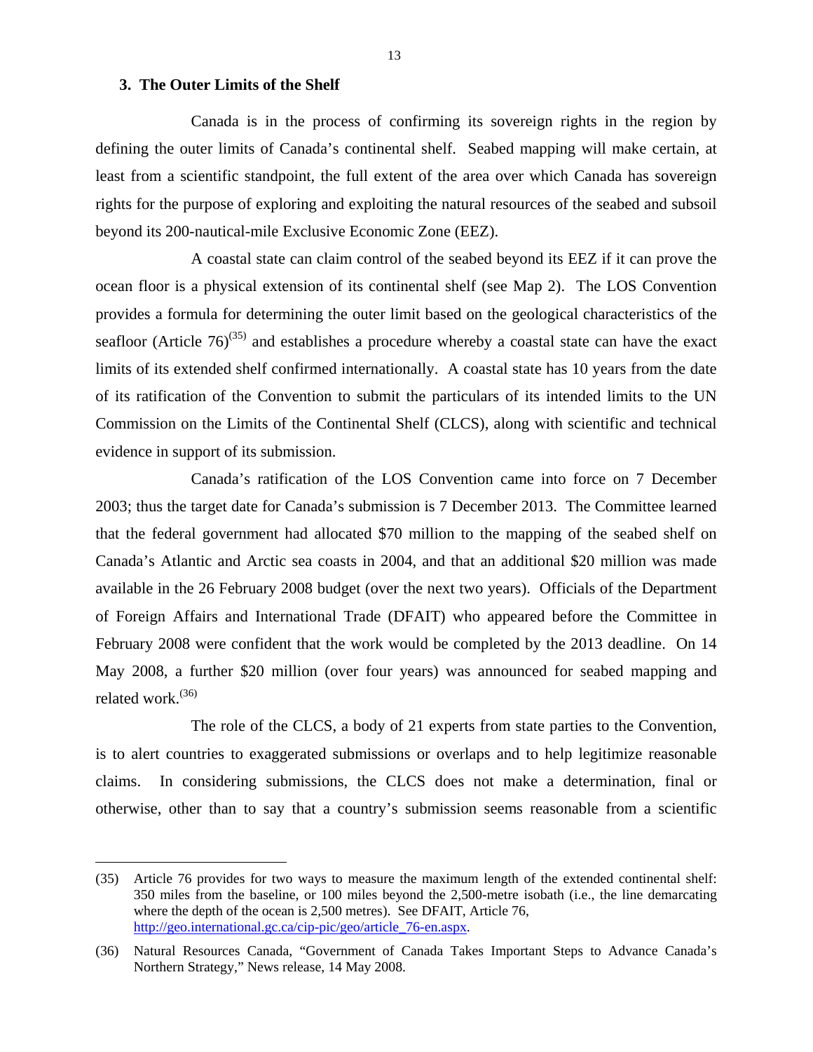### 3. The Outer Limits of the Shelf

Canada is in the process of confirming its sovereign rights in the region by defining the outer limits of Canada's continental shelf. Seabed mapping will make certain, at least from a scientific standpoint, the full extent of the area over which Canada has sovereign rights for the purpose of exploring and exploiting the natural resources of the seabed and subsoil beyond its 200-nautical-mile Exclusive Economic Zone (EEZ).

A coastal state can claim control of the seabed beyond its EEZ if it can prove the ocean floor is a physical extension of its continental shelf (see Map 2). The LOS Convention provides a formula for determining the outer limit based on the geological characteristics of the seafloor (Article 76)[(35)] and establishes a procedure whereby a coastal state can have the exact limits of its extended shelf confirmed internationally. A coastal state has 10 years from the date of its ratification of the Convention to submit the particulars of its intended limits to the UN Commission on the Limits of the Continental Shelf (CLCS), along with scientific and technical evidence in support of its submission.

Canada's ratification of the LOS Convention came into force on 7 December 2003; thus the target date for Canada's submission is 7 December 2013. The Committee learned that the federal government had allocated $70 million to the mapping of the seabed shelf on Canada's Atlantic and Arctic sea coasts in 2004, and that an additional $20 million was made available in the 26 February 2008 budget (over the next two years). Officials of the Department of Foreign Affairs and International Trade (DFAIT) who appeared before the Committee in February 2008 were confident that the work would be completed by the 2013 deadline. On 14 May 2008, a further $20 million (over four years) was announced for seabed mapping and related work.[(36)]

The role of the CLCS, a body of 21 experts from state parties to the Convention, is to alert countries to exaggerated submissions or overlaps and to help legitimize reasonable claims. In considering submissions, the CLCS does not make a determination, final or otherwise, other than to say that a country's submission seems reasonable from a scientific

---

(35) Article 76 provides for two ways to measure the maximum length of the extended continental shelf: 350 miles from the baseline, or 100 miles beyond the 2,500-metre isobath (i.e., the line demarcating where the depth of the ocean is 2,500 metres). See DFAIT, Article 76, http://geo.international.gc.ca/cip-pic/geo/article_76-en.aspx.

(36) Natural Resources Canada, "Government of Canada Takes Important Steps to Advance Canada's Northern Strategy," News release, 14 May 2008.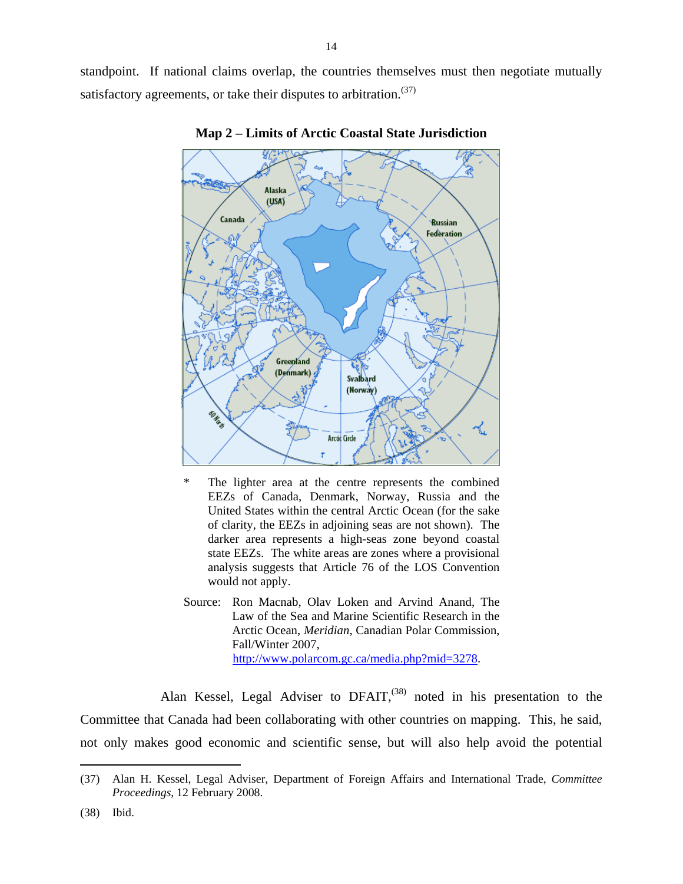standpoint. If national claims overlap, the countries themselves must then negotiate mutually satisfactory agreements, or take their disputes to arbitration.[37]

**Map 2 – Limits of Arctic Coastal State Jurisdction**

\* The lighter area at the centre represents the combined EEZs of Canada, Denmark, Norway, Russia and the United States within the central Arctic Ocean (for the sake of clarity, the EEZs in adjoining seas are not shown). The darker area represents a high-seas zone beyond coastal state EEZs. The white areas are zones where a provisional analysis suggests that Article 76 of the LOS Convention would not apply.

Source: Ron Macnab, Olav Loken and Arvind Anand, The Law of the Sea and Marine Scientific Research in the Arctic Ocean, *Meridian*, Canadian Polar Commission, Fall/Winter 2007, http://www.polarcom.gc.ca/media.php?mid=3278.

Alan Kessel, Legal Adviser to DFAIT,[38] noted in his presentation to the Committee that Canada had been collaborating with other countries on mapping. This, he said, not only makes good economic and scientific sense, but will also help avoid the potential

(37) Alan H. Kessel, Legal Adviser, Department of Foreign Affairs and International Trade, *Committee Proceedings*, 12 February 2008.

(38) Ibid.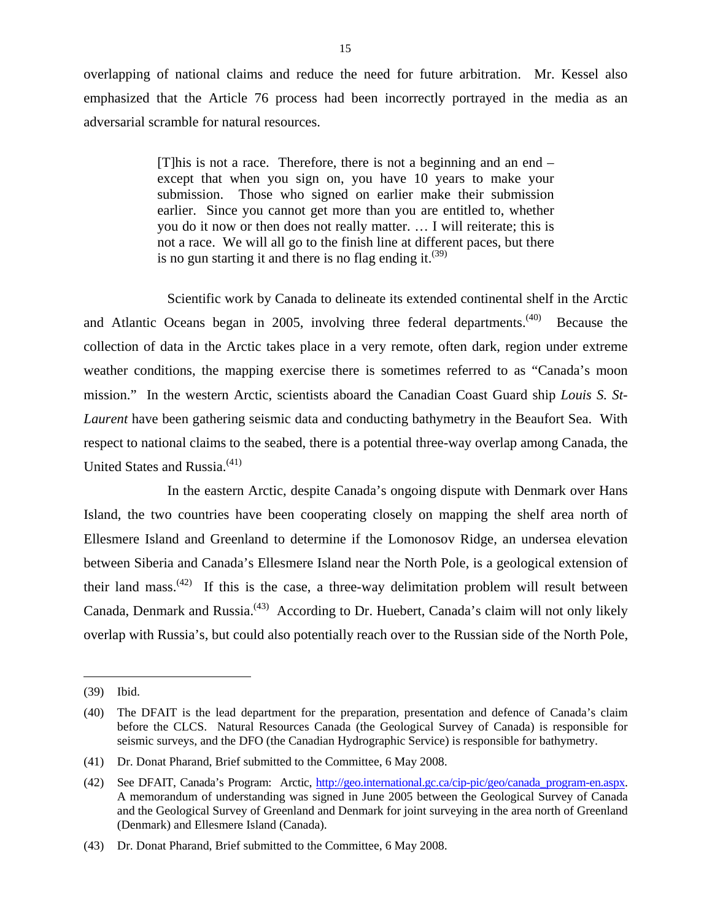overlapping of national claims and reduce the need for future arbitration. Mr. Kessel also emphasized that the Article 76 process had been incorrectly portrayed in the media as an adversarial scramble for natural resources.

> [T]his is not a race. Therefore, there is not a beginning and an end – except that when you sign on, you have 10 years to make your submission. Those who signed on earlier make their submission earlier. Since you cannot get more than you are entitled to, whether you do it now or then does not really matter. … I will reiterate; this is not a race. We will all go to the finish line at different paces, but there is no gun starting it and there is no flag ending it.[(39)]

Scientific work by Canada to delineate its extended continental shelf in the Arctic and Atlantic Oceans began in 2005, involving three federal departments.[(40)] Because the collection of data in the Arctic takes place in a very remote, often dark, region under extreme weather conditions, the mapping exercise there is sometimes referred to as "Canada's moon mission." In the western Arctic, scientists aboard the Canadian Coast Guard ship *Louis S. St-Laurent* have been gathering seismic data and conducting bathymetry in the Beaufort Sea. With respect to national claims to the seabed, there is a potential three-way overlap among Canada, the United States and Russia.[(41)]

In the eastern Arctic, despite Canada's ongoing dispute with Denmark over Hans Island, the two countries have been cooperating closely on mapping the shelf area north of Ellesmere Island and Greenland to determine if the Lomonosov Ridge, an undersea elevation between Siberia and Canada's Ellesmere Island near the North Pole, is a geological extension of their land mass.[(42)] If this is the case, a three-way delimitation problem will result between Canada, Denmark and Russia.[(43)] According to Dr. Huebert, Canada's claim will not only likely overlap with Russia's, but could also potentially reach over to the Russian side of the North Pole,

---

(39) Ibid.

(40) The DFAIT is the lead department for the preparation, presentation and defence of Canada's claim before the CLCS. Natural Resources Canada (the Geological Survey of Canada) is responsible for seismic surveys, and the DFO (the Canadian Hydrographic Service) is responsible for bathymetry.

(41) Dr. Donat Pharand, Brief submitted to the Committee, 6 May 2008.

(42) See DFAIT, Canada's Program: Arctic, http://geo.international.gc.ca/cip-pic/geo/canada_program-en.aspx. A memorandum of understanding was signed in June 2005 between the Geological Survey of Canada and the Geological Survey of Greenland and Denmark for joint surveying in the area north of Greenland (Denmark) and Ellesmere Island (Canada).

(43) Dr. Donat Pharand, Brief submitted to the Committee, 6 May 2008.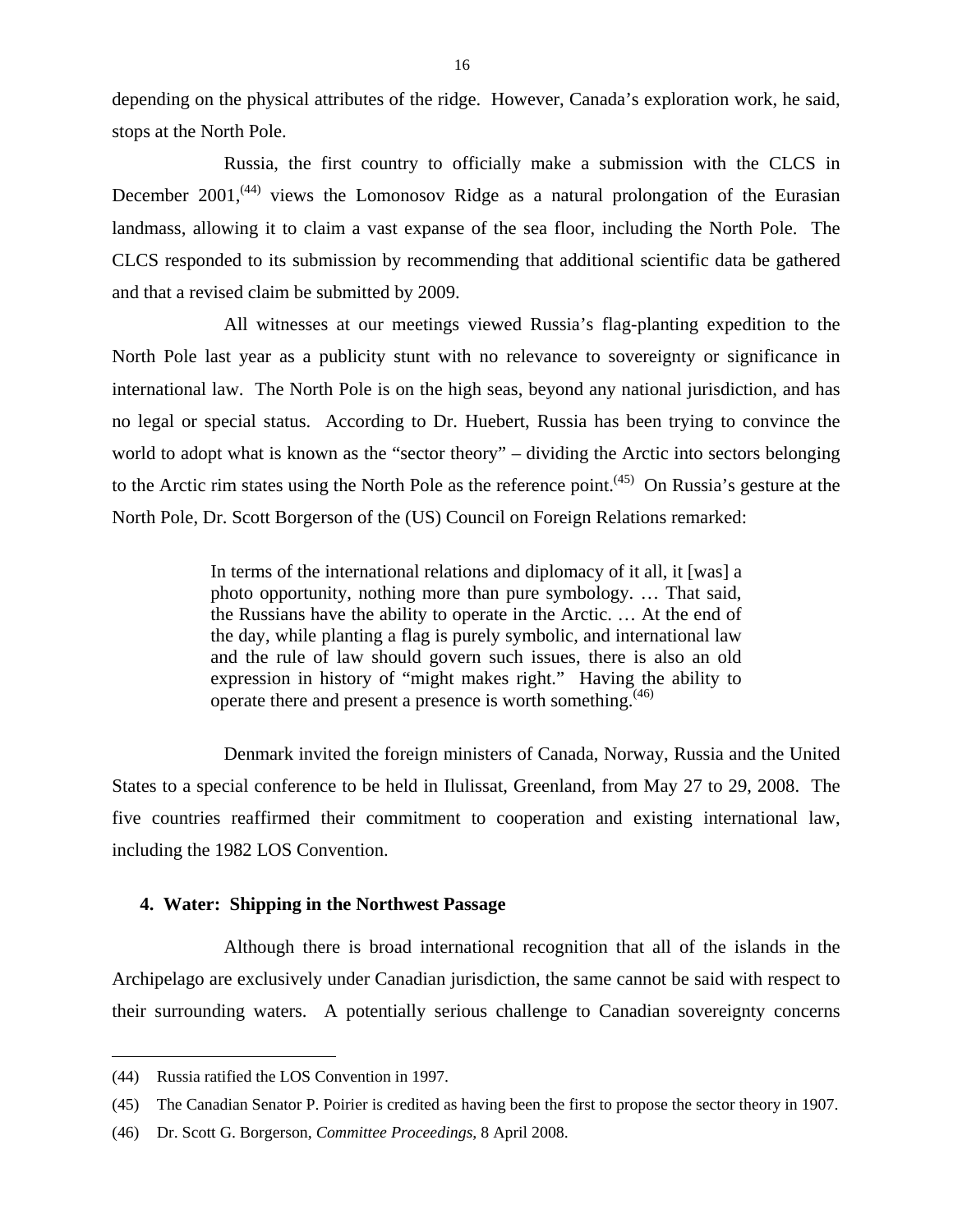depending on the physical attributes of the ridge. However, Canada's exploration work, he said, stops at the North Pole.

Russia, the first country to officially make a submission with the CLCS in December 2001,[(44)] views the Lomonosov Ridge as a natural prolongation of the Eurasian landmass, allowing it to claim a vast expanse of the sea floor, including the North Pole. The CLCS responded to its submission by recommending that additional scientific data be gathered and that a revised claim be submitted by 2009.

All witnesses at our meetings viewed Russia's flag-planting expedition to the North Pole last year as a publicity stunt with no relevance to sovereignty or significance in international law. The North Pole is on the high seas, beyond any national jurisdiction, and has no legal or special status. According to Dr. Huebert, Russia has been trying to convince the world to adopt what is known as the "sector theory" – dividing the Arctic into sectors belonging to the Arctic rim states using the North Pole as the reference point.[(45)] On Russia's gesture at the North Pole, Dr. Scott Borgerson of the (US) Council on Foreign Relations remarked:

> In terms of the international relations and diplomacy of it all, it [was] a photo opportunity, nothing more than pure symbology. … That said, the Russians have the ability to operate in the Arctic. … At the end of the day, while planting a flag is purely symbolic, and international law and the rule of law should govern such issues, there is also an old expression in history of "might makes right." Having the ability to operate there and present a presence is worth something.[(46)]

Denmark invited the foreign ministers of Canada, Norway, Russia and the United States to a special conference to be held in Ilulissat, Greenland, from May 27 to 29, 2008. The five countries reaffirmed their commitment to cooperation and existing international law, including the 1982 LOS Convention.

### 4. Water: Shipping in the Northwest Passage

Although there is broad international recognition that all of the islands in the Archipelago are exclusively under Canadian jurisdiction, the same cannot be said with respect to their surrounding waters. A potentially serious challenge to Canadian sovereignty concerns

---

(44) Russia ratified the LOS Convention in 1997.

(45) The Canadian Senator P. Poirier is credited as having been the first to propose the sector theory in 1907.

(46) Dr. Scott G. Borgerson, *Committee Proceedings*, 8 April 2008.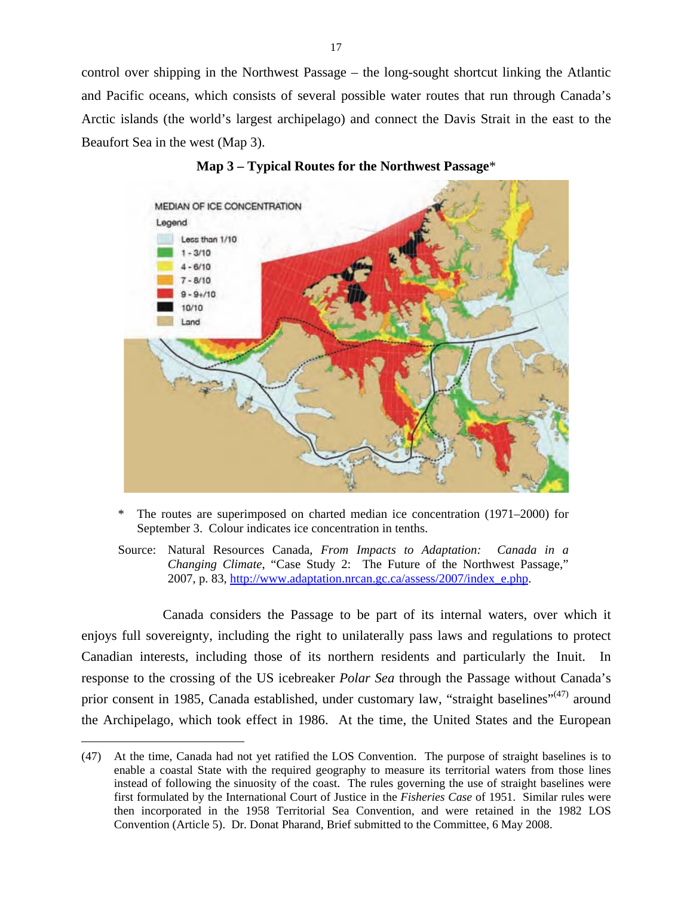control over shipping in the Northwest Passage – the long-sought shortcut linking the Atlantic and Pacific oceans, which consists of several possible water routes that run through Canada's Arctic islands (the world's largest archipelago) and connect the Davis Strait in the east to the Beaufort Sea in the west (Map 3).

**Map 3 – Typical Routes for the Northwest Passage***

\* The routes are superimposed on charted median ice concentration (1971–2000) for September 3. Colour indicates ice concentration in tenths.

Source: Natural Resources Canada, *From Impacts to Adaptation: Canada in a Changing Climate*, "Case Study 2: The Future of the Northwest Passage," 2007, p. 83, http://www.adaptation.nrcan.gc.ca/assess/2007/index_e.php.

Canada considers the Passage to be part of its internal waters, over which it enjoys full sovereignty, including the right to unilaterally pass laws and regulations to protect Canadian interests, including those of its northern residents and particularly the Inuit. In response to the crossing of the US icebreaker *Polar Sea* through the Passage without Canada's prior consent in 1985, Canada established, under customary law, "straight baselines"[(47)] around the Archipelago, which took effect in 1986. At the time, the United States and the European

(47) At the time, Canada had not yet ratified the LOS Convention. The purpose of straight baselines is to enable a coastal State with the required geography to measure its territorial waters from those lines instead of following the sinuosity of the coast. The rules governing the use of straight baselines were first formulated by the International Court of Justice in the *Fisheries Case* of 1951. Similar rules were then incorporated in the 1958 Territorial Sea Convention, and were retained in the 1982 LOS Convention (Article 5). Dr. Donat Pharand, Brief submitted to the Committee, 6 May 2008.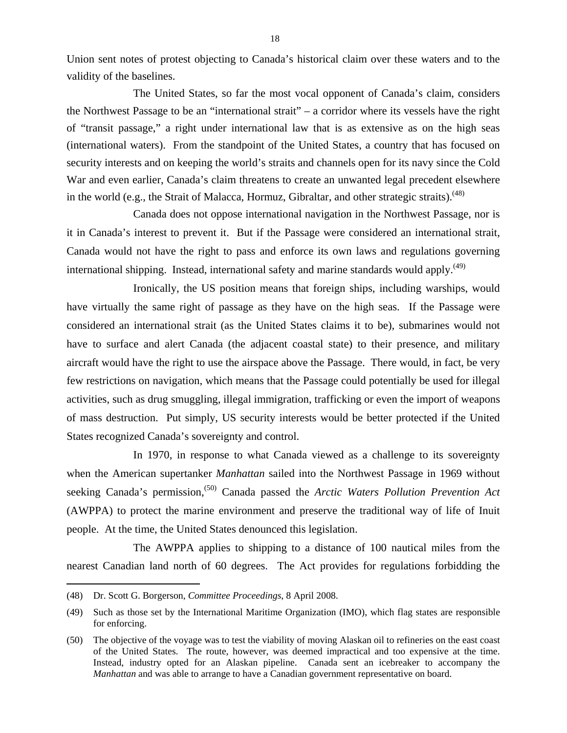Union sent notes of protest objecting to Canada's historical claim over these waters and to the validity of the baselines.

The United States, so far the most vocal opponent of Canada's claim, considers the Northwest Passage to be an "international strait" – a corridor where its vessels have the right of "transit passage," a right under international law that is as extensive as on the high seas (international waters). From the standpoint of the United States, a country that has focused on security interests and on keeping the world's straits and channels open for its navy since the Cold War and even earlier, Canada's claim threatens to create an unwanted legal precedent elsewhere in the world (e.g., the Strait of Malacca, Hormuz, Gibraltar, and other strategic straits).[48]

Canada does not oppose international navigation in the Northwest Passage, nor is it in Canada's interest to prevent it. But if the Passage were considered an international strait, Canada would not have the right to pass and enforce its own laws and regulations governing international shipping. Instead, international safety and marine standards would apply.[49]

Ironically, the US position means that foreign ships, including warships, would have virtually the same right of passage as they have on the high seas. If the Passage were considered an international strait (as the United States claims it to be), submarines would not have to surface and alert Canada (the adjacent coastal state) to their presence, and military aircraft would have the right to use the airspace above the Passage. There would, in fact, be very few restrictions on navigation, which means that the Passage could potentially be used for illegal activities, such as drug smuggling, illegal immigration, trafficking or even the import of weapons of mass destruction. Put simply, US security interests would be better protected if the United States recognized Canada's sovereignty and control.

In 1970, in response to what Canada viewed as a challenge to its sovereignty when the American supertanker *Manhattan* sailed into the Northwest Passage in 1969 without seeking Canada's permission,[50] Canada passed the *Arctic Waters Pollution Prevention Act* (AWPPA) to protect the marine environment and preserve the traditional way of life of Inuit people. At the time, the United States denounced this legislation.

The AWPPA applies to shipping to a distance of 100 nautical miles from the nearest Canadian land north of 60 degrees. The Act provides for regulations forbidding the

---

(48) Dr. Scott G. Borgerson, *Committee Proceedings*, 8 April 2008.

(49) Such as those set by the International Maritime Organization (IMO), which flag states are responsible for enforcing.

(50) The objective of the voyage was to test the viability of moving Alaskan oil to refineries on the east coast of the United States. The route, however, was deemed impractical and too expensive at the time. Instead, industry opted for an Alaskan pipeline. Canada sent an icebreaker to accompany the *Manhattan* and was able to arrange to have a Canadian government representative on board.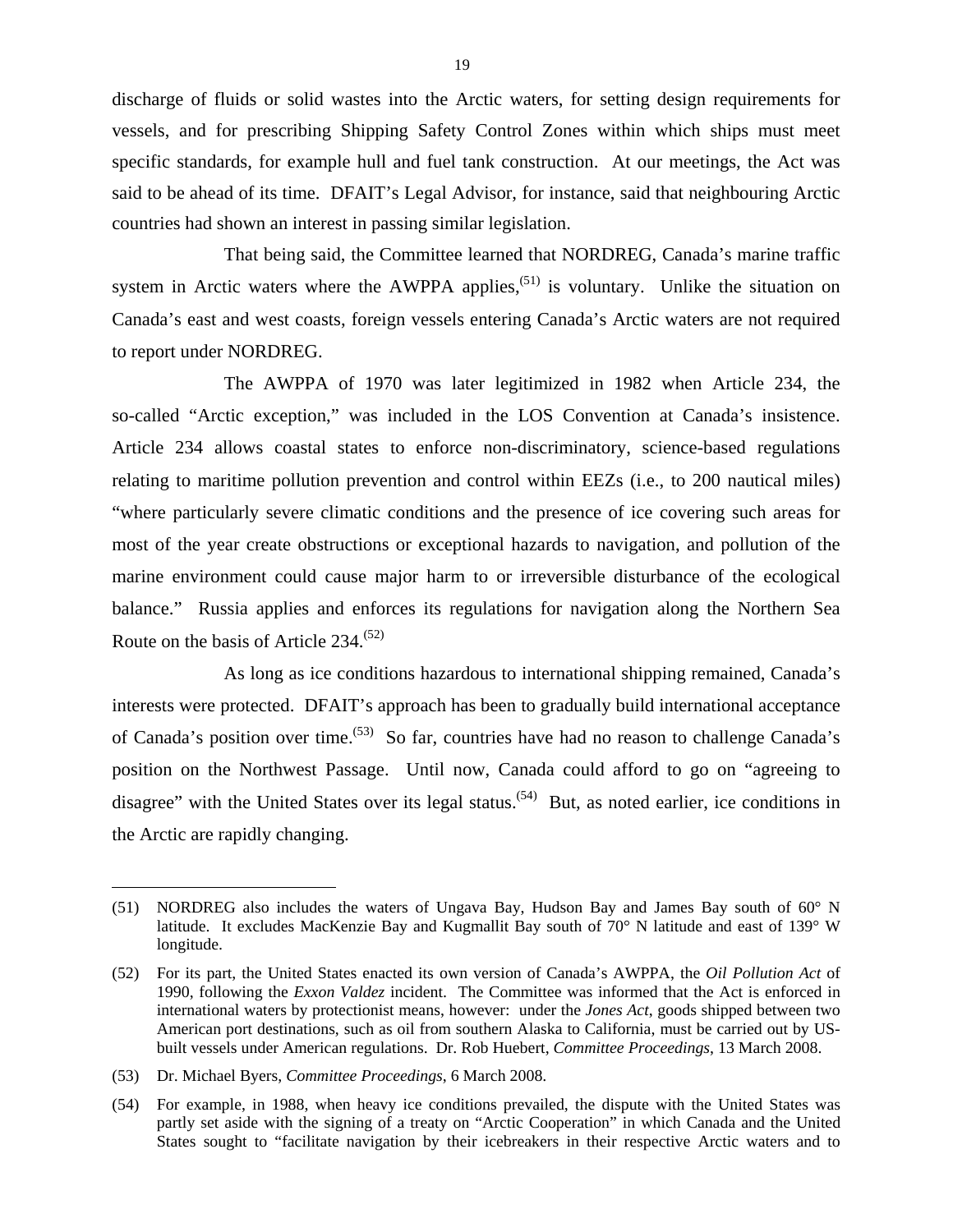discharge of fluids or solid wastes into the Arctic waters, for setting design requirements for vessels, and for prescribing Shipping Safety Control Zones within which ships must meet specific standards, for example hull and fuel tank construction. At our meetings, the Act was said to be ahead of its time. DFAIT's Legal Advisor, for instance, said that neighbouring Arctic countries had shown an interest in passing similar legislation.

That being said, the Committee learned that NORDREG, Canada's marine traffic system in Arctic waters where the AWPPA applies,(51) is voluntary. Unlike the situation on Canada's east and west coasts, foreign vessels entering Canada's Arctic waters are not required to report under NORDREG.

The AWPPA of 1970 was later legitimized in 1982 when Article 234, the so-called "Arctic exception," was included in the LOS Convention at Canada's insistence. Article 234 allows coastal states to enforce non-discriminatory, science-based regulations relating to maritime pollution prevention and control within EEZs (i.e., to 200 nautical miles) "where particularly severe climatic conditions and the presence of ice covering such areas for most of the year create obstructions or exceptional hazards to navigation, and pollution of the marine environment could cause major harm to or irreversible disturbance of the ecological balance." Russia applies and enforces its regulations for navigation along the Northern Sea Route on the basis of Article 234.(52)

As long as ice conditions hazardous to international shipping remained, Canada's interests were protected. DFAIT's approach has been to gradually build international acceptance of Canada's position over time.(53) So far, countries have had no reason to challenge Canada's position on the Northwest Passage. Until now, Canada could afford to go on "agreeing to disagree" with the United States over its legal status.(54) But, as noted earlier, ice conditions in the Arctic are rapidly changing.

---

(51) NORDREG also includes the waters of Ungava Bay, Hudson Bay and James Bay south of 60° N latitude. It excludes MacKenzie Bay and Kugmallit Bay south of 70° N latitude and east of 139° W longitude.

(52) For its part, the United States enacted its own version of Canada's AWPPA, the *Oil Pollution Act* of 1990, following the *Exxon Valdez* incident. The Committee was informed that the Act is enforced in international waters by protectionist means, however: under the *Jones Act*, goods shipped between two American port destinations, such as oil from southern Alaska to California, must be carried out by US-built vessels under American regulations. Dr. Rob Huebert, *Committee Proceedings*, 13 March 2008.

(53) Dr. Michael Byers, *Committee Proceedings*, 6 March 2008.

(54) For example, in 1988, when heavy ice conditions prevailed, the dispute with the United States was partly set aside with the signing of a treaty on "Arctic Cooperation" in which Canada and the United States sought to "facilitate navigation by their icebreakers in their respective Arctic waters and to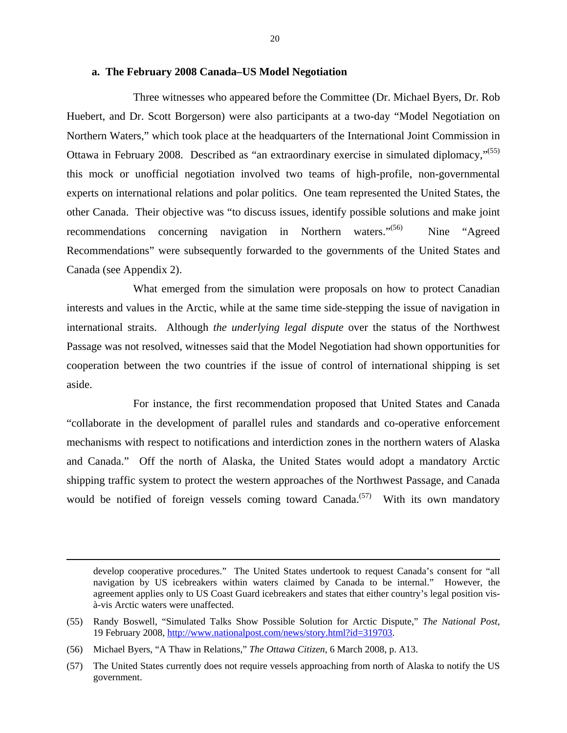### a. The February 2008 Canada–US Model Negotiation

Three witnesses who appeared before the Committee (Dr. Michael Byers, Dr. Rob Huebert, and Dr. Scott Borgerson) were also participants at a two-day "Model Negotiation on Northern Waters," which took place at the headquarters of the International Joint Commission in Ottawa in February 2008. Described as "an extraordinary exercise in simulated diplomacy,"[55] this mock or unofficial negotiation involved two teams of high-profile, non-governmental experts on international relations and polar politics. One team represented the United States, the other Canada. Their objective was "to discuss issues, identify possible solutions and make joint recommendations concerning navigation in Northern waters."[56] Nine "Agreed Recommendations" were subsequently forwarded to the governments of the United States and Canada (see Appendix 2).

What emerged from the simulation were proposals on how to protect Canadian interests and values in the Arctic, while at the same time side-stepping the issue of navigation in international straits. Although *the underlying legal dispute* over the status of the Northwest Passage was not resolved, witnesses said that the Model Negotiation had shown opportunities for cooperation between the two countries if the issue of control of international shipping is set aside.

For instance, the first recommendation proposed that United States and Canada "collaborate in the development of parallel rules and standards and co-operative enforcement mechanisms with respect to notifications and interdiction zones in the northern waters of Alaska and Canada." Off the north of Alaska, the United States would adopt a mandatory Arctic shipping traffic system to protect the western approaches of the Northwest Passage, and Canada would be notified of foreign vessels coming toward Canada.[57] With its own mandatory

---

develop cooperative procedures." The United States undertook to request Canada's consent for "all navigation by US icebreakers within waters claimed by Canada to be internal." However, the agreement applies only to US Coast Guard icebreakers and states that either country's legal position vis-à-vis Arctic waters were unaffected.

(55) Randy Boswell, "Simulated Talks Show Possible Solution for Arctic Dispute," *The National Post*, 19 February 2008, http://www.nationalpost.com/news/story.html?id=319703.

(56) Michael Byers, "A Thaw in Relations," *The Ottawa Citizen*, 6 March 2008, p. A13.

(57) The United States currently does not require vessels approaching from north of Alaska to notify the US government.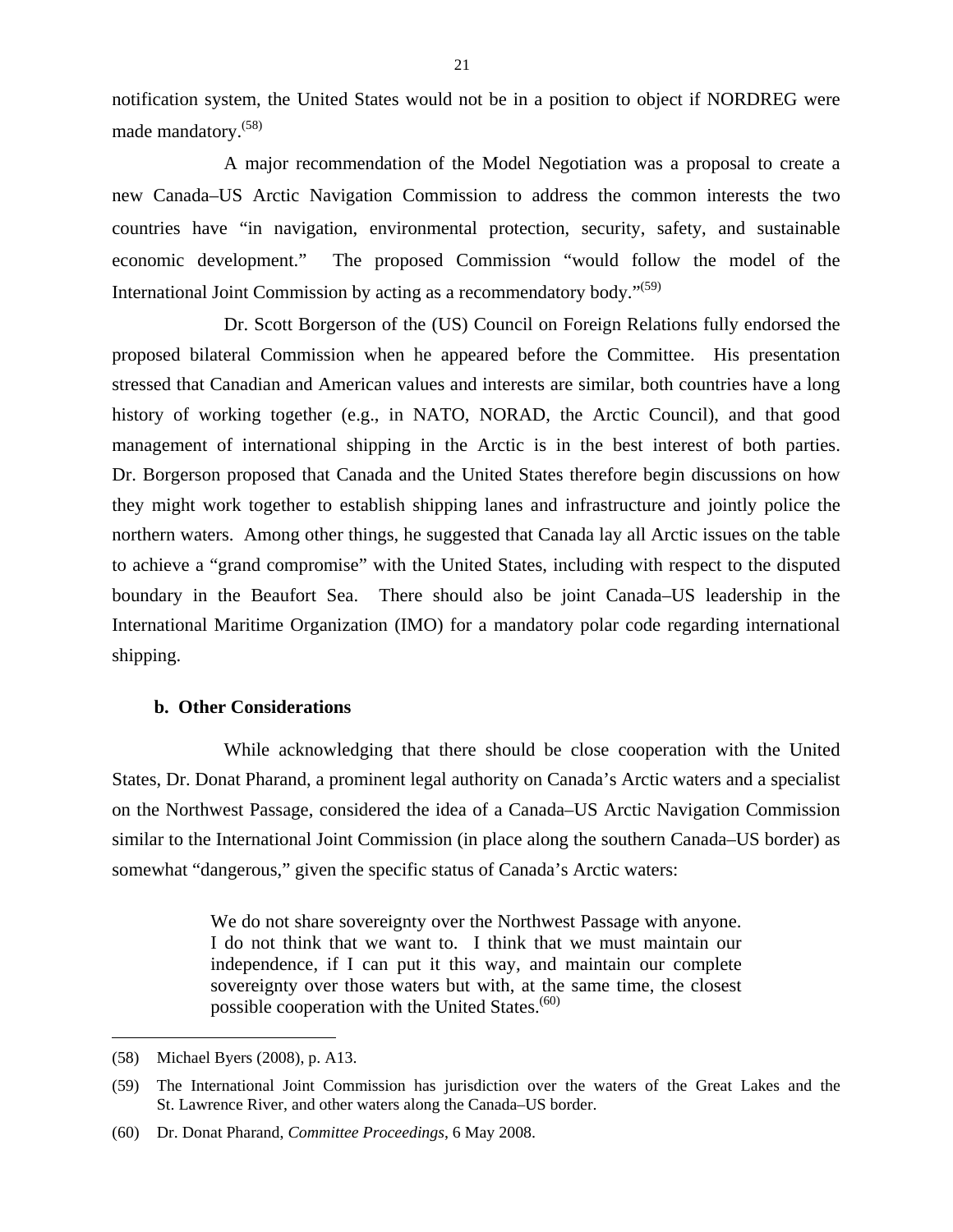notification system, the United States would not be in a position to object if NORDREG were made mandatory.[58]

A major recommendation of the Model Negotiation was a proposal to create a new Canada–US Arctic Navigation Commission to address the common interests the two countries have "in navigation, environmental protection, security, safety, and sustainable economic development." The proposed Commission "would follow the model of the International Joint Commission by acting as a recommendatory body."[59]

Dr. Scott Borgerson of the (US) Council on Foreign Relations fully endorsed the proposed bilateral Commission when he appeared before the Committee. His presentation stressed that Canadian and American values and interests are similar, both countries have a long history of working together (e.g., in NATO, NORAD, the Arctic Council), and that good management of international shipping in the Arctic is in the best interest of both parties. Dr. Borgerson proposed that Canada and the United States therefore begin discussions on how they might work together to establish shipping lanes and infrastructure and jointly police the northern waters. Among other things, he suggested that Canada lay all Arctic issues on the table to achieve a "grand compromise" with the United States, including with respect to the disputed boundary in the Beaufort Sea. There should also be joint Canada–US leadership in the International Maritime Organization (IMO) for a mandatory polar code regarding international shipping.

### b. Other Considerations

While acknowledging that there should be close cooperation with the United States, Dr. Donat Pharand, a prominent legal authority on Canada's Arctic waters and a specialist on the Northwest Passage, considered the idea of a Canada–US Arctic Navigation Commission similar to the International Joint Commission (in place along the southern Canada–US border) as somewhat "dangerous," given the specific status of Canada's Arctic waters:

> We do not share sovereignty over the Northwest Passage with anyone. I do not think that we want to. I think that we must maintain our independence, if I can put it this way, and maintain our complete sovereignty over those waters but with, at the same time, the closest possible cooperation with the United States.[60]

---

(58) Michael Byers (2008), p. A13.

(59) The International Joint Commission has jurisdiction over the waters of the Great Lakes and the St. Lawrence River, and other waters along the Canada–US border.

(60) Dr. Donat Pharand, *Committee Proceedings*, 6 May 2008.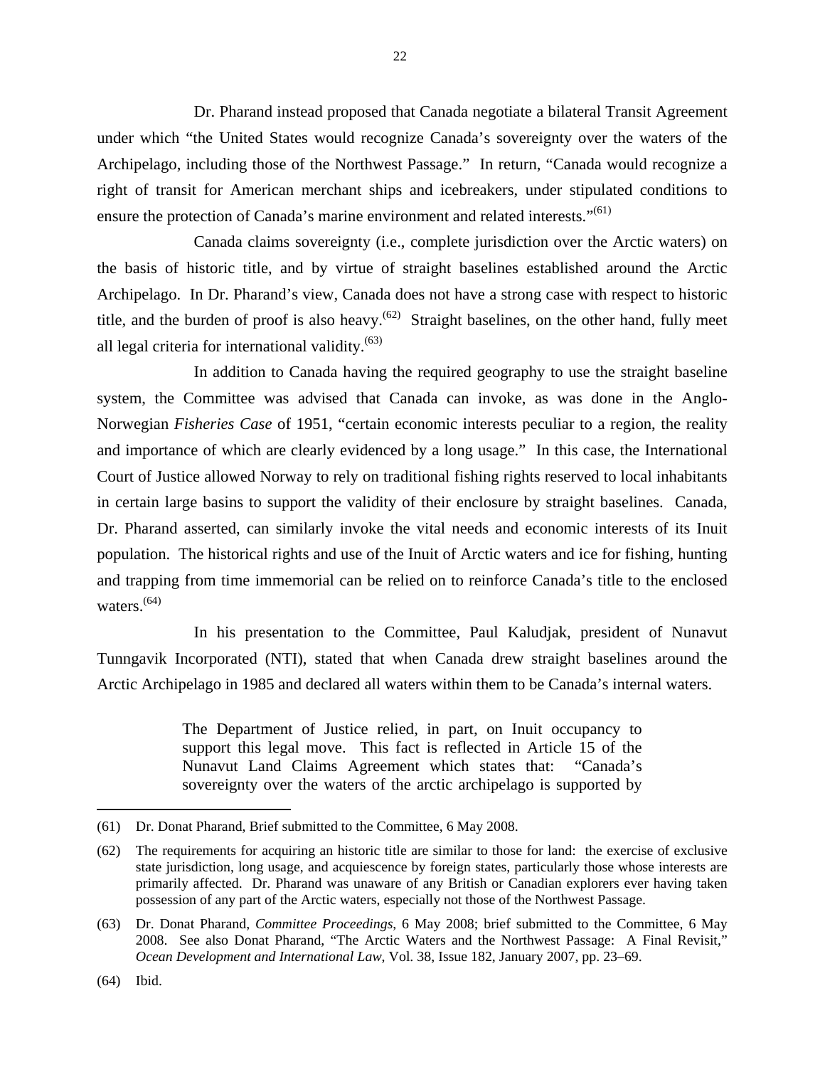Dr. Pharand instead proposed that Canada negotiate a bilateral Transit Agreement under which "the United States would recognize Canada's sovereignty over the waters of the Archipelago, including those of the Northwest Passage." In return, "Canada would recognize a right of transit for American merchant ships and icebreakers, under stipulated conditions to ensure the protection of Canada's marine environment and related interests."[(61)]

Canada claims sovereignty (i.e., complete jurisdiction over the Arctic waters) on the basis of historic title, and by virtue of straight baselines established around the Arctic Archipelago. In Dr. Pharand's view, Canada does not have a strong case with respect to historic title, and the burden of proof is also heavy.[(62)] Straight baselines, on the other hand, fully meet all legal criteria for international validity.[(63)]

In addition to Canada having the required geography to use the straight baseline system, the Committee was advised that Canada can invoke, as was done in the Anglo-Norwegian *Fisheries Case* of 1951, "certain economic interests peculiar to a region, the reality and importance of which are clearly evidenced by a long usage." In this case, the International Court of Justice allowed Norway to rely on traditional fishing rights reserved to local inhabitants in certain large basins to support the validity of their enclosure by straight baselines. Canada, Dr. Pharand asserted, can similarly invoke the vital needs and economic interests of its Inuit population. The historical rights and use of the Inuit of Arctic waters and ice for fishing, hunting and trapping from time immemorial can be relied on to reinforce Canada's title to the enclosed waters.[(64)]

In his presentation to the Committee, Paul Kaludjak, president of Nunavut Tunngavik Incorporated (NTI), stated that when Canada drew straight baselines around the Arctic Archipelago in 1985 and declared all waters within them to be Canada's internal waters.

> The Department of Justice relied, in part, on Inuit occupancy to support this legal move. This fact is reflected in Article 15 of the Nunavut Land Claims Agreement which states that: "Canada's sovereignty over the waters of the arctic archipelago is supported by

---

(61) Dr. Donat Pharand, Brief submitted to the Committee, 6 May 2008.

(62) The requirements for acquiring an historic title are similar to those for land: the exercise of exclusive state jurisdiction, long usage, and acquiescence by foreign states, particularly those whose interests are primarily affected. Dr. Pharand was unaware of any British or Canadian explorers ever having taken possession of any part of the Arctic waters, especially not those of the Northwest Passage.

(63) Dr. Donat Pharand, *Committee Proceedings*, 6 May 2008; brief submitted to the Committee, 6 May 2008. See also Donat Pharand, "The Arctic Waters and the Northwest Passage: A Final Revisit," *Ocean Development and International Law*, Vol. 38, Issue 182, January 2007, pp. 23–69.

(64) Ibid.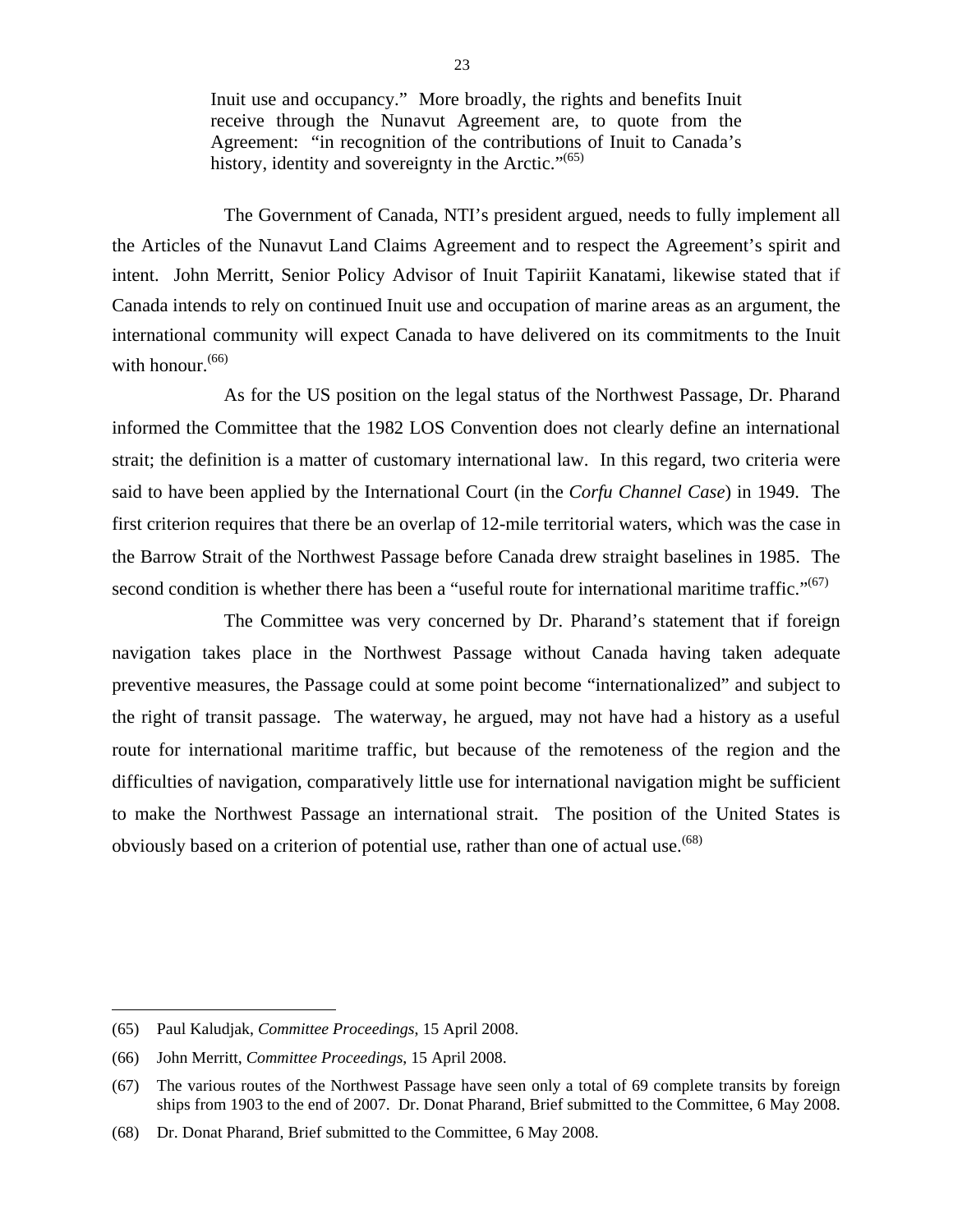> Inuit use and occupancy." More broadly, the rights and benefits Inuit receive through the Nunavut Agreement are, to quote from the Agreement: "in recognition of the contributions of Inuit to Canada's history, identity and sovereignty in the Arctic."[65]

The Government of Canada, NTI's president argued, needs to fully implement all the Articles of the Nunavut Land Claims Agreement and to respect the Agreement's spirit and intent. John Merritt, Senior Policy Advisor of Inuit Tapiriit Kanatami, likewise stated that if Canada intends to rely on continued Inuit use and occupation of marine areas as an argument, the international community will expect Canada to have delivered on its commitments to the Inuit with honour.[66]

As for the US position on the legal status of the Northwest Passage, Dr. Pharand informed the Committee that the 1982 LOS Convention does not clearly define an international strait; the definition is a matter of customary international law. In this regard, two criteria were said to have been applied by the International Court (in the *Corfu Channel Case*) in 1949. The first criterion requires that there be an overlap of 12-mile territorial waters, which was the case in the Barrow Strait of the Northwest Passage before Canada drew straight baselines in 1985. The second condition is whether there has been a "useful route for international maritime traffic."[67]

The Committee was very concerned by Dr. Pharand's statement that if foreign navigation takes place in the Northwest Passage without Canada having taken adequate preventive measures, the Passage could at some point become "internationalized" and subject to the right of transit passage. The waterway, he argued, may not have had a history as a useful route for international maritime traffic, but because of the remoteness of the region and the difficulties of navigation, comparatively little use for international navigation might be sufficient to make the Northwest Passage an international strait. The position of the United States is obviously based on a criterion of potential use, rather than one of actual use.[68]

---

(65) Paul Kaludjak, *Committee Proceedings*, 15 April 2008.

(66) John Merritt, *Committee Proceedings*, 15 April 2008.

(67) The various routes of the Northwest Passage have seen only a total of 69 complete transits by foreign ships from 1903 to the end of 2007. Dr. Donat Pharand, Brief submitted to the Committee, 6 May 2008.

(68) Dr. Donat Pharand, Brief submitted to the Committee, 6 May 2008.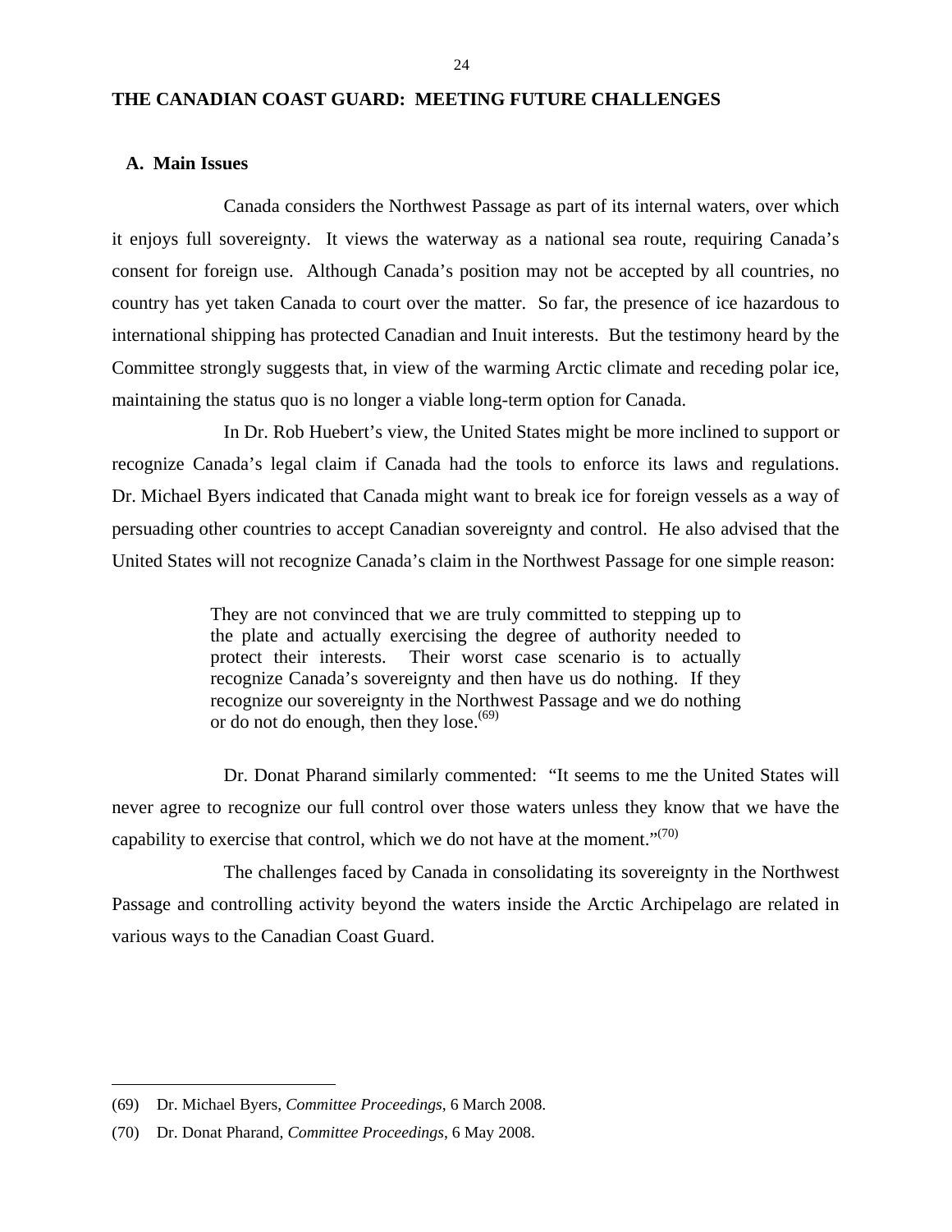## THE CANADIAN COAST GUARD: MEETING FUTURE CHALLENGES

### A. Main Issues

Canada considers the Northwest Passage as part of its internal waters, over which it enjoys full sovereignty. It views the waterway as a national sea route, requiring Canada's consent for foreign use. Although Canada's position may not be accepted by all countries, no country has yet taken Canada to court over the matter. So far, the presence of ice hazardous to international shipping has protected Canadian and Inuit interests. But the testimony heard by the Committee strongly suggests that, in view of the warming Arctic climate and receding polar ice, maintaining the status quo is no longer a viable long-term option for Canada.

In Dr. Rob Huebert's view, the United States might be more inclined to support or recognize Canada's legal claim if Canada had the tools to enforce its laws and regulations. Dr. Michael Byers indicated that Canada might want to break ice for foreign vessels as a way of persuading other countries to accept Canadian sovereignty and control. He also advised that the United States will not recognize Canada's claim in the Northwest Passage for one simple reason:

> They are not convinced that we are truly committed to stepping up to the plate and actually exercising the degree of authority needed to protect their interests. Their worst case scenario is to actually recognize Canada's sovereignty and then have us do nothing. If they recognize our sovereignty in the Northwest Passage and we do nothing or do not do enough, then they lose.[69]

Dr. Donat Pharand similarly commented: "It seems to me the United States will never agree to recognize our full control over those waters unless they know that we have the capability to exercise that control, which we do not have at the moment."[70]

The challenges faced by Canada in consolidating its sovereignty in the Northwest Passage and controlling activity beyond the waters inside the Arctic Archipelago are related in various ways to the Canadian Coast Guard.

---

(69) Dr. Michael Byers, *Committee Proceedings*, 6 March 2008.

(70) Dr. Donat Pharand, *Committee Proceedings*, 6 May 2008.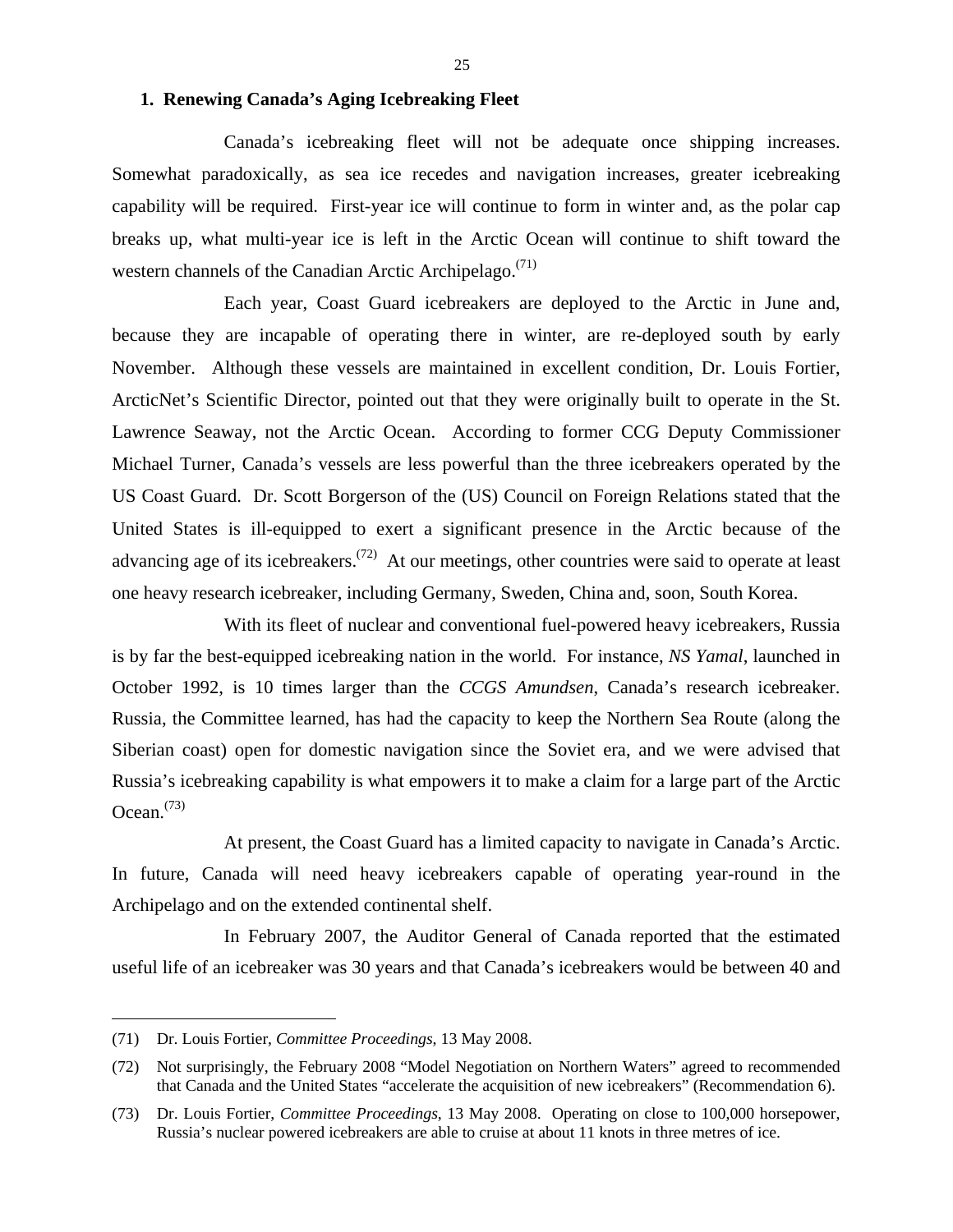### 1. Renewing Canada's Aging Icebreaking Fleet

Canada's icebreaking fleet will not be adequate once shipping increases. Somewhat paradoxically, as sea ice recedes and navigation increases, greater icebreaking capability will be required. First-year ice will continue to form in winter and, as the polar cap breaks up, what multi-year ice is left in the Arctic Ocean will continue to shift toward the western channels of the Canadian Arctic Archipelago.(71)

Each year, Coast Guard icebreakers are deployed to the Arctic in June and, because they are incapable of operating there in winter, are re-deployed south by early November. Although these vessels are maintained in excellent condition, Dr. Louis Fortier, ArcticNet's Scientific Director, pointed out that they were originally built to operate in the St. Lawrence Seaway, not the Arctic Ocean. According to former CCG Deputy Commissioner Michael Turner, Canada's vessels are less powerful than the three icebreakers operated by the US Coast Guard. Dr. Scott Borgerson of the (US) Council on Foreign Relations stated that the United States is ill-equipped to exert a significant presence in the Arctic because of the advancing age of its icebreakers.(72) At our meetings, other countries were said to operate at least one heavy research icebreaker, including Germany, Sweden, China and, soon, South Korea.

With its fleet of nuclear and conventional fuel-powered heavy icebreakers, Russia is by far the best-equipped icebreaking nation in the world. For instance, *NS Yamal*, launched in October 1992, is 10 times larger than the *CCGS Amundsen*, Canada's research icebreaker. Russia, the Committee learned, has had the capacity to keep the Northern Sea Route (along the Siberian coast) open for domestic navigation since the Soviet era, and we were advised that Russia's icebreaking capability is what empowers it to make a claim for a large part of the Arctic Ocean.(73)

At present, the Coast Guard has a limited capacity to navigate in Canada's Arctic. In future, Canada will need heavy icebreakers capable of operating year-round in the Archipelago and on the extended continental shelf.

In February 2007, the Auditor General of Canada reported that the estimated useful life of an icebreaker was 30 years and that Canada's icebreakers would be between 40 and

---

(71) Dr. Louis Fortier, *Committee Proceedings*, 13 May 2008.

(72) Not surprisingly, the February 2008 "Model Negotiation on Northern Waters" agreed to recommended that Canada and the United States "accelerate the acquisition of new icebreakers" (Recommendation 6).

(73) Dr. Louis Fortier, *Committee Proceedings*, 13 May 2008. Operating on close to 100,000 horsepower, Russia's nuclear powered icebreakers are able to cruise at about 11 knots in three metres of ice.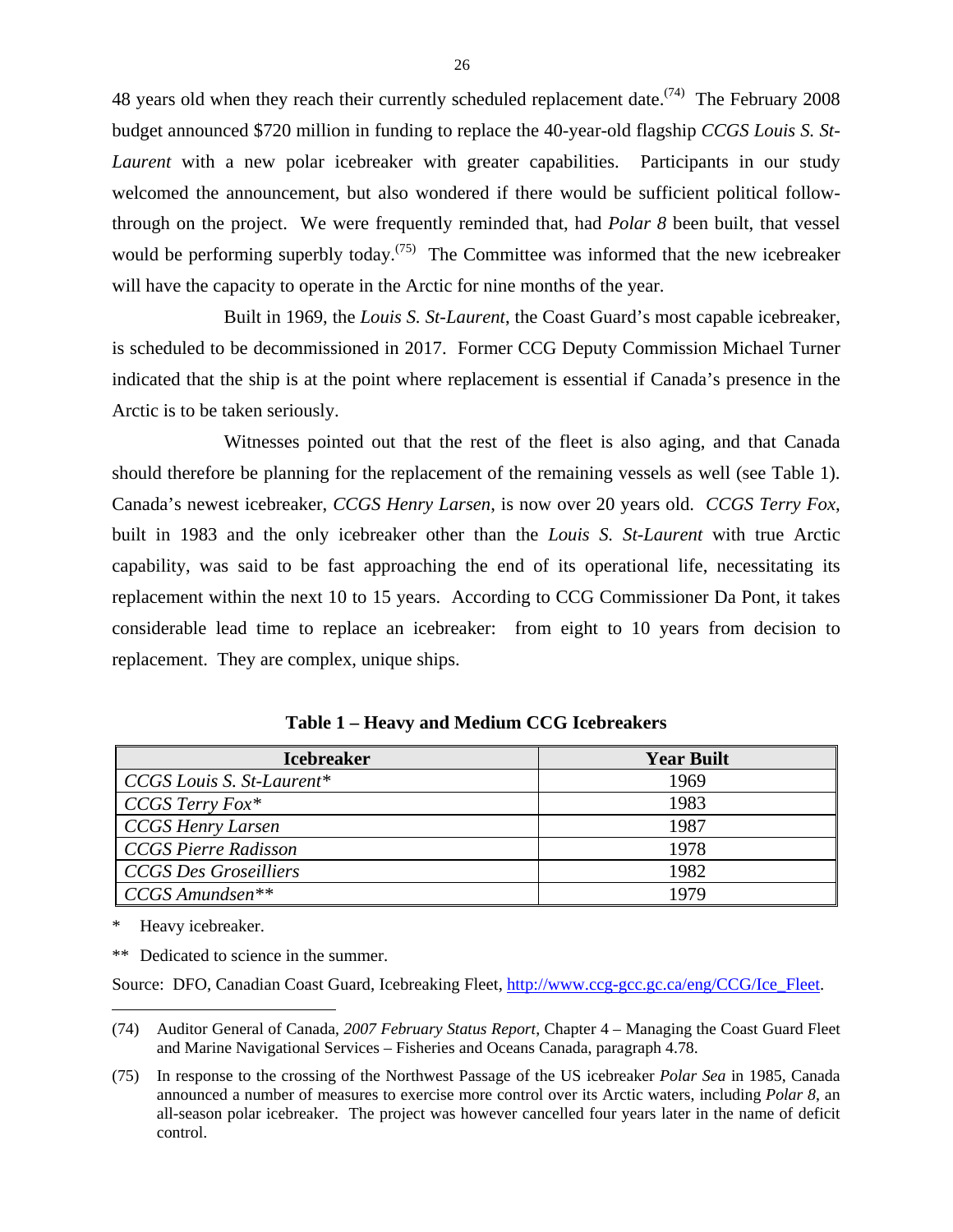48 years old when they reach their currently scheduled replacement date.[74] The February 2008 budget announced $720 million in funding to replace the 40-year-old flagship *CCGS Louis S. St-Laurent* with a new polar icebreaker with greater capabilities. Participants in our study welcomed the announcement, but also wondered if there would be sufficient political follow-through on the project. We were frequently reminded that, had *Polar 8* been built, that vessel would be performing superbly today.[75] The Committee was informed that the new icebreaker will have the capacity to operate in the Arctic for nine months of the year.

Built in 1969, the *Louis S. St-Laurent*, the Coast Guard's most capable icebreaker, is scheduled to be decommissioned in 2017. Former CCG Deputy Commission Michael Turner indicated that the ship is at the point where replacement is essential if Canada's presence in the Arctic is to be taken seriously.

Witnesses pointed out that the rest of the fleet is also aging, and that Canada should therefore be planning for the replacement of the remaining vessels as well (see Table 1). Canada's newest icebreaker, *CCGS Henry Larsen*, is now over 20 years old. *CCGS Terry Fox*, built in 1983 and the only icebreaker other than the *Louis S. St-Laurent* with true Arctic capability, was said to be fast approaching the end of its operational life, necessitating its replacement within the next 10 to 15 years. According to CCG Commissioner Da Pont, it takes considerable lead time to replace an icebreaker: from eight to 10 years from decision to replacement. They are complex, unique ships.

**Table 1 – Heavy and Medium CCG Icebreakers**

| Icebreaker | Year Built |
|---|---|
| *CCGS Louis S. St-Laurent** | 1969 |
| *CCGS Terry Fox** | 1983 |
| *CCGS Henry Larsen* | 1987 |
| *CCGS Pierre Radisson* | 1978 |
| *CCGS Des Groseilliers* | 1982 |
| *CCGS Amundsen*** | 1979 |

\* Heavy icebreaker.

\*\* Dedicated to science in the summer.

Source: DFO, Canadian Coast Guard, Icebreaking Fleet, http://www.ccg-gcc.gc.ca/eng/CCG/Ice_Fleet.

(74) Auditor General of Canada, *2007 February Status Report*, Chapter 4 – Managing the Coast Guard Fleet and Marine Navigational Services – Fisheries and Oceans Canada, paragraph 4.78.

(75) In response to the crossing of the Northwest Passage of the US icebreaker *Polar Sea* in 1985, Canada announced a number of measures to exercise more control over its Arctic waters, including *Polar 8*, an all-season polar icebreaker. The project was however cancelled four years later in the name of deficit control.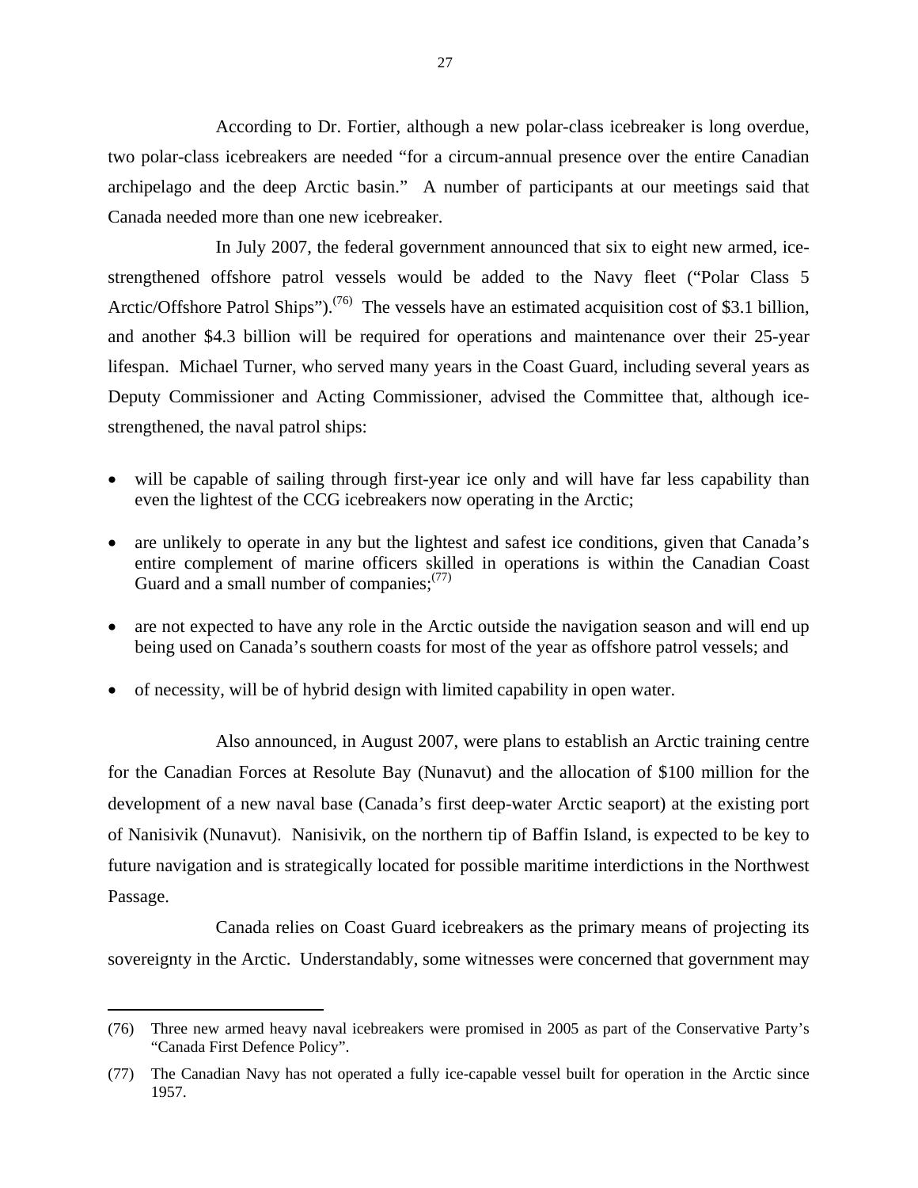According to Dr. Fortier, although a new polar-class icebreaker is long overdue, two polar-class icebreakers are needed "for a circum-annual presence over the entire Canadian archipelago and the deep Arctic basin." A number of participants at our meetings said that Canada needed more than one new icebreaker.

In July 2007, the federal government announced that six to eight new armed, ice-strengthened offshore patrol vessels would be added to the Navy fleet ("Polar Class 5 Arctic/Offshore Patrol Ships").(76) The vessels have an estimated acquisition cost of $3.1 billion, and another $4.3 billion will be required for operations and maintenance over their 25-year lifespan. Michael Turner, who served many years in the Coast Guard, including several years as Deputy Commissioner and Acting Commissioner, advised the Committee that, although ice-strengthened, the naval patrol ships:

- will be capable of sailing through first-year ice only and will have far less capability than even the lightest of the CCG icebreakers now operating in the Arctic;
- are unlikely to operate in any but the lightest and safest ice conditions, given that Canada's entire complement of marine officers skilled in operations is within the Canadian Coast Guard and a small number of companies;(77)
- are not expected to have any role in the Arctic outside the navigation season and will end up being used on Canada's southern coasts for most of the year as offshore patrol vessels; and
- of necessity, will be of hybrid design with limited capability in open water.

Also announced, in August 2007, were plans to establish an Arctic training centre for the Canadian Forces at Resolute Bay (Nunavut) and the allocation of $100 million for the development of a new naval base (Canada's first deep-water Arctic seaport) at the existing port of Nanisivik (Nunavut). Nanisivik, on the northern tip of Baffin Island, is expected to be key to future navigation and is strategically located for possible maritime interdictions in the Northwest Passage.

Canada relies on Coast Guard icebreakers as the primary means of projecting its sovereignty in the Arctic. Understandably, some witnesses were concerned that government may

---

(76) Three new armed heavy naval icebreakers were promised in 2005 as part of the Conservative Party's "Canada First Defence Policy".

(77) The Canadian Navy has not operated a fully ice-capable vessel built for operation in the Arctic since 1957.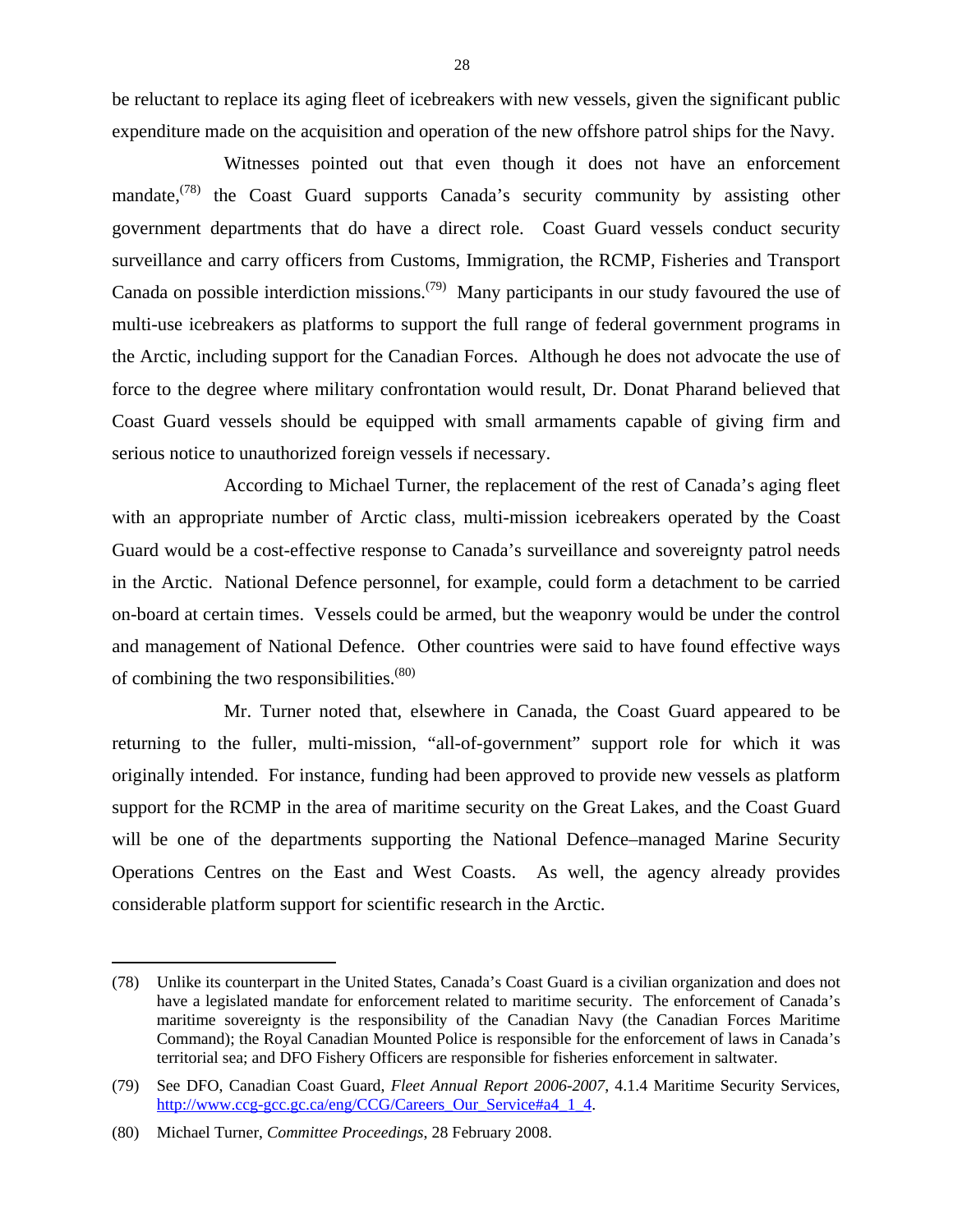be reluctant to replace its aging fleet of icebreakers with new vessels, given the significant public expenditure made on the acquisition and operation of the new offshore patrol ships for the Navy.

Witnesses pointed out that even though it does not have an enforcement mandate,(78) the Coast Guard supports Canada's security community by assisting other government departments that do have a direct role. Coast Guard vessels conduct security surveillance and carry officers from Customs, Immigration, the RCMP, Fisheries and Transport Canada on possible interdiction missions.(79) Many participants in our study favoured the use of multi-use icebreakers as platforms to support the full range of federal government programs in the Arctic, including support for the Canadian Forces. Although he does not advocate the use of force to the degree where military confrontation would result, Dr. Donat Pharand believed that Coast Guard vessels should be equipped with small armaments capable of giving firm and serious notice to unauthorized foreign vessels if necessary.

According to Michael Turner, the replacement of the rest of Canada's aging fleet with an appropriate number of Arctic class, multi-mission icebreakers operated by the Coast Guard would be a cost-effective response to Canada's surveillance and sovereignty patrol needs in the Arctic. National Defence personnel, for example, could form a detachment to be carried on-board at certain times. Vessels could be armed, but the weaponry would be under the control and management of National Defence. Other countries were said to have found effective ways of combining the two responsibilities.(80)

Mr. Turner noted that, elsewhere in Canada, the Coast Guard appeared to be returning to the fuller, multi-mission, "all-of-government" support role for which it was originally intended. For instance, funding had been approved to provide new vessels as platform support for the RCMP in the area of maritime security on the Great Lakes, and the Coast Guard will be one of the departments supporting the National Defence–managed Marine Security Operations Centres on the East and West Coasts. As well, the agency already provides considerable platform support for scientific research in the Arctic.

---

(78) Unlike its counterpart in the United States, Canada's Coast Guard is a civilian organization and does not have a legislated mandate for enforcement related to maritime security. The enforcement of Canada's maritime sovereignty is the responsibility of the Canadian Navy (the Canadian Forces Maritime Command); the Royal Canadian Mounted Police is responsible for the enforcement of laws in Canada's territorial sea; and DFO Fishery Officers are responsible for fisheries enforcement in saltwater.

(79) See DFO, Canadian Coast Guard, *Fleet Annual Report 2006-2007*, 4.1.4 Maritime Security Services, http://www.ccg-gcc.gc.ca/eng/CCG/Careers_Our_Service#a4_1_4.

(80) Michael Turner, *Committee Proceedings*, 28 February 2008.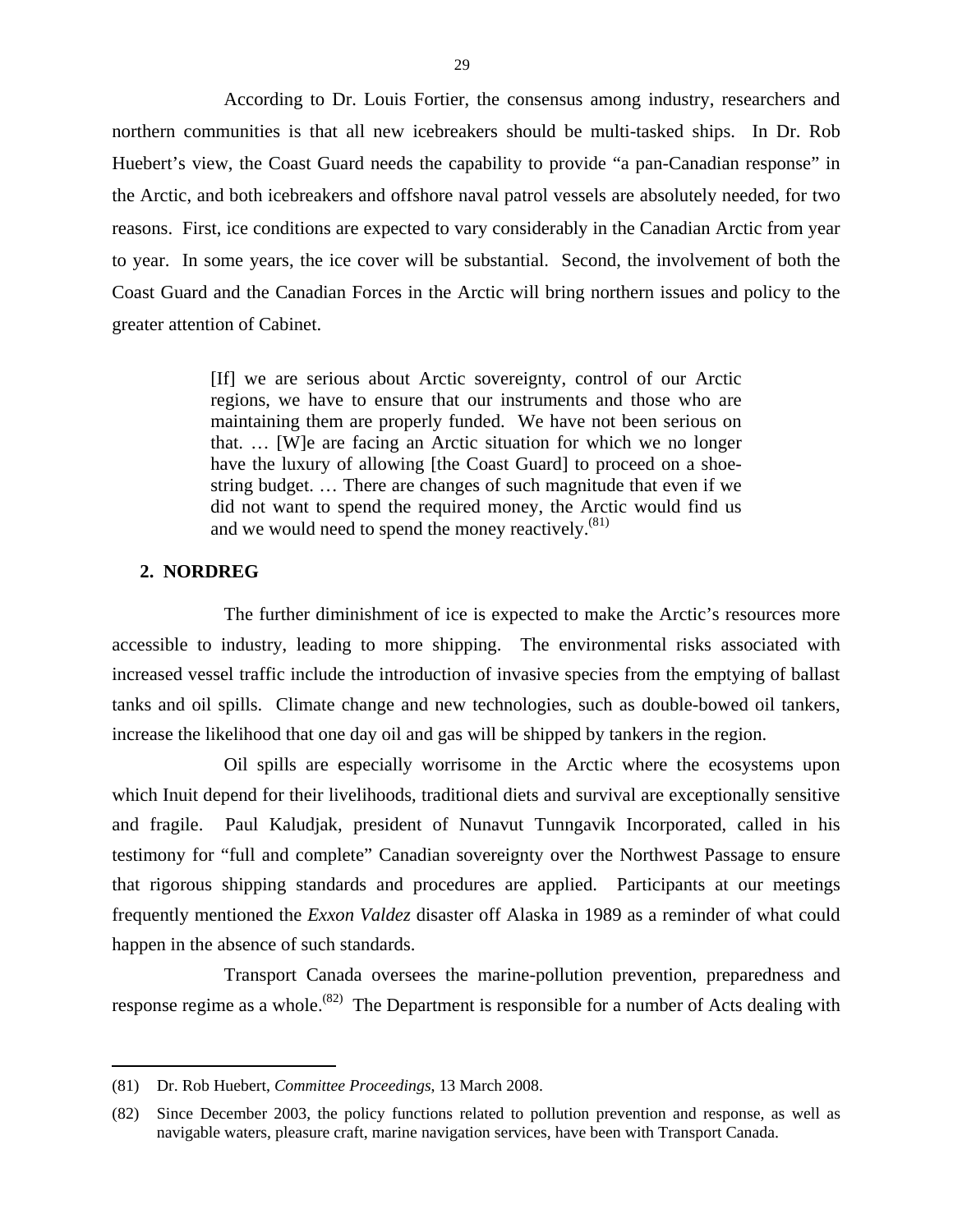According to Dr. Louis Fortier, the consensus among industry, researchers and northern communities is that all new icebreakers should be multi-tasked ships. In Dr. Rob Huebert's view, the Coast Guard needs the capability to provide "a pan-Canadian response" in the Arctic, and both icebreakers and offshore naval patrol vessels are absolutely needed, for two reasons. First, ice conditions are expected to vary considerably in the Canadian Arctic from year to year. In some years, the ice cover will be substantial. Second, the involvement of both the Coast Guard and the Canadian Forces in the Arctic will bring northern issues and policy to the greater attention of Cabinet.

> [If] we are serious about Arctic sovereignty, control of our Arctic regions, we have to ensure that our instruments and those who are maintaining them are properly funded. We have not been serious on that. … [W]e are facing an Arctic situation for which we no longer have the luxury of allowing [the Coast Guard] to proceed on a shoe-string budget. … There are changes of such magnitude that even if we did not want to spend the required money, the Arctic would find us and we would need to spend the money reactively.(81)

## 2. NORDREG

The further diminishment of ice is expected to make the Arctic's resources more accessible to industry, leading to more shipping. The environmental risks associated with increased vessel traffic include the introduction of invasive species from the emptying of ballast tanks and oil spills. Climate change and new technologies, such as double-bowed oil tankers, increase the likelihood that one day oil and gas will be shipped by tankers in the region.

Oil spills are especially worrisome in the Arctic where the ecosystems upon which Inuit depend for their livelihoods, traditional diets and survival are exceptionally sensitive and fragile. Paul Kaludjak, president of Nunavut Tunngavik Incorporated, called in his testimony for "full and complete" Canadian sovereignty over the Northwest Passage to ensure that rigorous shipping standards and procedures are applied. Participants at our meetings frequently mentioned the *Exxon Valdez* disaster off Alaska in 1989 as a reminder of what could happen in the absence of such standards.

Transport Canada oversees the marine-pollution prevention, preparedness and response regime as a whole.(82) The Department is responsible for a number of Acts dealing with

---

(81) Dr. Rob Huebert, *Committee Proceedings*, 13 March 2008.

(82) Since December 2003, the policy functions related to pollution prevention and response, as well as navigable waters, pleasure craft, marine navigation services, have been with Transport Canada.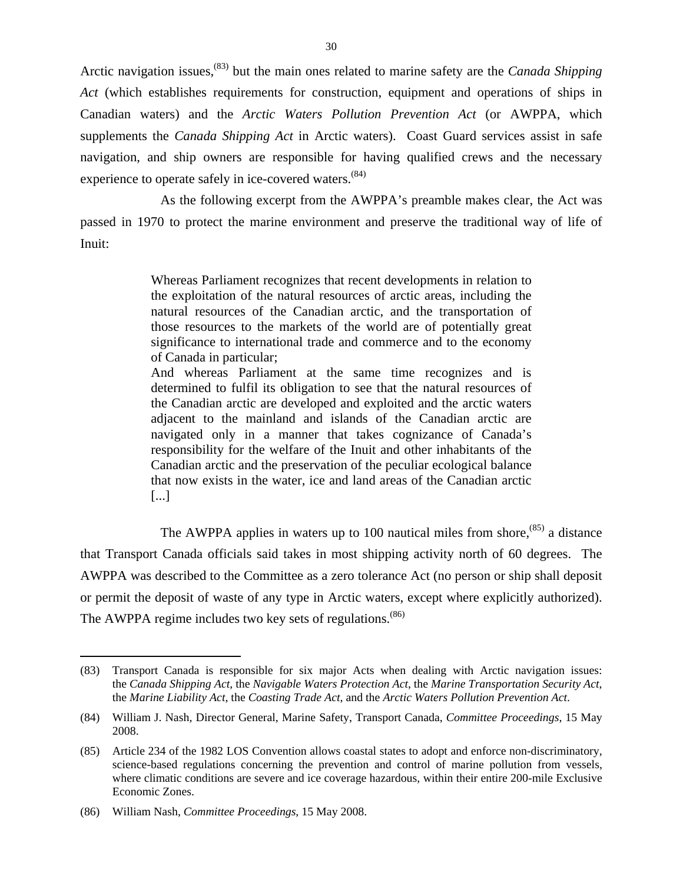Arctic navigation issues,[83] but the main ones related to marine safety are the *Canada Shipping Act* (which establishes requirements for construction, equipment and operations of ships in Canadian waters) and the *Arctic Waters Pollution Prevention Act* (or AWPPA, which supplements the *Canada Shipping Act* in Arctic waters). Coast Guard services assist in safe navigation, and ship owners are responsible for having qualified crews and the necessary experience to operate safely in ice-covered waters.[84]

As the following excerpt from the AWPPA's preamble makes clear, the Act was passed in 1970 to protect the marine environment and preserve the traditional way of life of Inuit:

> Whereas Parliament recognizes that recent developments in relation to the exploitation of the natural resources of arctic areas, including the natural resources of the Canadian arctic, and the transportation of those resources to the markets of the world are of potentially great significance to international trade and commerce and to the economy of Canada in particular;
>
> And whereas Parliament at the same time recognizes and is determined to fulfil its obligation to see that the natural resources of the Canadian arctic are developed and exploited and the arctic waters adjacent to the mainland and islands of the Canadian arctic are navigated only in a manner that takes cognizance of Canada's responsibility for the welfare of the Inuit and other inhabitants of the Canadian arctic and the preservation of the peculiar ecological balance that now exists in the water, ice and land areas of the Canadian arctic [...]

The AWPPA applies in waters up to 100 nautical miles from shore,[85] a distance that Transport Canada officials said takes in most shipping activity north of 60 degrees. The AWPPA was described to the Committee as a zero tolerance Act (no person or ship shall deposit or permit the deposit of waste of any type in Arctic waters, except where explicitly authorized). The AWPPA regime includes two key sets of regulations.[86]

---

(83) Transport Canada is responsible for six major Acts when dealing with Arctic navigation issues: the *Canada Shipping Act,* the *Navigable Waters Protection Act*, the *Marine Transportation Security Act*, the *Marine Liability Act,* the *Coasting Trade Act,* and the *Arctic Waters Pollution Prevention Act*.

(84) William J. Nash, Director General, Marine Safety, Transport Canada, *Committee Proceedings*, 15 May 2008.

(85) Article 234 of the 1982 LOS Convention allows coastal states to adopt and enforce non-discriminatory, science-based regulations concerning the prevention and control of marine pollution from vessels, where climatic conditions are severe and ice coverage hazardous, within their entire 200-mile Exclusive Economic Zones.

(86) William Nash, *Committee Proceedings*, 15 May 2008.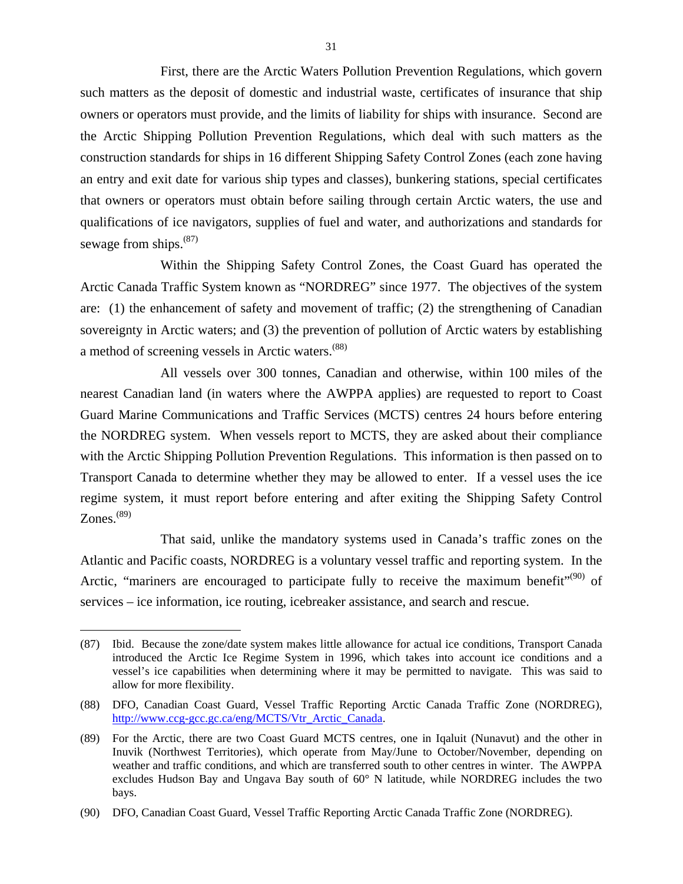First, there are the Arctic Waters Pollution Prevention Regulations, which govern such matters as the deposit of domestic and industrial waste, certificates of insurance that ship owners or operators must provide, and the limits of liability for ships with insurance. Second are the Arctic Shipping Pollution Prevention Regulations, which deal with such matters as the construction standards for ships in 16 different Shipping Safety Control Zones (each zone having an entry and exit date for various ship types and classes), bunkering stations, special certificates that owners or operators must obtain before sailing through certain Arctic waters, the use and qualifications of ice navigators, supplies of fuel and water, and authorizations and standards for sewage from ships.(87)

Within the Shipping Safety Control Zones, the Coast Guard has operated the Arctic Canada Traffic System known as "NORDREG" since 1977. The objectives of the system are: (1) the enhancement of safety and movement of traffic; (2) the strengthening of Canadian sovereignty in Arctic waters; and (3) the prevention of pollution of Arctic waters by establishing a method of screening vessels in Arctic waters.(88)

All vessels over 300 tonnes, Canadian and otherwise, within 100 miles of the nearest Canadian land (in waters where the AWPPA applies) are requested to report to Coast Guard Marine Communications and Traffic Services (MCTS) centres 24 hours before entering the NORDREG system. When vessels report to MCTS, they are asked about their compliance with the Arctic Shipping Pollution Prevention Regulations. This information is then passed on to Transport Canada to determine whether they may be allowed to enter. If a vessel uses the ice regime system, it must report before entering and after exiting the Shipping Safety Control Zones.(89)

That said, unlike the mandatory systems used in Canada's traffic zones on the Atlantic and Pacific coasts, NORDREG is a voluntary vessel traffic and reporting system. In the Arctic, "mariners are encouraged to participate fully to receive the maximum benefit"(90) of services – ice information, ice routing, icebreaker assistance, and search and rescue.

---

(87) Ibid. Because the zone/date system makes little allowance for actual ice conditions, Transport Canada introduced the Arctic Ice Regime System in 1996, which takes into account ice conditions and a vessel's ice capabilities when determining where it may be permitted to navigate. This was said to allow for more flexibility.

(88) DFO, Canadian Coast Guard, Vessel Traffic Reporting Arctic Canada Traffic Zone (NORDREG), http://www.ccg-gcc.gc.ca/eng/MCTS/Vtr_Arctic_Canada.

(89) For the Arctic, there are two Coast Guard MCTS centres, one in Iqaluit (Nunavut) and the other in Inuvik (Northwest Territories), which operate from May/June to October/November, depending on weather and traffic conditions, and which are transferred south to other centres in winter. The AWPPA excludes Hudson Bay and Ungava Bay south of 60° N latitude, while NORDREG includes the two bays.

(90) DFO, Canadian Coast Guard, Vessel Traffic Reporting Arctic Canada Traffic Zone (NORDREG).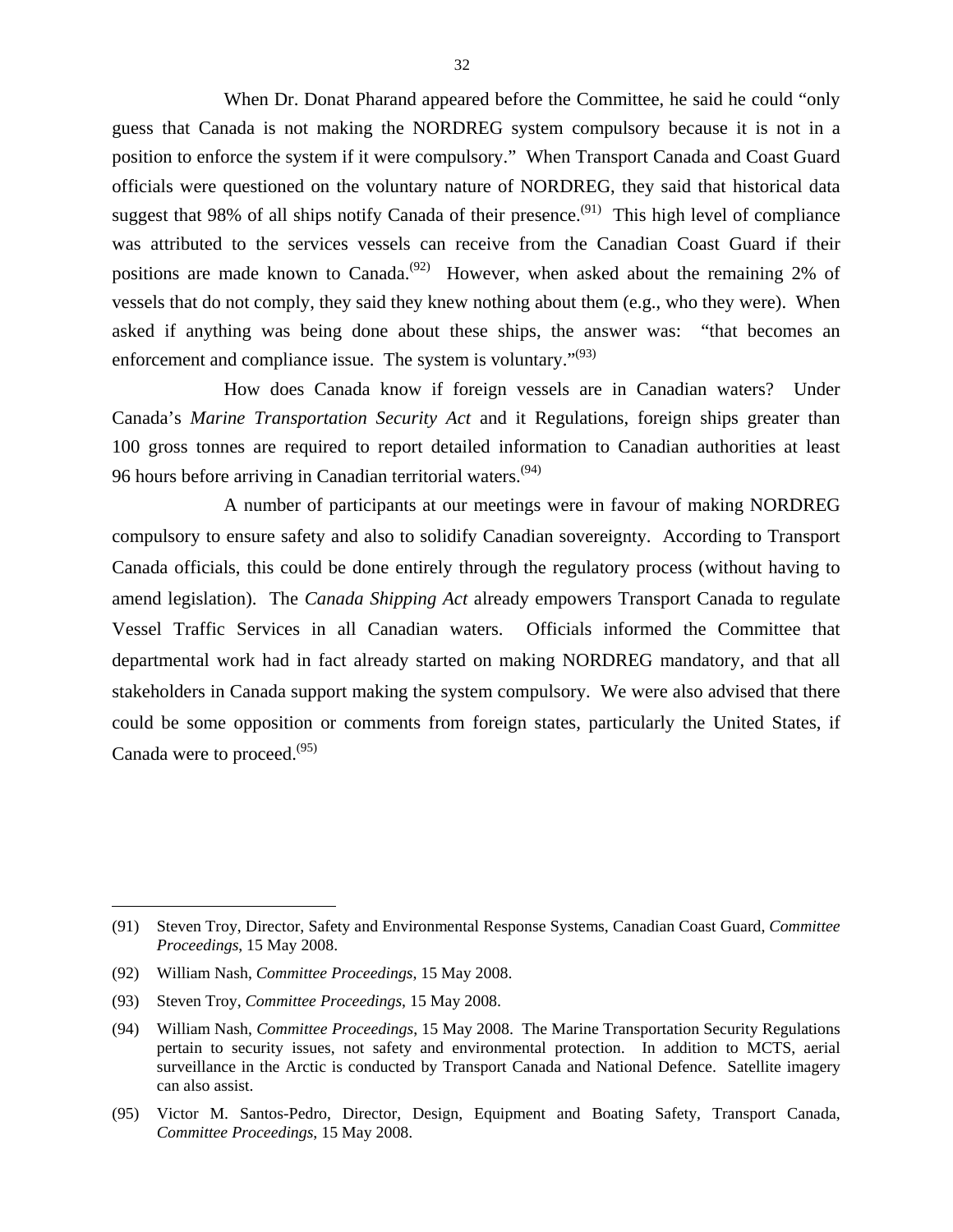When Dr. Donat Pharand appeared before the Committee, he said he could "only guess that Canada is not making the NORDREG system compulsory because it is not in a position to enforce the system if it were compulsory." When Transport Canada and Coast Guard officials were questioned on the voluntary nature of NORDREG, they said that historical data suggest that 98% of all ships notify Canada of their presence.[(91)] This high level of compliance was attributed to the services vessels can receive from the Canadian Coast Guard if their positions are made known to Canada.[(92)] However, when asked about the remaining 2% of vessels that do not comply, they said they knew nothing about them (e.g., who they were). When asked if anything was being done about these ships, the answer was: "that becomes an enforcement and compliance issue. The system is voluntary."[(93)]

How does Canada know if foreign vessels are in Canadian waters? Under Canada's *Marine Transportation Security Act* and it Regulations, foreign ships greater than 100 gross tonnes are required to report detailed information to Canadian authorities at least 96 hours before arriving in Canadian territorial waters.[(94)]

A number of participants at our meetings were in favour of making NORDREG compulsory to ensure safety and also to solidify Canadian sovereignty. According to Transport Canada officials, this could be done entirely through the regulatory process (without having to amend legislation). The *Canada Shipping Act* already empowers Transport Canada to regulate Vessel Traffic Services in all Canadian waters. Officials informed the Committee that departmental work had in fact already started on making NORDREG mandatory, and that all stakeholders in Canada support making the system compulsory. We were also advised that there could be some opposition or comments from foreign states, particularly the United States, if Canada were to proceed.[(95)]

---

(91) Steven Troy, Director, Safety and Environmental Response Systems, Canadian Coast Guard, *Committee Proceedings*, 15 May 2008.

(92) William Nash, *Committee Proceedings*, 15 May 2008.

(93) Steven Troy, *Committee Proceedings*, 15 May 2008.

(94) William Nash, *Committee Proceedings*, 15 May 2008. The Marine Transportation Security Regulations pertain to security issues, not safety and environmental protection. In addition to MCTS, aerial surveillance in the Arctic is conducted by Transport Canada and National Defence. Satellite imagery can also assist.

(95) Victor M. Santos-Pedro, Director, Design, Equipment and Boating Safety, Transport Canada, *Committee Proceedings*, 15 May 2008.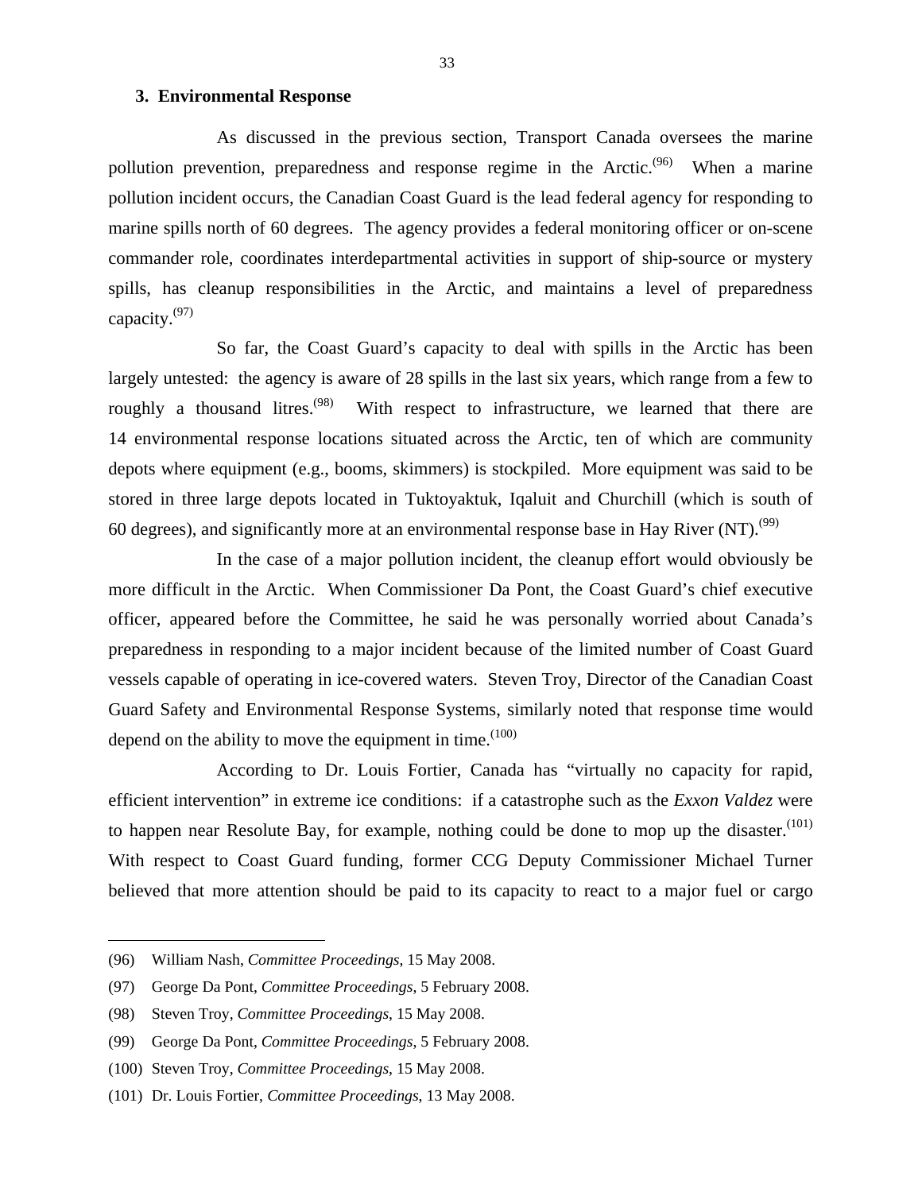### 3. Environmental Response

As discussed in the previous section, Transport Canada oversees the marine pollution prevention, preparedness and response regime in the Arctic.[(96)] When a marine pollution incident occurs, the Canadian Coast Guard is the lead federal agency for responding to marine spills north of 60 degrees. The agency provides a federal monitoring officer or on-scene commander role, coordinates interdepartmental activities in support of ship-source or mystery spills, has cleanup responsibilities in the Arctic, and maintains a level of preparedness capacity.[(97)]

So far, the Coast Guard's capacity to deal with spills in the Arctic has been largely untested: the agency is aware of 28 spills in the last six years, which range from a few to roughly a thousand litres.[(98)] With respect to infrastructure, we learned that there are 14 environmental response locations situated across the Arctic, ten of which are community depots where equipment (e.g., booms, skimmers) is stockpiled. More equipment was said to be stored in three large depots located in Tuktoyaktuk, Iqaluit and Churchill (which is south of 60 degrees), and significantly more at an environmental response base in Hay River (NT).[(99)]

In the case of a major pollution incident, the cleanup effort would obviously be more difficult in the Arctic. When Commissioner Da Pont, the Coast Guard's chief executive officer, appeared before the Committee, he said he was personally worried about Canada's preparedness in responding to a major incident because of the limited number of Coast Guard vessels capable of operating in ice-covered waters. Steven Troy, Director of the Canadian Coast Guard Safety and Environmental Response Systems, similarly noted that response time would depend on the ability to move the equipment in time.[(100)]

According to Dr. Louis Fortier, Canada has "virtually no capacity for rapid, efficient intervention" in extreme ice conditions: if a catastrophe such as the *Exxon Valdez* were to happen near Resolute Bay, for example, nothing could be done to mop up the disaster.[(101)] With respect to Coast Guard funding, former CCG Deputy Commissioner Michael Turner believed that more attention should be paid to its capacity to react to a major fuel or cargo

---

(96) William Nash, *Committee Proceedings*, 15 May 2008.

(97) George Da Pont, *Committee Proceedings*, 5 February 2008.

(98) Steven Troy, *Committee Proceedings*, 15 May 2008.

(99) George Da Pont, *Committee Proceedings*, 5 February 2008.

(100) Steven Troy, *Committee Proceedings*, 15 May 2008.

(101) Dr. Louis Fortier, *Committee Proceedings*, 13 May 2008.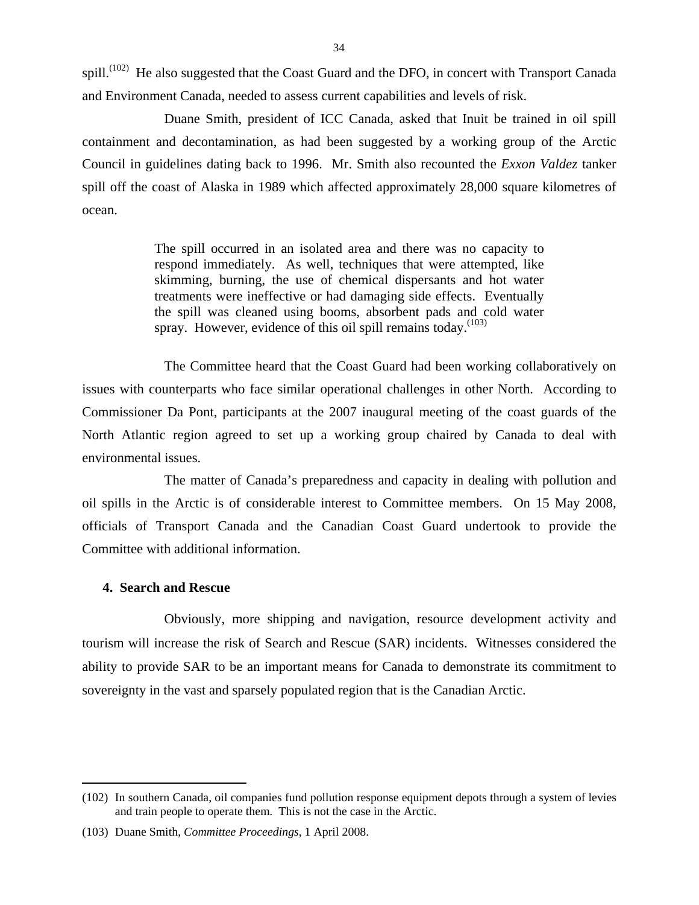spill.[102] He also suggested that the Coast Guard and the DFO, in concert with Transport Canada and Environment Canada, needed to assess current capabilities and levels of risk.

Duane Smith, president of ICC Canada, asked that Inuit be trained in oil spill containment and decontamination, as had been suggested by a working group of the Arctic Council in guidelines dating back to 1996. Mr. Smith also recounted the *Exxon Valdez* tanker spill off the coast of Alaska in 1989 which affected approximately 28,000 square kilometres of ocean.

> The spill occurred in an isolated area and there was no capacity to respond immediately. As well, techniques that were attempted, like skimming, burning, the use of chemical dispersants and hot water treatments were ineffective or had damaging side effects. Eventually the spill was cleaned using booms, absorbent pads and cold water spray. However, evidence of this oil spill remains today.[103]

The Committee heard that the Coast Guard had been working collaboratively on issues with counterparts who face similar operational challenges in other North. According to Commissioner Da Pont, participants at the 2007 inaugural meeting of the coast guards of the North Atlantic region agreed to set up a working group chaired by Canada to deal with environmental issues.

The matter of Canada's preparedness and capacity in dealing with pollution and oil spills in the Arctic is of considerable interest to Committee members. On 15 May 2008, officials of Transport Canada and the Canadian Coast Guard undertook to provide the Committee with additional information.

#### 4. Search and Rescue

Obviously, more shipping and navigation, resource development activity and tourism will increase the risk of Search and Rescue (SAR) incidents. Witnesses considered the ability to provide SAR to be an important means for Canada to demonstrate its commitment to sovereignty in the vast and sparsely populated region that is the Canadian Arctic.

---

(102) In southern Canada, oil companies fund pollution response equipment depots through a system of levies and train people to operate them. This is not the case in the Arctic.

(103) Duane Smith, *Committee Proceedings*, 1 April 2008.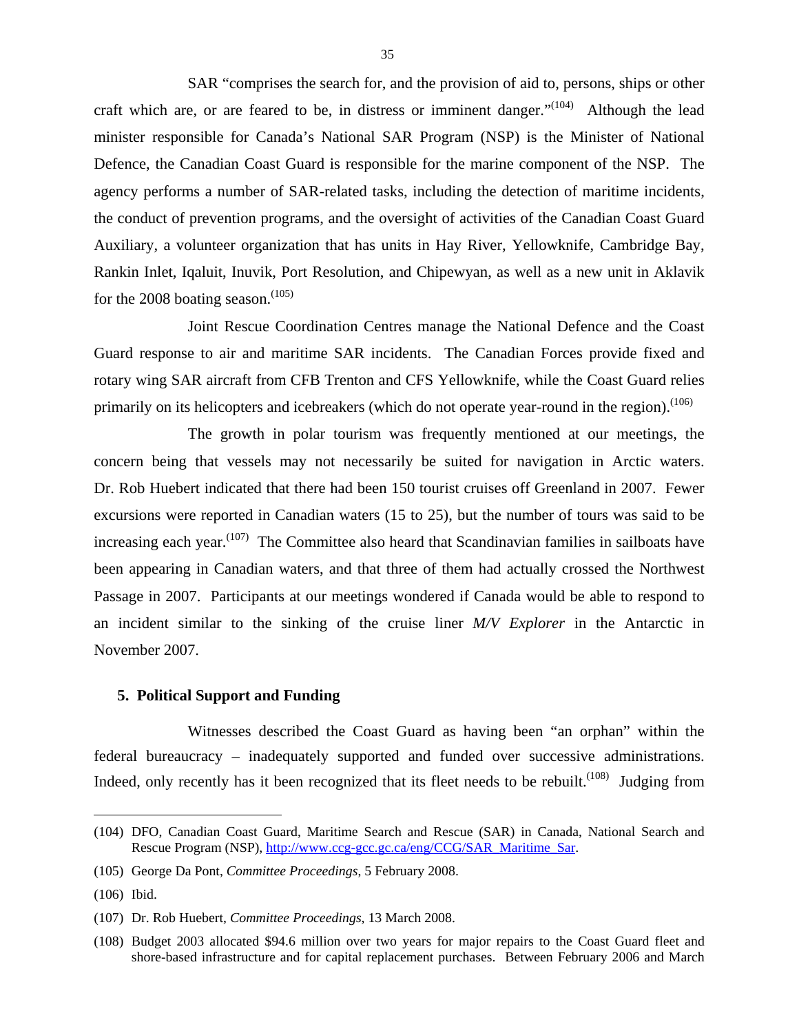SAR "comprises the search for, and the provision of aid to, persons, ships or other craft which are, or are feared to be, in distress or imminent danger."[104] Although the lead minister responsible for Canada's National SAR Program (NSP) is the Minister of National Defence, the Canadian Coast Guard is responsible for the marine component of the NSP. The agency performs a number of SAR-related tasks, including the detection of maritime incidents, the conduct of prevention programs, and the oversight of activities of the Canadian Coast Guard Auxiliary, a volunteer organization that has units in Hay River, Yellowknife, Cambridge Bay, Rankin Inlet, Iqaluit, Inuvik, Port Resolution, and Chipewyan, as well as a new unit in Aklavik for the 2008 boating season.[105]

Joint Rescue Coordination Centres manage the National Defence and the Coast Guard response to air and maritime SAR incidents. The Canadian Forces provide fixed and rotary wing SAR aircraft from CFB Trenton and CFS Yellowknife, while the Coast Guard relies primarily on its helicopters and icebreakers (which do not operate year-round in the region).[106]

The growth in polar tourism was frequently mentioned at our meetings, the concern being that vessels may not necessarily be suited for navigation in Arctic waters. Dr. Rob Huebert indicated that there had been 150 tourist cruises off Greenland in 2007. Fewer excursions were reported in Canadian waters (15 to 25), but the number of tours was said to be increasing each year.[107] The Committee also heard that Scandinavian families in sailboats have been appearing in Canadian waters, and that three of them had actually crossed the Northwest Passage in 2007. Participants at our meetings wondered if Canada would be able to respond to an incident similar to the sinking of the cruise liner *M/V Explorer* in the Antarctic in November 2007.

### 5. Political Support and Funding

Witnesses described the Coast Guard as having been "an orphan" within the federal bureaucracy – inadequately supported and funded over successive administrations. Indeed, only recently has it been recognized that its fleet needs to be rebuilt.[108] Judging from

---

(104) DFO, Canadian Coast Guard, Maritime Search and Rescue (SAR) in Canada, National Search and Rescue Program (NSP), http://www.ccg-gcc.gc.ca/eng/CCG/SAR_Maritime_Sar.

(105) George Da Pont, *Committee Proceedings*, 5 February 2008.

(106) Ibid.

(107) Dr. Rob Huebert, *Committee Proceedings*, 13 March 2008.

(108) Budget 2003 allocated $94.6 million over two years for major repairs to the Coast Guard fleet and shore-based infrastructure and for capital replacement purchases. Between February 2006 and March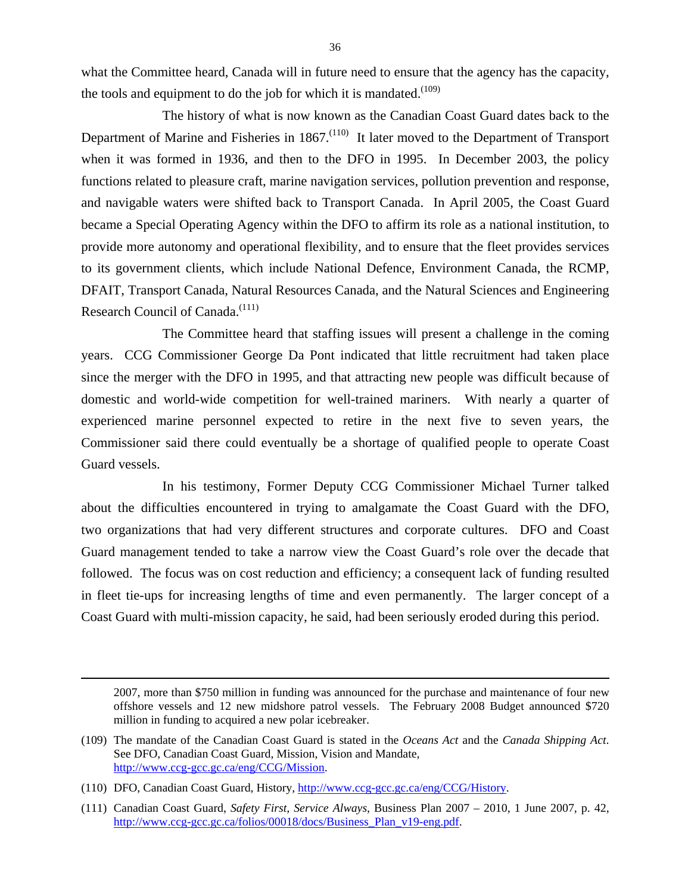what the Committee heard, Canada will in future need to ensure that the agency has the capacity, the tools and equipment to do the job for which it is mandated.[(109)]

The history of what is now known as the Canadian Coast Guard dates back to the Department of Marine and Fisheries in 1867.[(110)] It later moved to the Department of Transport when it was formed in 1936, and then to the DFO in 1995. In December 2003, the policy functions related to pleasure craft, marine navigation services, pollution prevention and response, and navigable waters were shifted back to Transport Canada. In April 2005, the Coast Guard became a Special Operating Agency within the DFO to affirm its role as a national institution, to provide more autonomy and operational flexibility, and to ensure that the fleet provides services to its government clients, which include National Defence, Environment Canada, the RCMP, DFAIT, Transport Canada, Natural Resources Canada, and the Natural Sciences and Engineering Research Council of Canada.[(111)]

The Committee heard that staffing issues will present a challenge in the coming years. CCG Commissioner George Da Pont indicated that little recruitment had taken place since the merger with the DFO in 1995, and that attracting new people was difficult because of domestic and world-wide competition for well-trained mariners. With nearly a quarter of experienced marine personnel expected to retire in the next five to seven years, the Commissioner said there could eventually be a shortage of qualified people to operate Coast Guard vessels.

In his testimony, Former Deputy CCG Commissioner Michael Turner talked about the difficulties encountered in trying to amalgamate the Coast Guard with the DFO, two organizations that had very different structures and corporate cultures. DFO and Coast Guard management tended to take a narrow view the Coast Guard's role over the decade that followed. The focus was on cost reduction and efficiency; a consequent lack of funding resulted in fleet tie-ups for increasing lengths of time and even permanently. The larger concept of a Coast Guard with multi-mission capacity, he said, had been seriously eroded during this period.

---

2007, more than $750 million in funding was announced for the purchase and maintenance of four new offshore vessels and 12 new midshore patrol vessels. The February 2008 Budget announced $720 million in funding to acquired a new polar icebreaker.

(109) The mandate of the Canadian Coast Guard is stated in the *Oceans Act* and the *Canada Shipping Act*. See DFO, Canadian Coast Guard, Mission, Vision and Mandate, http://www.ccg-gcc.gc.ca/eng/CCG/Mission.

(110) DFO, Canadian Coast Guard, History, http://www.ccg-gcc.gc.ca/eng/CCG/History.

(111) Canadian Coast Guard, *Safety First, Service Always*, Business Plan 2007 – 2010, 1 June 2007, p. 42, http://www.ccg-gcc.gc.ca/folios/00018/docs/Business_Plan_v19-eng.pdf.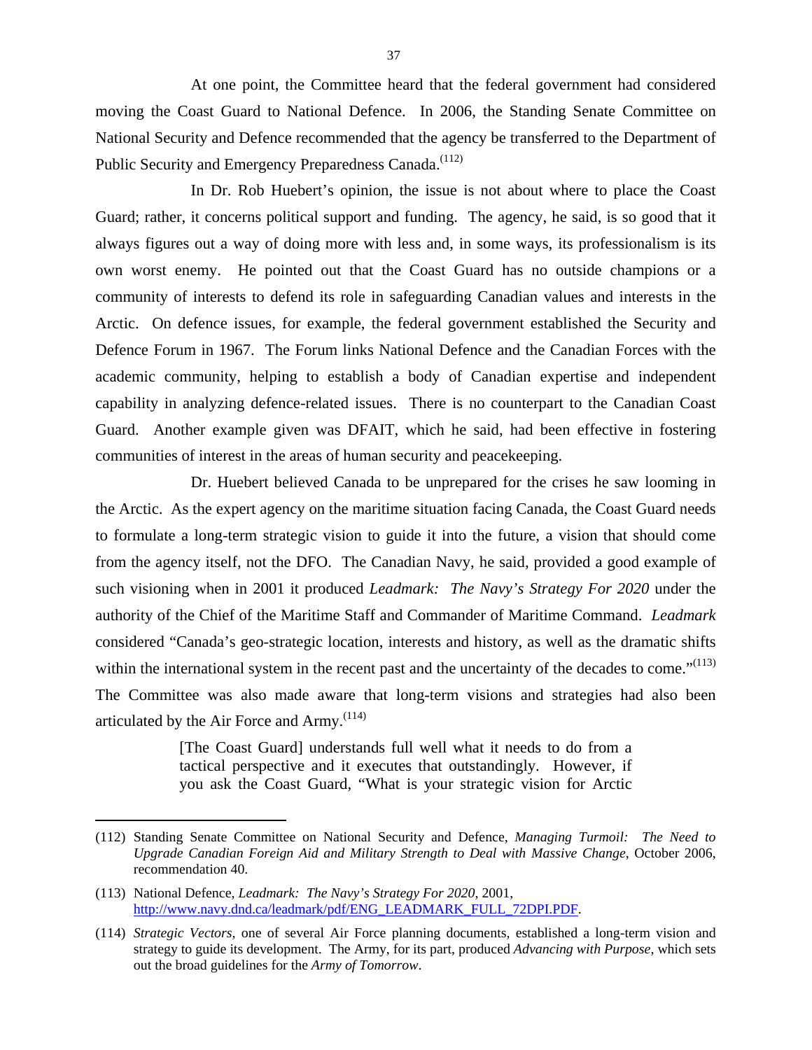At one point, the Committee heard that the federal government had considered moving the Coast Guard to National Defence. In 2006, the Standing Senate Committee on National Security and Defence recommended that the agency be transferred to the Department of Public Security and Emergency Preparedness Canada.[112]

In Dr. Rob Huebert's opinion, the issue is not about where to place the Coast Guard; rather, it concerns political support and funding. The agency, he said, is so good that it always figures out a way of doing more with less and, in some ways, its professionalism is its own worst enemy. He pointed out that the Coast Guard has no outside champions or a community of interests to defend its role in safeguarding Canadian values and interests in the Arctic. On defence issues, for example, the federal government established the Security and Defence Forum in 1967. The Forum links National Defence and the Canadian Forces with the academic community, helping to establish a body of Canadian expertise and independent capability in analyzing defence-related issues. There is no counterpart to the Canadian Coast Guard. Another example given was DFAIT, which he said, had been effective in fostering communities of interest in the areas of human security and peacekeeping.

Dr. Huebert believed Canada to be unprepared for the crises he saw looming in the Arctic. As the expert agency on the maritime situation facing Canada, the Coast Guard needs to formulate a long-term strategic vision to guide it into the future, a vision that should come from the agency itself, not the DFO. The Canadian Navy, he said, provided a good example of such visioning when in 2001 it produced *Leadmark: The Navy's Strategy For 2020* under the authority of the Chief of the Maritime Staff and Commander of Maritime Command. *Leadmark* considered "Canada's geo-strategic location, interests and history, as well as the dramatic shifts within the international system in the recent past and the uncertainty of the decades to come."[113] The Committee was also made aware that long-term visions and strategies had also been articulated by the Air Force and Army.[114]

> [The Coast Guard] understands full well what it needs to do from a tactical perspective and it executes that outstandingly. However, if you ask the Coast Guard, "What is your strategic vision for Arctic

---

(112) Standing Senate Committee on National Security and Defence, *Managing Turmoil: The Need to Upgrade Canadian Foreign Aid and Military Strength to Deal with Massive Change*, October 2006, recommendation 40.

(113) National Defence, *Leadmark: The Navy's Strategy For 2020*, 2001, http://www.navy.dnd.ca/leadmark/pdf/ENG_LEADMARK_FULL_72DPI.PDF.

(114) *Strategic Vectors*, one of several Air Force planning documents, established a long-term vision and strategy to guide its development. The Army, for its part, produced *Advancing with Purpose*, which sets out the broad guidelines for the *Army of Tomorrow*.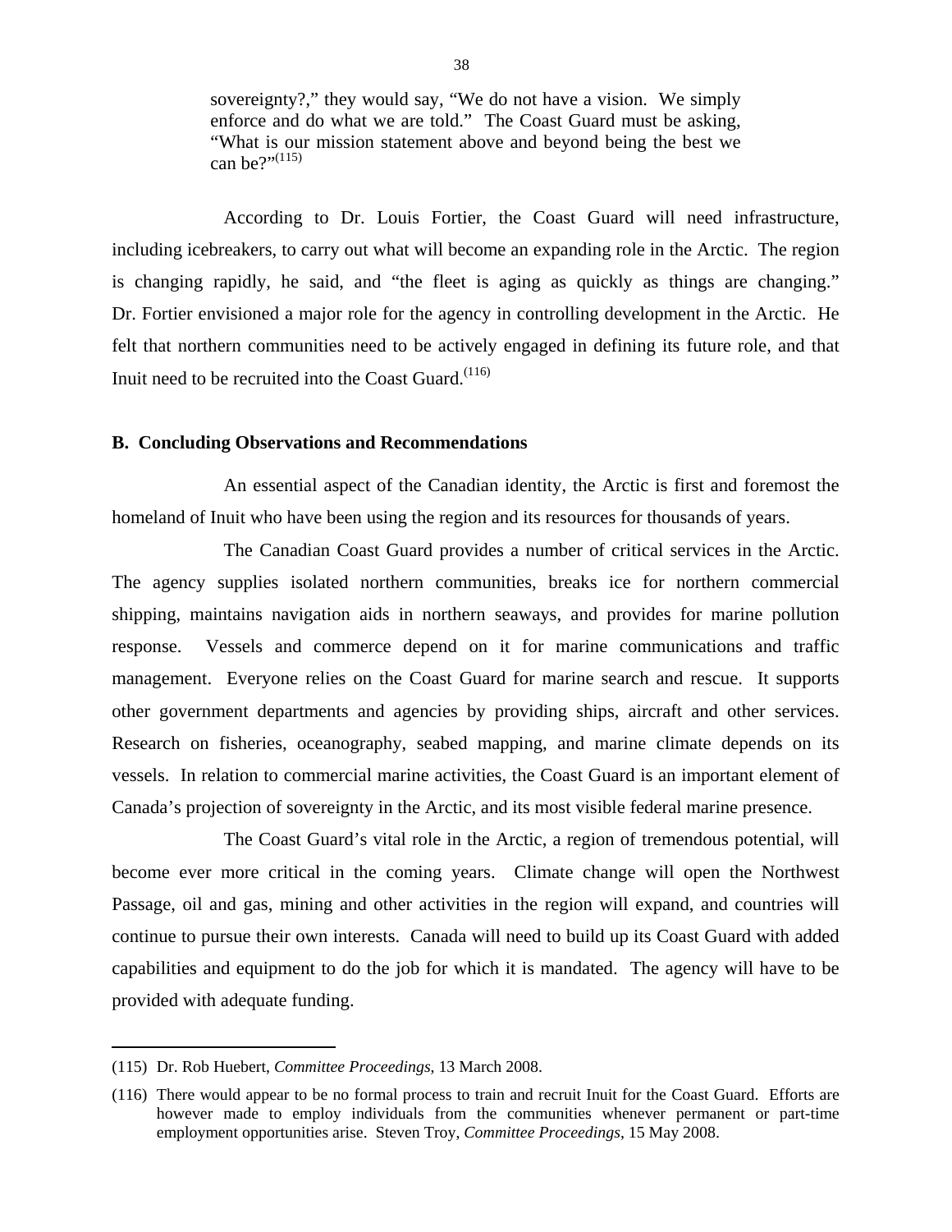> sovereignty?," they would say, "We do not have a vision. We simply enforce and do what we are told." The Coast Guard must be asking, "What is our mission statement above and beyond being the best we can be?"[115]

According to Dr. Louis Fortier, the Coast Guard will need infrastructure, including icebreakers, to carry out what will become an expanding role in the Arctic. The region is changing rapidly, he said, and "the fleet is aging as quickly as things are changing." Dr. Fortier envisioned a major role for the agency in controlling development in the Arctic. He felt that northern communities need to be actively engaged in defining its future role, and that Inuit need to be recruited into the Coast Guard.[116]

**B. Concluding Observations and Recommendations**

An essential aspect of the Canadian identity, the Arctic is first and foremost the homeland of Inuit who have been using the region and its resources for thousands of years.

The Canadian Coast Guard provides a number of critical services in the Arctic. The agency supplies isolated northern communities, breaks ice for northern commercial shipping, maintains navigation aids in northern seaways, and provides for marine pollution response. Vessels and commerce depend on it for marine communications and traffic management. Everyone relies on the Coast Guard for marine search and rescue. It supports other government departments and agencies by providing ships, aircraft and other services. Research on fisheries, oceanography, seabed mapping, and marine climate depends on its vessels. In relation to commercial marine activities, the Coast Guard is an important element of Canada's projection of sovereignty in the Arctic, and its most visible federal marine presence.

The Coast Guard's vital role in the Arctic, a region of tremendous potential, will become ever more critical in the coming years. Climate change will open the Northwest Passage, oil and gas, mining and other activities in the region will expand, and countries will continue to pursue their own interests. Canada will need to build up its Coast Guard with added capabilities and equipment to do the job for which it is mandated. The agency will have to be provided with adequate funding.

---

(115) Dr. Rob Huebert, *Committee Proceedings*, 13 March 2008.

(116) There would appear to be no formal process to train and recruit Inuit for the Coast Guard. Efforts are however made to employ individuals from the communities whenever permanent or part-time employment opportunities arise. Steven Troy, *Committee Proceedings*, 15 May 2008.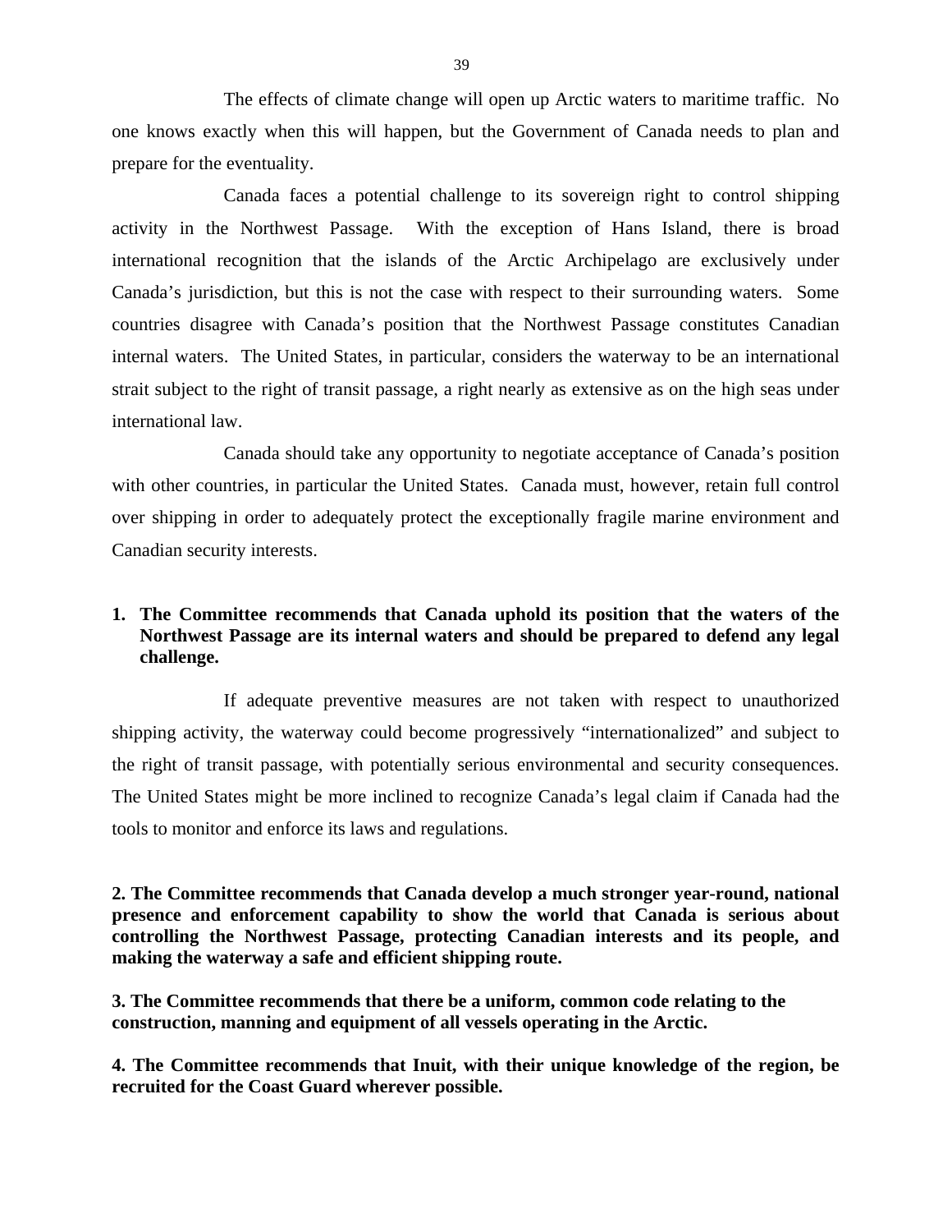The effects of climate change will open up Arctic waters to maritime traffic. No one knows exactly when this will happen, but the Government of Canada needs to plan and prepare for the eventuality.

Canada faces a potential challenge to its sovereign right to control shipping activity in the Northwest Passage. With the exception of Hans Island, there is broad international recognition that the islands of the Arctic Archipelago are exclusively under Canada's jurisdiction, but this is not the case with respect to their surrounding waters. Some countries disagree with Canada's position that the Northwest Passage constitutes Canadian internal waters. The United States, in particular, considers the waterway to be an international strait subject to the right of transit passage, a right nearly as extensive as on the high seas under international law.

Canada should take any opportunity to negotiate acceptance of Canada's position with other countries, in particular the United States. Canada must, however, retain full control over shipping in order to adequately protect the exceptionally fragile marine environment and Canadian security interests.

**1. The Committee recommends that Canada uphold its position that the waters of the Northwest Passage are its internal waters and should be prepared to defend any legal challenge.**

If adequate preventive measures are not taken with respect to unauthorized shipping activity, the waterway could become progressively "internationalized" and subject to the right of transit passage, with potentially serious environmental and security consequences. The United States might be more inclined to recognize Canada's legal claim if Canada had the tools to monitor and enforce its laws and regulations.

**2. The Committee recommends that Canada develop a much stronger year-round, national presence and enforcement capability to show the world that Canada is serious about controlling the Northwest Passage, protecting Canadian interests and its people, and making the waterway a safe and efficient shipping route.**

**3. The Committee recommends that there be a uniform, common code relating to the construction, manning and equipment of all vessels operating in the Arctic.**

**4. The Committee recommends that Inuit, with their unique knowledge of the region, be recruited for the Coast Guard wherever possible.**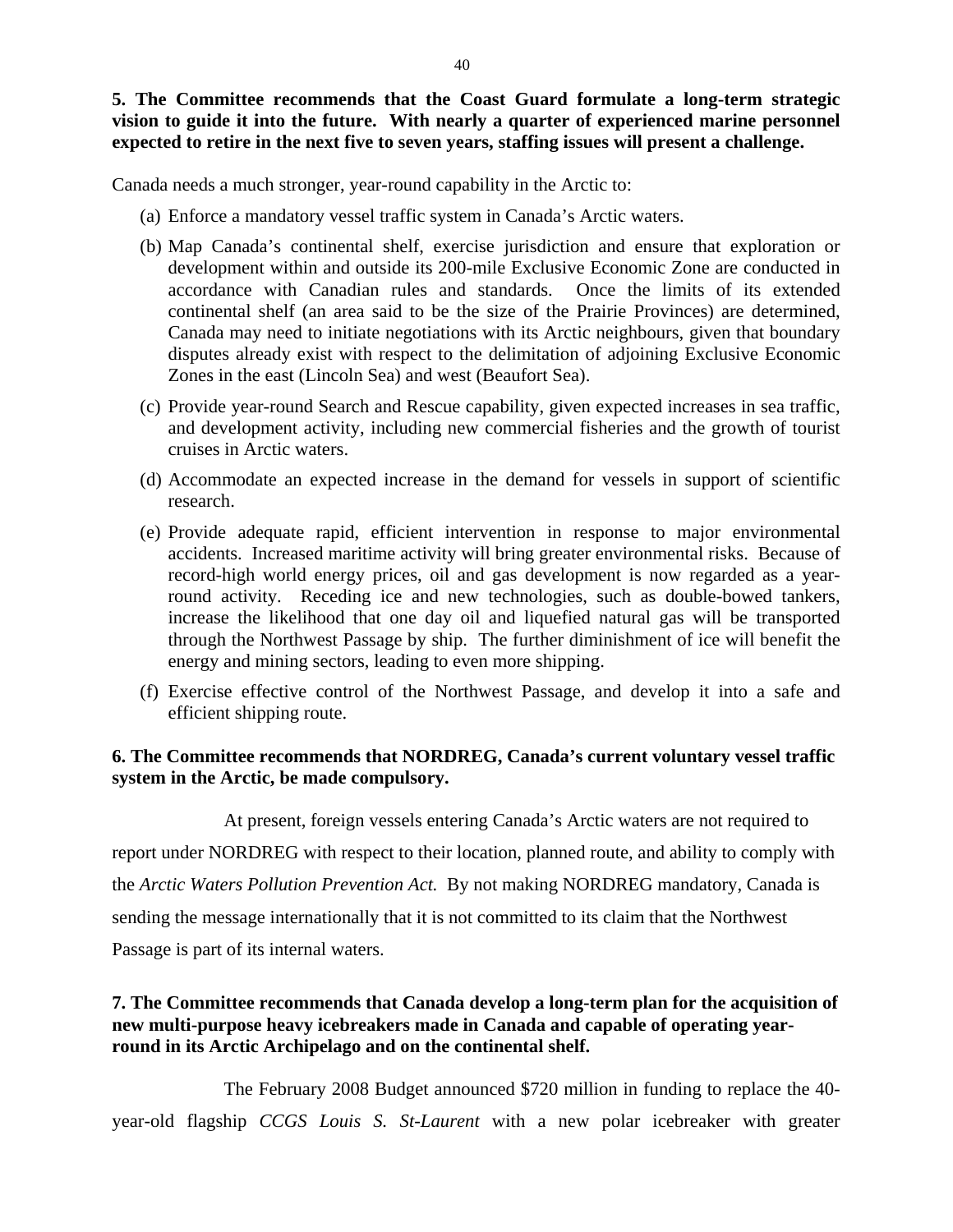**5. The Committee recommends that the Coast Guard formulate a long-term strategic vision to guide it into the future. With nearly a quarter of experienced marine personnel expected to retire in the next five to seven years, staffing issues will present a challenge.**

Canada needs a much stronger, year-round capability in the Arctic to:

(a) Enforce a mandatory vessel traffic system in Canada's Arctic waters.

(b) Map Canada's continental shelf, exercise jurisdiction and ensure that exploration or development within and outside its 200-mile Exclusive Economic Zone are conducted in accordance with Canadian rules and standards. Once the limits of its extended continental shelf (an area said to be the size of the Prairie Provinces) are determined, Canada may need to initiate negotiations with its Arctic neighbours, given that boundary disputes already exist with respect to the delimitation of adjoining Exclusive Economic Zones in the east (Lincoln Sea) and west (Beaufort Sea).

(c) Provide year-round Search and Rescue capability, given expected increases in sea traffic, and development activity, including new commercial fisheries and the growth of tourist cruises in Arctic waters.

(d) Accommodate an expected increase in the demand for vessels in support of scientific research.

(e) Provide adequate rapid, efficient intervention in response to major environmental accidents. Increased maritime activity will bring greater environmental risks. Because of record-high world energy prices, oil and gas development is now regarded as a year-round activity. Receding ice and new technologies, such as double-bowed tankers, increase the likelihood that one day oil and liquefied natural gas will be transported through the Northwest Passage by ship. The further diminishment of ice will benefit the energy and mining sectors, leading to even more shipping.

(f) Exercise effective control of the Northwest Passage, and develop it into a safe and efficient shipping route.

**6. The Committee recommends that NORDREG, Canada's current voluntary vessel traffic system in the Arctic, be made compulsory.**

At present, foreign vessels entering Canada's Arctic waters are not required to report under NORDREG with respect to their location, planned route, and ability to comply with the *Arctic Waters Pollution Prevention Act.* By not making NORDREG mandatory, Canada is sending the message internationally that it is not committed to its claim that the Northwest Passage is part of its internal waters.

**7. The Committee recommends that Canada develop a long-term plan for the acquisition of new multi-purpose heavy icebreakers made in Canada and capable of operating year-round in its Arctic Archipelago and on the continental shelf.**

The February 2008 Budget announced $720 million in funding to replace the 40-year-old flagship *CCGS Louis S. St-Laurent* with a new polar icebreaker with greater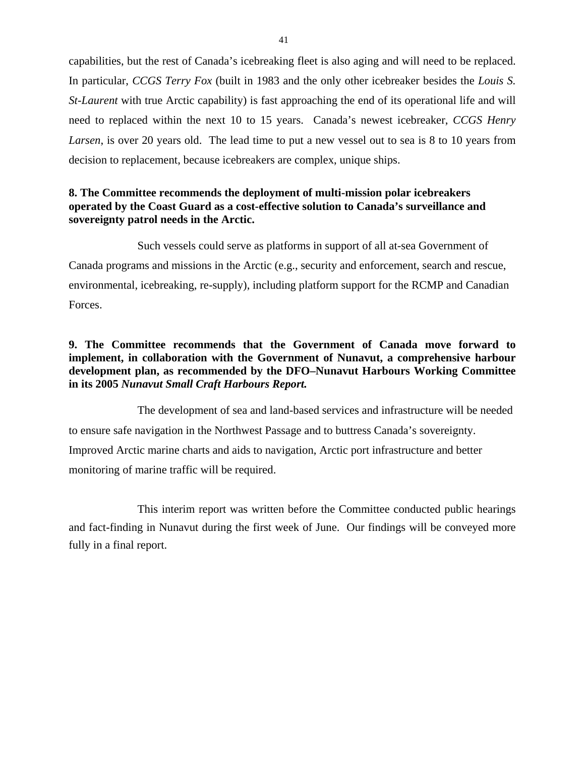capabilities, but the rest of Canada's icebreaking fleet is also aging and will need to be replaced. In particular, *CCGS Terry Fox* (built in 1983 and the only other icebreaker besides the *Louis S. St-Laurent* with true Arctic capability) is fast approaching the end of its operational life and will need to replaced within the next 10 to 15 years. Canada's newest icebreaker, *CCGS Henry Larsen*, is over 20 years old. The lead time to put a new vessel out to sea is 8 to 10 years from decision to replacement, because icebreakers are complex, unique ships.

**8. The Committee recommends the deployment of multi-mission polar icebreakers operated by the Coast Guard as a cost-effective solution to Canada's surveillance and sovereignty patrol needs in the Arctic.**

Such vessels could serve as platforms in support of all at-sea Government of Canada programs and missions in the Arctic (e.g., security and enforcement, search and rescue, environmental, icebreaking, re-supply), including platform support for the RCMP and Canadian Forces.

**9. The Committee recommends that the Government of Canada move forward to implement, in collaboration with the Government of Nunavut, a comprehensive harbour development plan, as recommended by the DFO–Nunavut Harbours Working Committee in its 2005 *Nunavut Small Craft Harbours Report.***

The development of sea and land-based services and infrastructure will be needed to ensure safe navigation in the Northwest Passage and to buttress Canada's sovereignty. Improved Arctic marine charts and aids to navigation, Arctic port infrastructure and better monitoring of marine traffic will be required.

This interim report was written before the Committee conducted public hearings and fact-finding in Nunavut during the first week of June. Our findings will be conveyed more fully in a final report.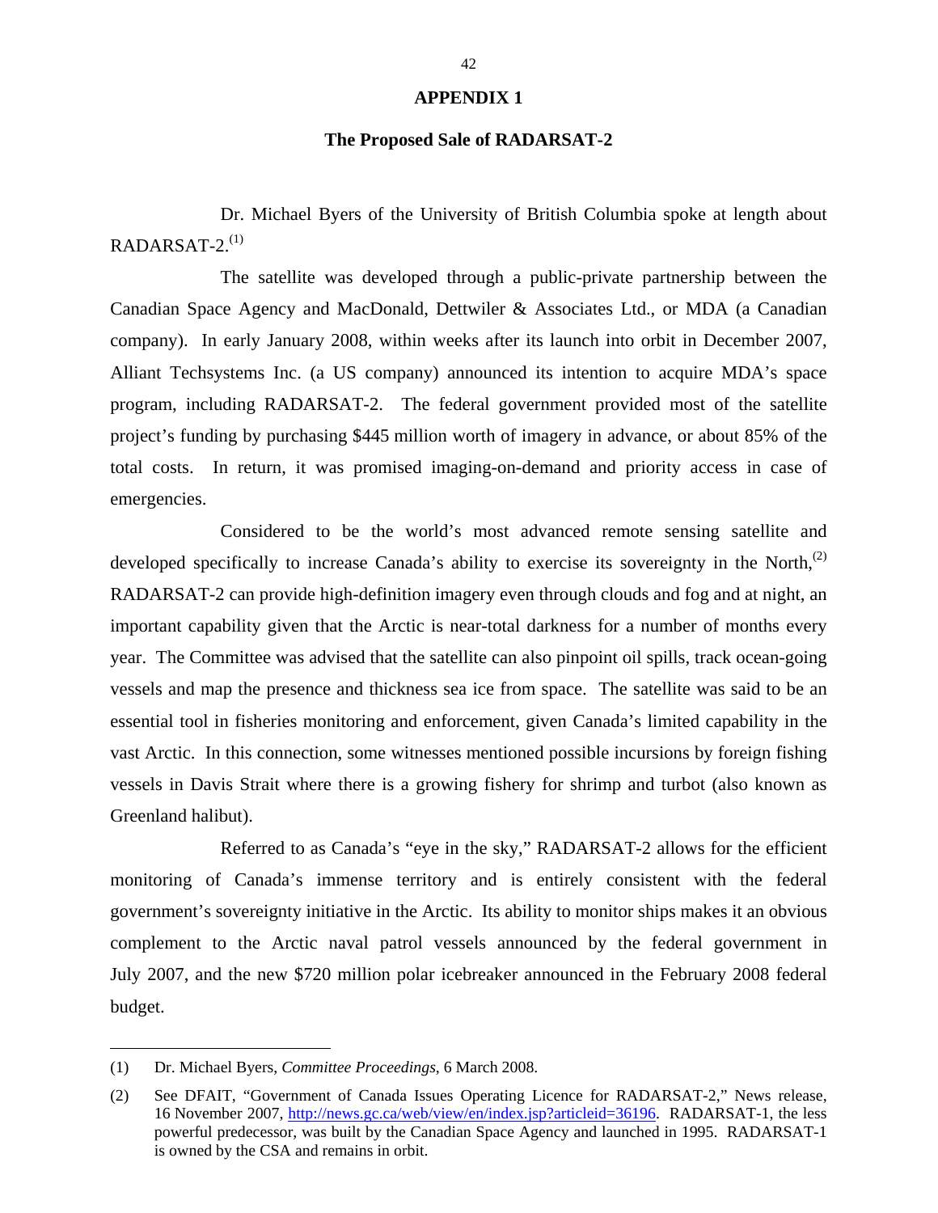# APPENDIX 1

## The Proposed Sale of RADARSAT-2

Dr. Michael Byers of the University of British Columbia spoke at length about RADARSAT-2.[(1)]

The satellite was developed through a public-private partnership between the Canadian Space Agency and MacDonald, Dettwiler & Associates Ltd., or MDA (a Canadian company). In early January 2008, within weeks after its launch into orbit in December 2007, Alliant Techsystems Inc. (a US company) announced its intention to acquire MDA's space program, including RADARSAT-2. The federal government provided most of the satellite project's funding by purchasing $445 million worth of imagery in advance, or about 85% of the total costs. In return, it was promised imaging-on-demand and priority access in case of emergencies.

Considered to be the world's most advanced remote sensing satellite and developed specifically to increase Canada's ability to exercise its sovereignty in the North,[(2)] RADARSAT-2 can provide high-definition imagery even through clouds and fog and at night, an important capability given that the Arctic is near-total darkness for a number of months every year. The Committee was advised that the satellite can also pinpoint oil spills, track ocean-going vessels and map the presence and thickness sea ice from space. The satellite was said to be an essential tool in fisheries monitoring and enforcement, given Canada's limited capability in the vast Arctic. In this connection, some witnesses mentioned possible incursions by foreign fishing vessels in Davis Strait where there is a growing fishery for shrimp and turbot (also known as Greenland halibut).

Referred to as Canada's "eye in the sky," RADARSAT-2 allows for the efficient monitoring of Canada's immense territory and is entirely consistent with the federal government's sovereignty initiative in the Arctic. Its ability to monitor ships makes it an obvious complement to the Arctic naval patrol vessels announced by the federal government in July 2007, and the new $720 million polar icebreaker announced in the February 2008 federal budget.

---

(1) Dr. Michael Byers, *Committee Proceedings*, 6 March 2008.

(2) See DFAIT, "Government of Canada Issues Operating Licence for RADARSAT-2," News release, 16 November 2007, http://news.gc.ca/web/view/en/index.jsp?articleid=36196. RADARSAT-1, the less powerful predecessor, was built by the Canadian Space Agency and launched in 1995. RADARSAT-1 is owned by the CSA and remains in orbit.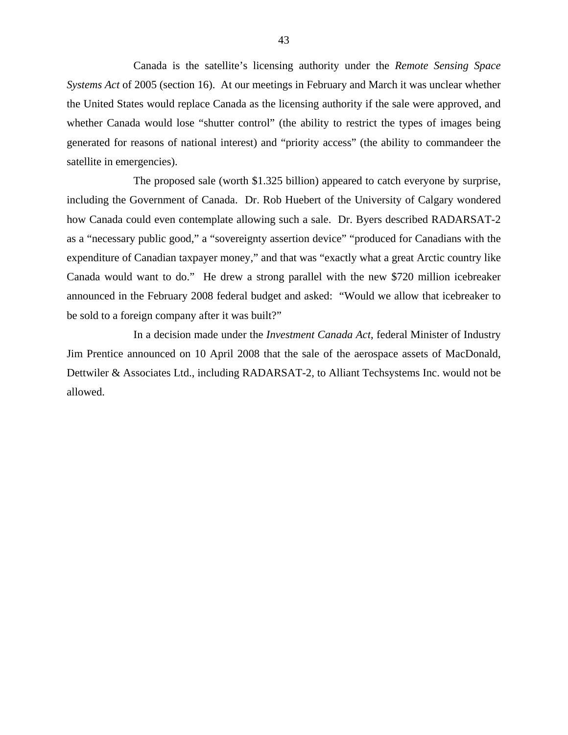Canada is the satellite's licensing authority under the *Remote Sensing Space Systems Act* of 2005 (section 16). At our meetings in February and March it was unclear whether the United States would replace Canada as the licensing authority if the sale were approved, and whether Canada would lose "shutter control" (the ability to restrict the types of images being generated for reasons of national interest) and "priority access" (the ability to commandeer the satellite in emergencies).

The proposed sale (worth $1.325 billion) appeared to catch everyone by surprise, including the Government of Canada. Dr. Rob Huebert of the University of Calgary wondered how Canada could even contemplate allowing such a sale. Dr. Byers described RADARSAT-2 as a "necessary public good," a "sovereignty assertion device" "produced for Canadians with the expenditure of Canadian taxpayer money," and that was "exactly what a great Arctic country like Canada would want to do." He drew a strong parallel with the new $720 million icebreaker announced in the February 2008 federal budget and asked: "Would we allow that icebreaker to be sold to a foreign company after it was built?"

In a decision made under the *Investment Canada Act*, federal Minister of Industry Jim Prentice announced on 10 April 2008 that the sale of the aerospace assets of MacDonald, Dettwiler & Associates Ltd., including RADARSAT-2, to Alliant Techsystems Inc. would not be allowed.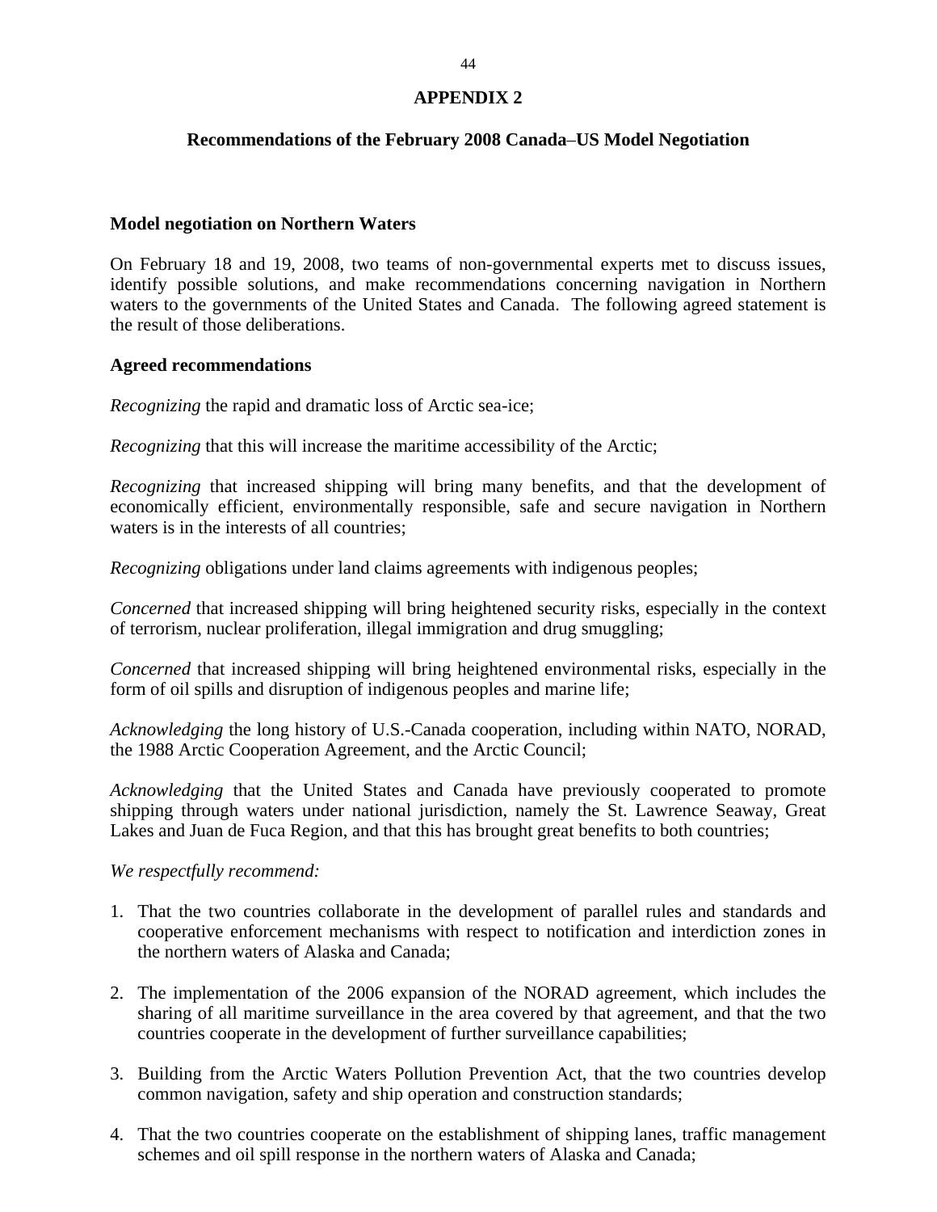## APPENDIX 2

## Recommendations of the February 2008 Canada–US Model Negotiation

### Model negotiation on Northern Waters

On February 18 and 19, 2008, two teams of non-governmental experts met to discuss issues, identify possible solutions, and make recommendations concerning navigation in Northern waters to the governments of the United States and Canada. The following agreed statement is the result of those deliberations.

### Agreed recommendations

*Recognizing* the rapid and dramatic loss of Arctic sea-ice;

*Recognizing* that this will increase the maritime accessibility of the Arctic;

*Recognizing* that increased shipping will bring many benefits, and that the development of economically efficient, environmentally responsible, safe and secure navigation in Northern waters is in the interests of all countries;

*Recognizing* obligations under land claims agreements with indigenous peoples;

*Concerned* that increased shipping will bring heightened security risks, especially in the context of terrorism, nuclear proliferation, illegal immigration and drug smuggling;

*Concerned* that increased shipping will bring heightened environmental risks, especially in the form of oil spills and disruption of indigenous peoples and marine life;

*Acknowledging* the long history of U.S.-Canada cooperation, including within NATO, NORAD, the 1988 Arctic Cooperation Agreement, and the Arctic Council;

*Acknowledging* that the United States and Canada have previously cooperated to promote shipping through waters under national jurisdiction, namely the St. Lawrence Seaway, Great Lakes and Juan de Fuca Region, and that this has brought great benefits to both countries;

*We respectfully recommend:*

1. That the two countries collaborate in the development of parallel rules and standards and cooperative enforcement mechanisms with respect to notification and interdiction zones in the northern waters of Alaska and Canada;

2. The implementation of the 2006 expansion of the NORAD agreement, which includes the sharing of all maritime surveillance in the area covered by that agreement, and that the two countries cooperate in the development of further surveillance capabilities;

3. Building from the Arctic Waters Pollution Prevention Act, that the two countries develop common navigation, safety and ship operation and construction standards;

4. That the two countries cooperate on the establishment of shipping lanes, traffic management schemes and oil spill response in the northern waters of Alaska and Canada;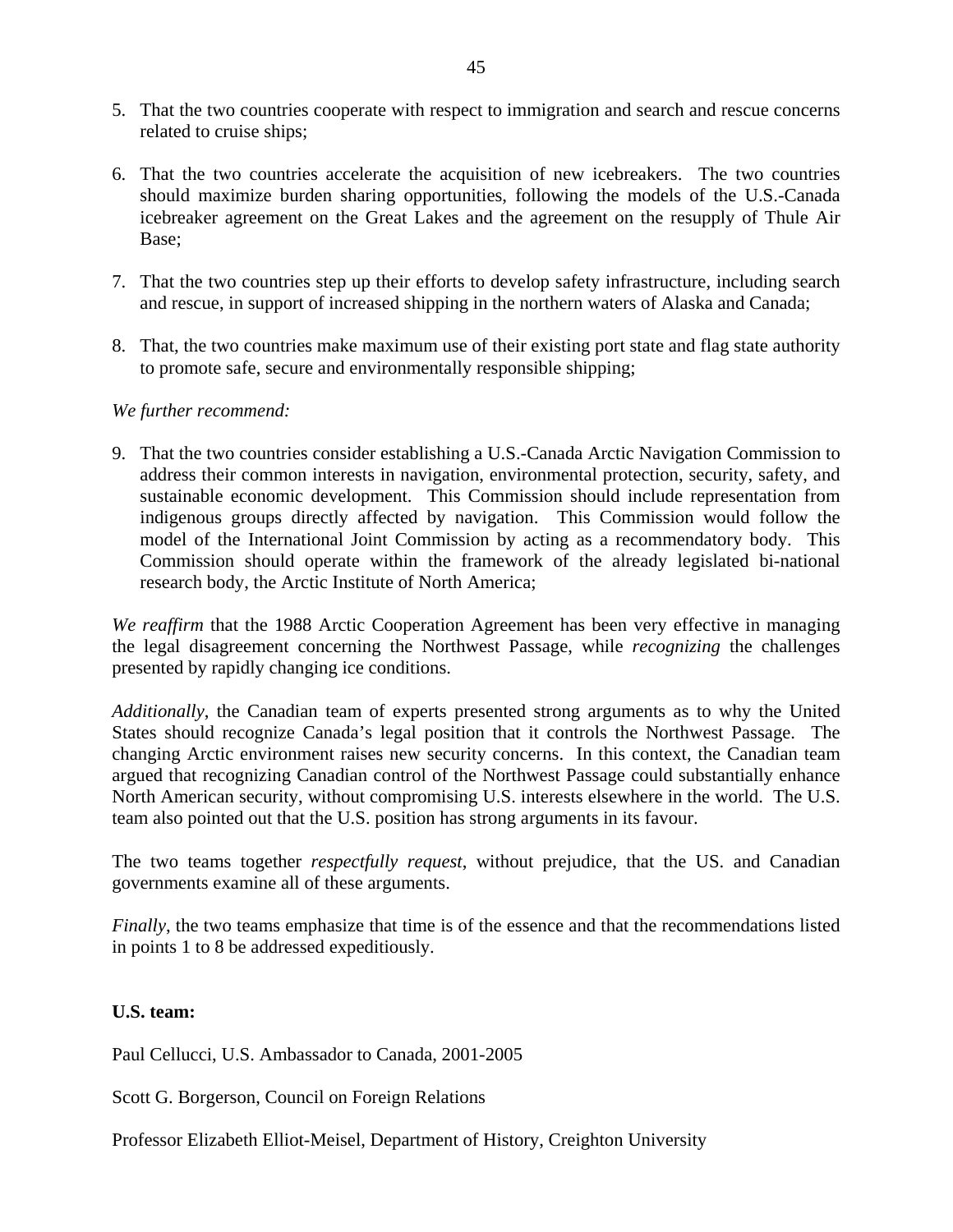5. That the two countries cooperate with respect to immigration and search and rescue concerns related to cruise ships;

6. That the two countries accelerate the acquisition of new icebreakers. The two countries should maximize burden sharing opportunities, following the models of the U.S.-Canada icebreaker agreement on the Great Lakes and the agreement on the resupply of Thule Air Base;

7. That the two countries step up their efforts to develop safety infrastructure, including search and rescue, in support of increased shipping in the northern waters of Alaska and Canada;

8. That, the two countries make maximum use of their existing port state and flag state authority to promote safe, secure and environmentally responsible shipping;

*We further recommend:*

9. That the two countries consider establishing a U.S.-Canada Arctic Navigation Commission to address their common interests in navigation, environmental protection, security, safety, and sustainable economic development. This Commission should include representation from indigenous groups directly affected by navigation. This Commission would follow the model of the International Joint Commission by acting as a recommendatory body. This Commission should operate within the framework of the already legislated bi-national research body, the Arctic Institute of North America;

*We reaffirm* that the 1988 Arctic Cooperation Agreement has been very effective in managing the legal disagreement concerning the Northwest Passage, while *recognizing* the challenges presented by rapidly changing ice conditions.

*Additionally*, the Canadian team of experts presented strong arguments as to why the United States should recognize Canada's legal position that it controls the Northwest Passage. The changing Arctic environment raises new security concerns. In this context, the Canadian team argued that recognizing Canadian control of the Northwest Passage could substantially enhance North American security, without compromising U.S. interests elsewhere in the world. The U.S. team also pointed out that the U.S. position has strong arguments in its favour.

The two teams together *respectfully request*, without prejudice, that the US. and Canadian governments examine all of these arguments.

*Finally*, the two teams emphasize that time is of the essence and that the recommendations listed in points 1 to 8 be addressed expeditiously.

**U.S. team:**

Paul Cellucci, U.S. Ambassador to Canada, 2001-2005

Scott G. Borgerson, Council on Foreign Relations

Professor Elizabeth Elliot-Meisel, Department of History, Creighton University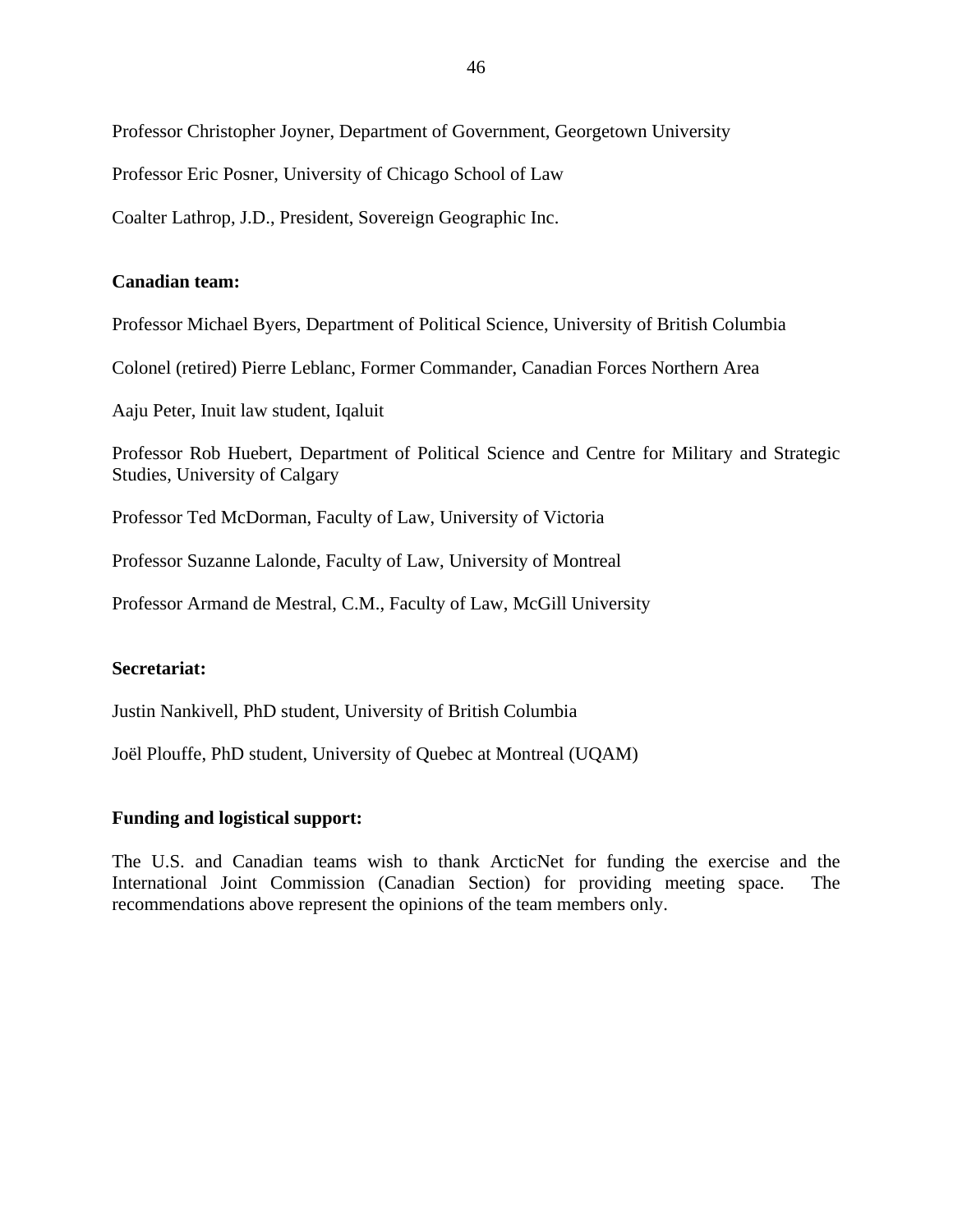Professor Christopher Joyner, Department of Government, Georgetown University

Professor Eric Posner, University of Chicago School of Law

Coalter Lathrop, J.D., President, Sovereign Geographic Inc.

**Canadian team:**

Professor Michael Byers, Department of Political Science, University of British Columbia

Colonel (retired) Pierre Leblanc, Former Commander, Canadian Forces Northern Area

Aaju Peter, Inuit law student, Iqaluit

Professor Rob Huebert, Department of Political Science and Centre for Military and Strategic Studies, University of Calgary

Professor Ted McDorman, Faculty of Law, University of Victoria

Professor Suzanne Lalonde, Faculty of Law, University of Montreal

Professor Armand de Mestral, C.M., Faculty of Law, McGill University

**Secretariat:**

Justin Nankivell, PhD student, University of British Columbia

Joël Plouffe, PhD student, University of Quebec at Montreal (UQAM)

**Funding and logistical support:**

The U.S. and Canadian teams wish to thank ArcticNet for funding the exercise and the International Joint Commission (Canadian Section) for providing meeting space. The recommendations above represent the opinions of the team members only.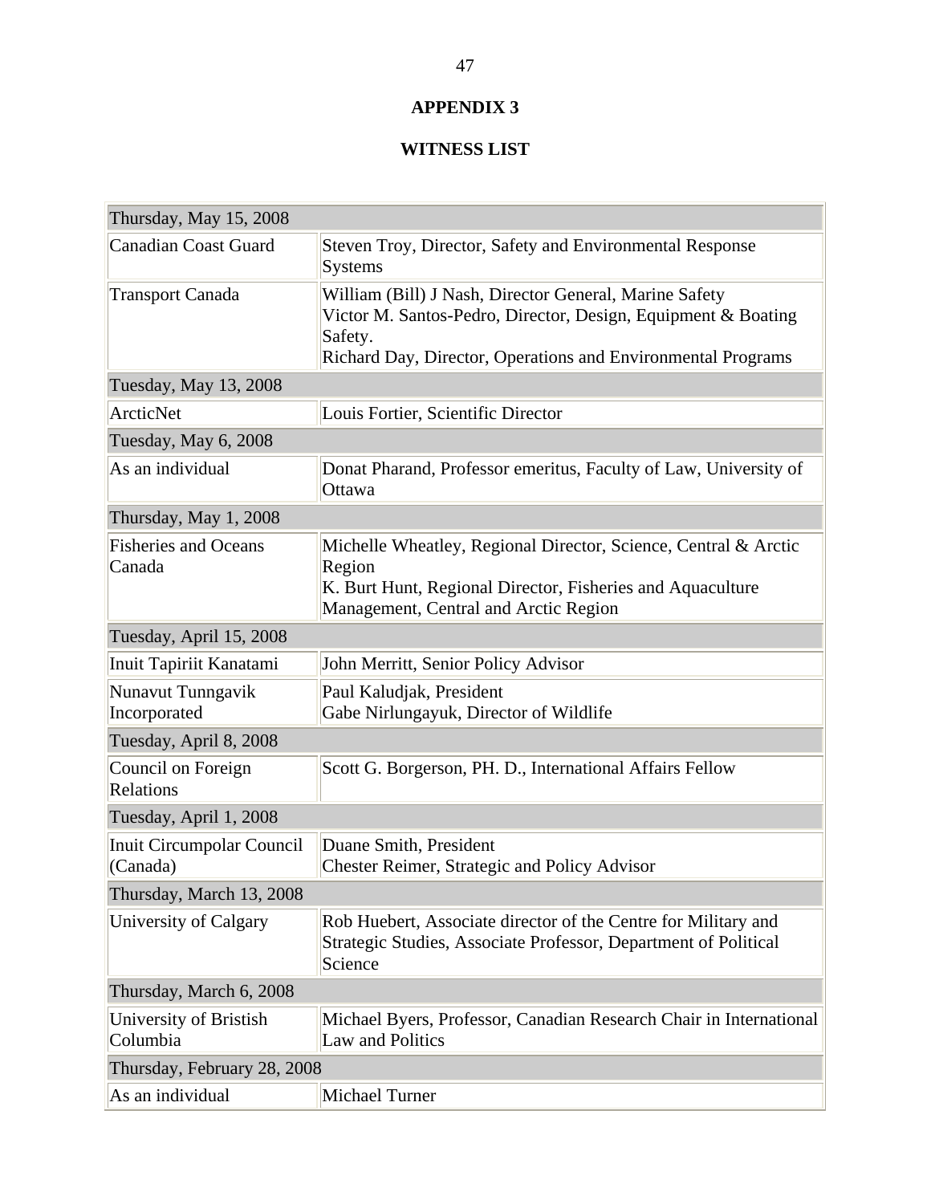# APPENDIX 3

## WITNESS LIST

| Thursday, May 15, 2008 | |
|---|---|
| Canadian Coast Guard | Steven Troy, Director, Safety and Environmental Response Systems |
| Transport Canada | William (Bill) J Nash, Director General, Marine Safety<br>Victor M. Santos-Pedro, Director, Design, Equipment & Boating Safety.<br>Richard Day, Director, Operations and Environmental Programs |
| Tuesday, May 13, 2008 | |
| ArcticNet | Louis Fortier, Scientific Director |
| Tuesday, May 6, 2008 | |
| As an individual | Donat Pharand, Professor emeritus, Faculty of Law, University of Ottawa |
| Thursday, May 1, 2008 | |
| Fisheries and Oceans Canada | Michelle Wheatley, Regional Director, Science, Central & Arctic Region<br>K. Burt Hunt, Regional Director, Fisheries and Aquaculture Management, Central and Arctic Region |
| Tuesday, April 15, 2008 | |
| Inuit Tapiriit Kanatami | John Merritt, Senior Policy Advisor |
| Nunavut Tunngavik Incorporated | Paul Kaludjak, President<br>Gabe Nirlungayuk, Director of Wildlife |
| Tuesday, April 8, 2008 | |
| Council on Foreign Relations | Scott G. Borgerson, PH. D., International Affairs Fellow |
| Tuesday, April 1, 2008 | |
| Inuit Circumpolar Council (Canada) | Duane Smith, President<br>Chester Reimer, Strategic and Policy Advisor |
| Thursday, March 13, 2008 | |
| University of Calgary | Rob Huebert, Associate director of the Centre for Military and Strategic Studies, Associate Professor, Department of Political Science |
| Thursday, March 6, 2008 | |
| University of Bristish Columbia | Michael Byers, Professor, Canadian Research Chair in International Law and Politics |
| Thursday, February 28, 2008 | |
| As an individual | Michael Turner |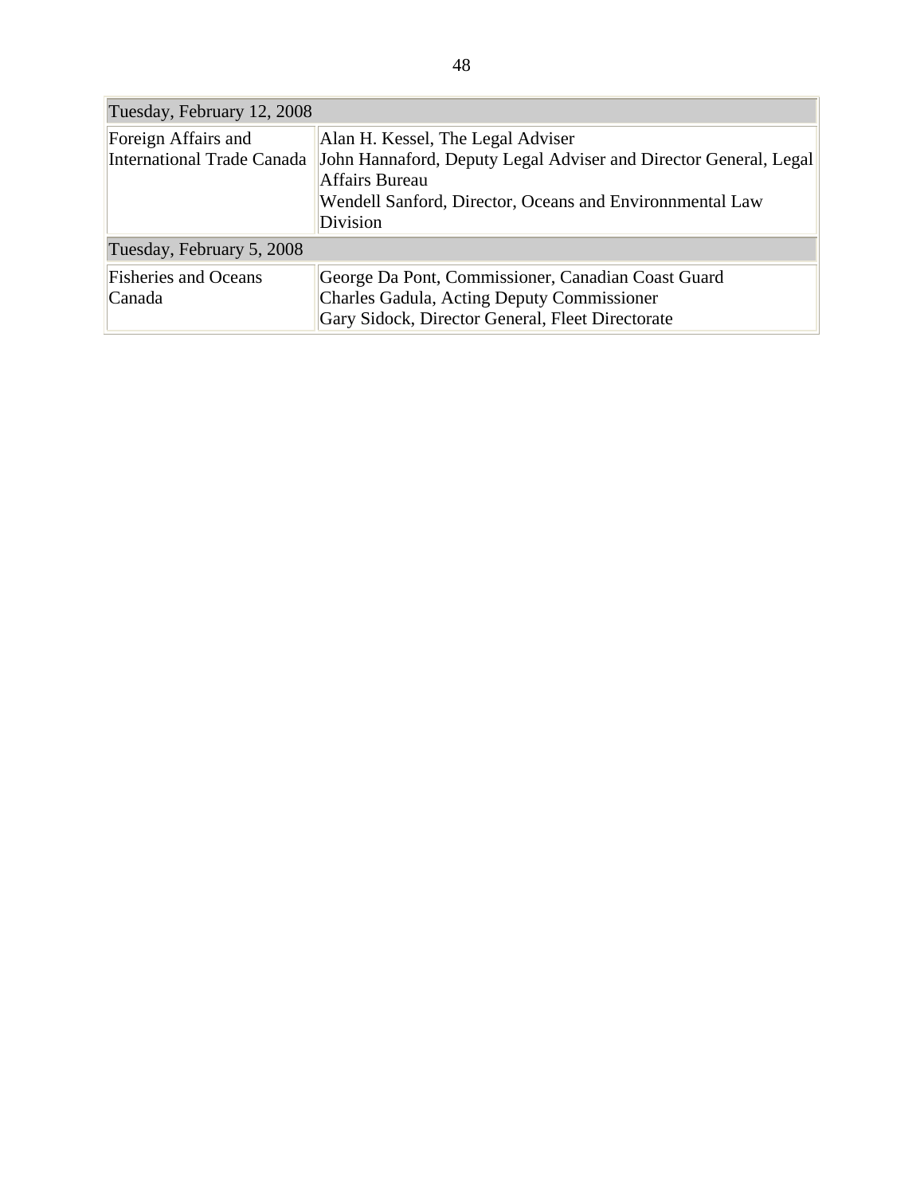| | |
|---|---|
| Tuesday, February 12, 2008 | |
| Foreign Affairs and International Trade Canada | Alan H. Kessel, The Legal Adviser<br>John Hannaford, Deputy Legal Adviser and Director General, Legal Affairs Bureau<br>Wendell Sanford, Director, Oceans and Environnmental Law Division |
| Tuesday, February 5, 2008 | |
| Fisheries and Oceans Canada | George Da Pont, Commissioner, Canadian Coast Guard<br>Charles Gadula, Acting Deputy Commissioner<br>Gary Sidock, Director General, Fleet Directorate |